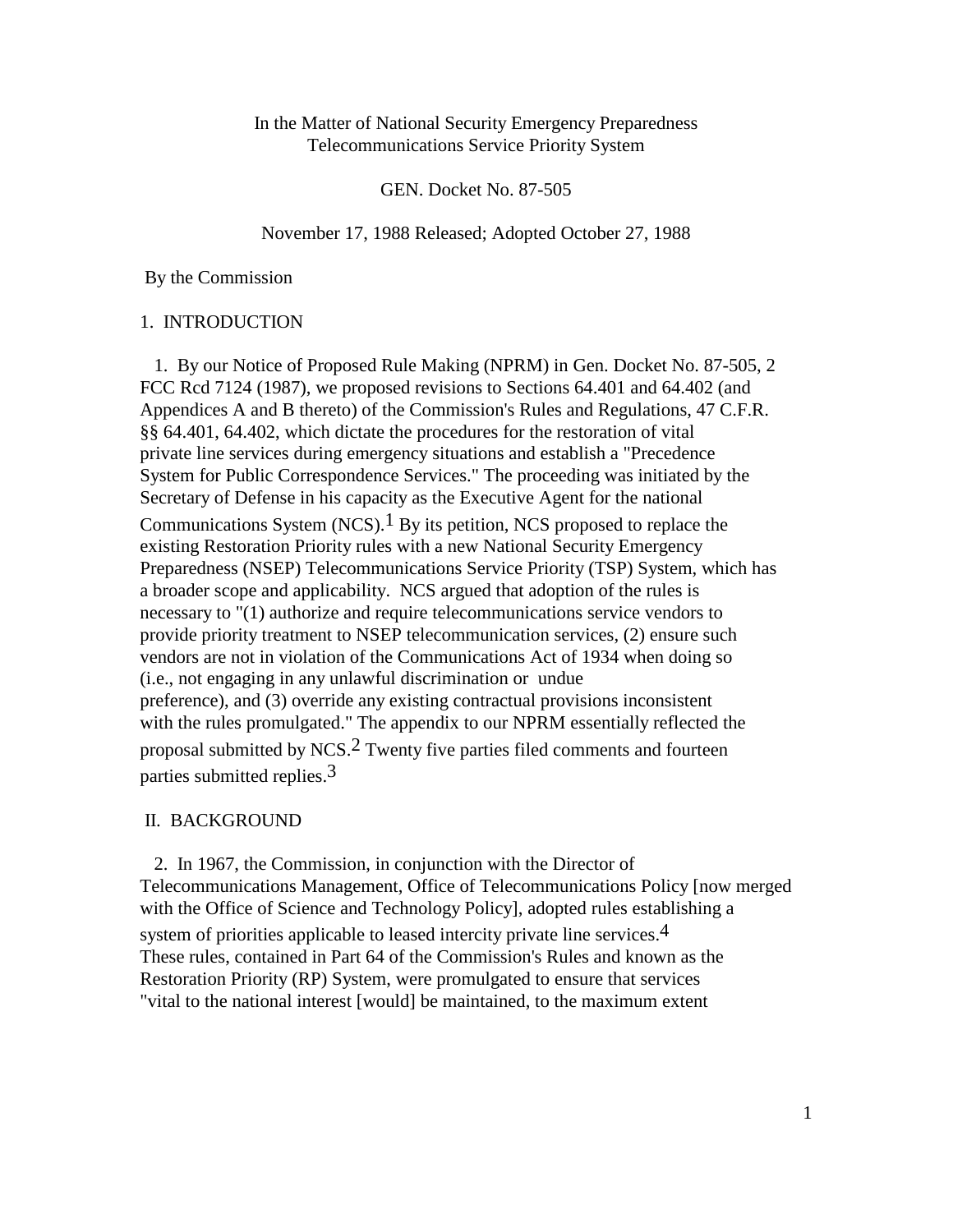In the Matter of National Security Emergency Preparedness Telecommunications Service Priority System

GEN. Docket No. 87-505

November 17, 1988 Released; Adopted October 27, 1988

By the Commission

## 1. INTRODUCTION

1. By our Notice of Proposed Rule Making (NPRM) in Gen. Docket No. 87-505, 2 FCC Rcd 7124 (1987), we proposed revisions to Sections 64.401 and 64.402 (and Appendices A and B thereto) of the Commission's Rules and Regulations, 47 C.F.R. §§ 64.401, 64.402, which dictate the procedures for the restoration of vital private line services during emergency situations and establish a "Precedence System for Public Correspondence Services." The proceeding was initiated by the Secretary of Defense in his capacity as the Executive Agent for the national Communications System (NCS).[1] By its petition, NCS proposed to replace the existing Restoration Priority rules with a new National Security Emergency Preparedness (NSEP) Telecommunications Service Priority (TSP) System, which has a broader scope and applicability. NCS argued that adoption of the rules is necessary to "(1) authorize and require telecommunications service vendors to provide priority treatment to NSEP telecommunication services, (2) ensure such vendors are not in violation of the Communications Act of 1934 when doing so (i.e., not engaging in any unlawful discrimination or undue preference), and (3) override any existing contractual provisions inconsistent with the rules promulgated." The appendix to our NPRM essentially reflected the proposal submitted by NCS.[2] Twenty five parties filed comments and fourteen parties submitted replies.[3]

## II. BACKGROUND

2. In 1967, the Commission, in conjunction with the Director of Telecommunications Management, Office of Telecommunications Policy [now merged with the Office of Science and Technology Policy], adopted rules establishing a system of priorities applicable to leased intercity private line services.[4] These rules, contained in Part 64 of the Commission's Rules and known as the Restoration Priority (RP) System, were promulgated to ensure that services "vital to the national interest [would] be maintained, to the maximum extent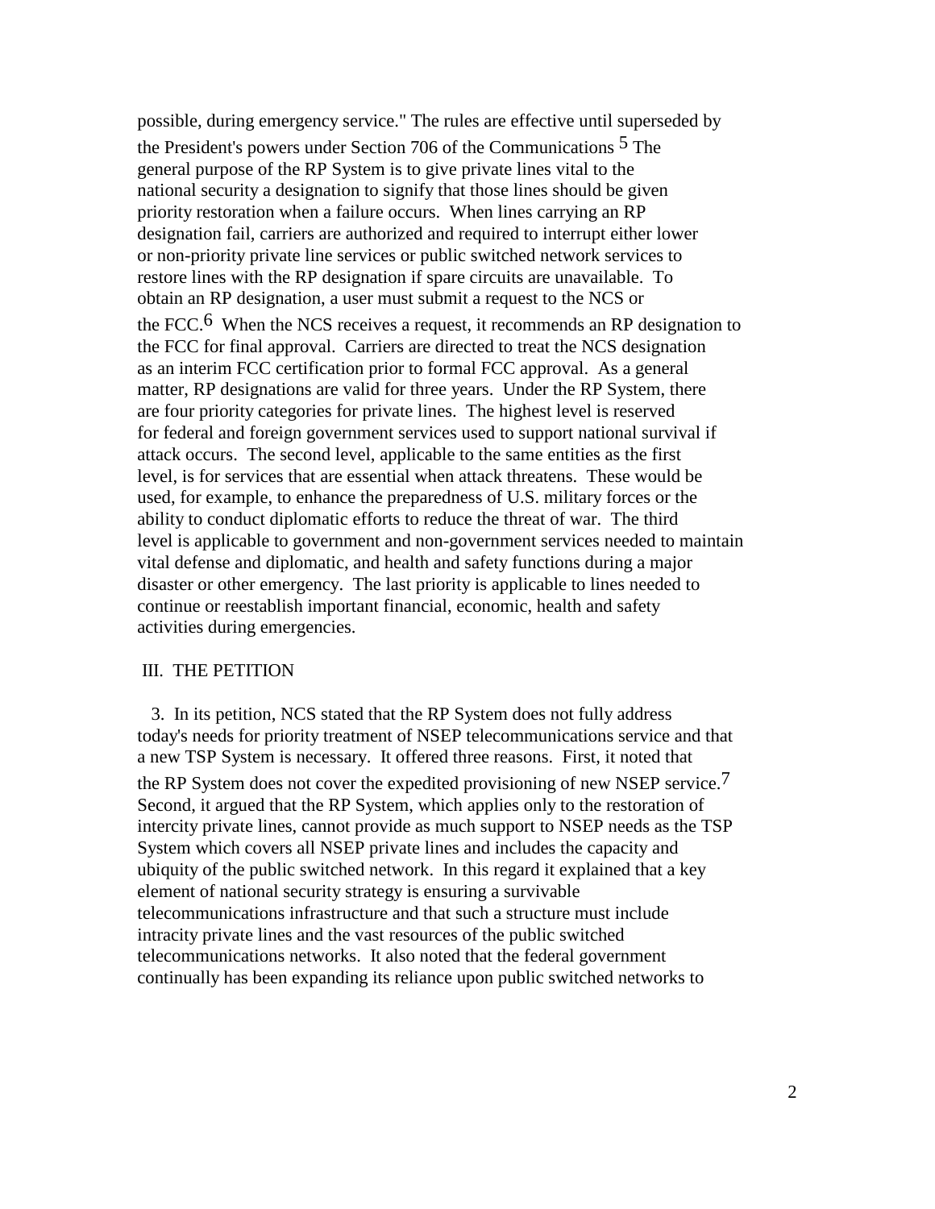possible, during emergency service." The rules are effective until superseded by the President's powers under Section 706 of the Communications [5] The general purpose of the RP System is to give private lines vital to the national security a designation to signify that those lines should be given priority restoration when a failure occurs. When lines carrying an RP designation fail, carriers are authorized and required to interrupt either lower or non-priority private line services or public switched network services to restore lines with the RP designation if spare circuits are unavailable. To obtain an RP designation, a user must submit a request to the NCS or the FCC.[6] When the NCS receives a request, it recommends an RP designation to the FCC for final approval. Carriers are directed to treat the NCS designation as an interim FCC certification prior to formal FCC approval. As a general matter, RP designations are valid for three years. Under the RP System, there are four priority categories for private lines. The highest level is reserved for federal and foreign government services used to support national survival if attack occurs. The second level, applicable to the same entities as the first level, is for services that are essential when attack threatens. These would be used, for example, to enhance the preparedness of U.S. military forces or the ability to conduct diplomatic efforts to reduce the threat of war. The third level is applicable to government and non-government services needed to maintain vital defense and diplomatic, and health and safety functions during a major disaster or other emergency. The last priority is applicable to lines needed to continue or reestablish important financial, economic, health and safety activities during emergencies.

## III. THE PETITION

3. In its petition, NCS stated that the RP System does not fully address today's needs for priority treatment of NSEP telecommunications service and that a new TSP System is necessary. It offered three reasons. First, it noted that the RP System does not cover the expedited provisioning of new NSEP service.[7] Second, it argued that the RP System, which applies only to the restoration of intercity private lines, cannot provide as much support to NSEP needs as the TSP System which covers all NSEP private lines and includes the capacity and ubiquity of the public switched network. In this regard it explained that a key element of national security strategy is ensuring a survivable telecommunications infrastructure and that such a structure must include intracity private lines and the vast resources of the public switched telecommunications networks. It also noted that the federal government continually has been expanding its reliance upon public switched networks to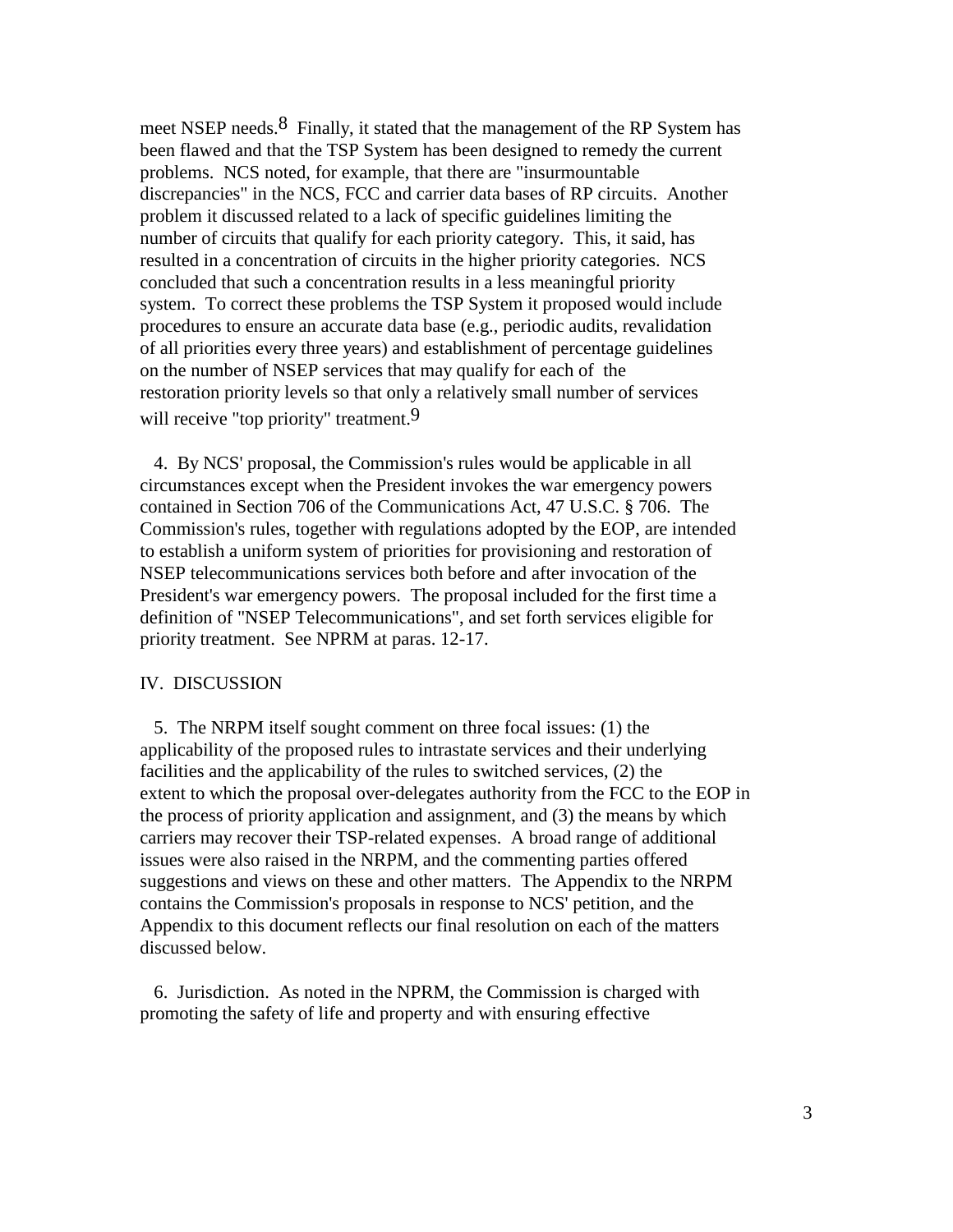meet NSEP needs.[8] Finally, it stated that the management of the RP System has been flawed and that the TSP System has been designed to remedy the current problems. NCS noted, for example, that there are "insurmountable discrepancies" in the NCS, FCC and carrier data bases of RP circuits. Another problem it discussed related to a lack of specific guidelines limiting the number of circuits that qualify for each priority category. This, it said, has resulted in a concentration of circuits in the higher priority categories. NCS concluded that such a concentration results in a less meaningful priority system. To correct these problems the TSP System it proposed would include procedures to ensure an accurate data base (e.g., periodic audits, revalidation of all priorities every three years) and establishment of percentage guidelines on the number of NSEP services that may qualify for each of the restoration priority levels so that only a relatively small number of services will receive "top priority" treatment.[9]

4. By NCS' proposal, the Commission's rules would be applicable in all circumstances except when the President invokes the war emergency powers contained in Section 706 of the Communications Act, 47 U.S.C. § 706. The Commission's rules, together with regulations adopted by the EOP, are intended to establish a uniform system of priorities for provisioning and restoration of NSEP telecommunications services both before and after invocation of the President's war emergency powers. The proposal included for the first time a definition of "NSEP Telecommunications", and set forth services eligible for priority treatment. See NPRM at paras. 12-17.

## IV. DISCUSSION

5. The NRPM itself sought comment on three focal issues: (1) the applicability of the proposed rules to intrastate services and their underlying facilities and the applicability of the rules to switched services, (2) the extent to which the proposal over-delegates authority from the FCC to the EOP in the process of priority application and assignment, and (3) the means by which carriers may recover their TSP-related expenses. A broad range of additional issues were also raised in the NRPM, and the commenting parties offered suggestions and views on these and other matters. The Appendix to the NRPM contains the Commission's proposals in response to NCS' petition, and the Appendix to this document reflects our final resolution on each of the matters discussed below.

6. Jurisdiction. As noted in the NPRM, the Commission is charged with promoting the safety of life and property and with ensuring effective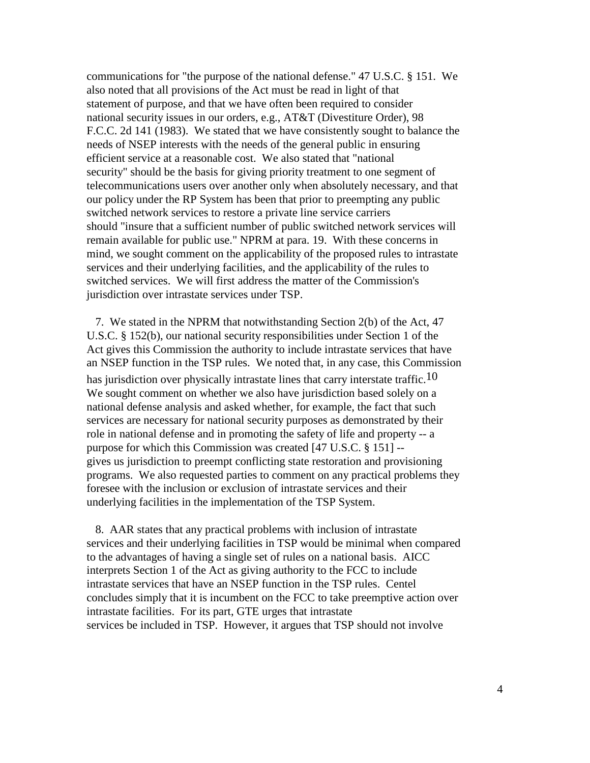communications for "the purpose of the national defense." 47 U.S.C. § 151. We also noted that all provisions of the Act must be read in light of that statement of purpose, and that we have often been required to consider national security issues in our orders, e.g., AT&T (Divestiture Order), 98 F.C.C. 2d 141 (1983). We stated that we have consistently sought to balance the needs of NSEP interests with the needs of the general public in ensuring efficient service at a reasonable cost. We also stated that "national security" should be the basis for giving priority treatment to one segment of telecommunications users over another only when absolutely necessary, and that our policy under the RP System has been that prior to preempting any public switched network services to restore a private line service carriers should "insure that a sufficient number of public switched network services will remain available for public use." NPRM at para. 19. With these concerns in mind, we sought comment on the applicability of the proposed rules to intrastate services and their underlying facilities, and the applicability of the rules to switched services. We will first address the matter of the Commission's jurisdiction over intrastate services under TSP.

7. We stated in the NPRM that notwithstanding Section 2(b) of the Act, 47 U.S.C. § 152(b), our national security responsibilities under Section 1 of the Act gives this Commission the authority to include intrastate services that have an NSEP function in the TSP rules. We noted that, in any case, this Commission has jurisdiction over physically intrastate lines that carry interstate traffic.[10] We sought comment on whether we also have jurisdiction based solely on a national defense analysis and asked whether, for example, the fact that such services are necessary for national security purposes as demonstrated by their role in national defense and in promoting the safety of life and property -- a purpose for which this Commission was created [47 U.S.C. § 151] -- gives us jurisdiction to preempt conflicting state restoration and provisioning programs. We also requested parties to comment on any practical problems they foresee with the inclusion or exclusion of intrastate services and their underlying facilities in the implementation of the TSP System.

8. AAR states that any practical problems with inclusion of intrastate services and their underlying facilities in TSP would be minimal when compared to the advantages of having a single set of rules on a national basis. AICC interprets Section 1 of the Act as giving authority to the FCC to include intrastate services that have an NSEP function in the TSP rules. Centel concludes simply that it is incumbent on the FCC to take preemptive action over intrastate facilities. For its part, GTE urges that intrastate services be included in TSP. However, it argues that TSP should not involve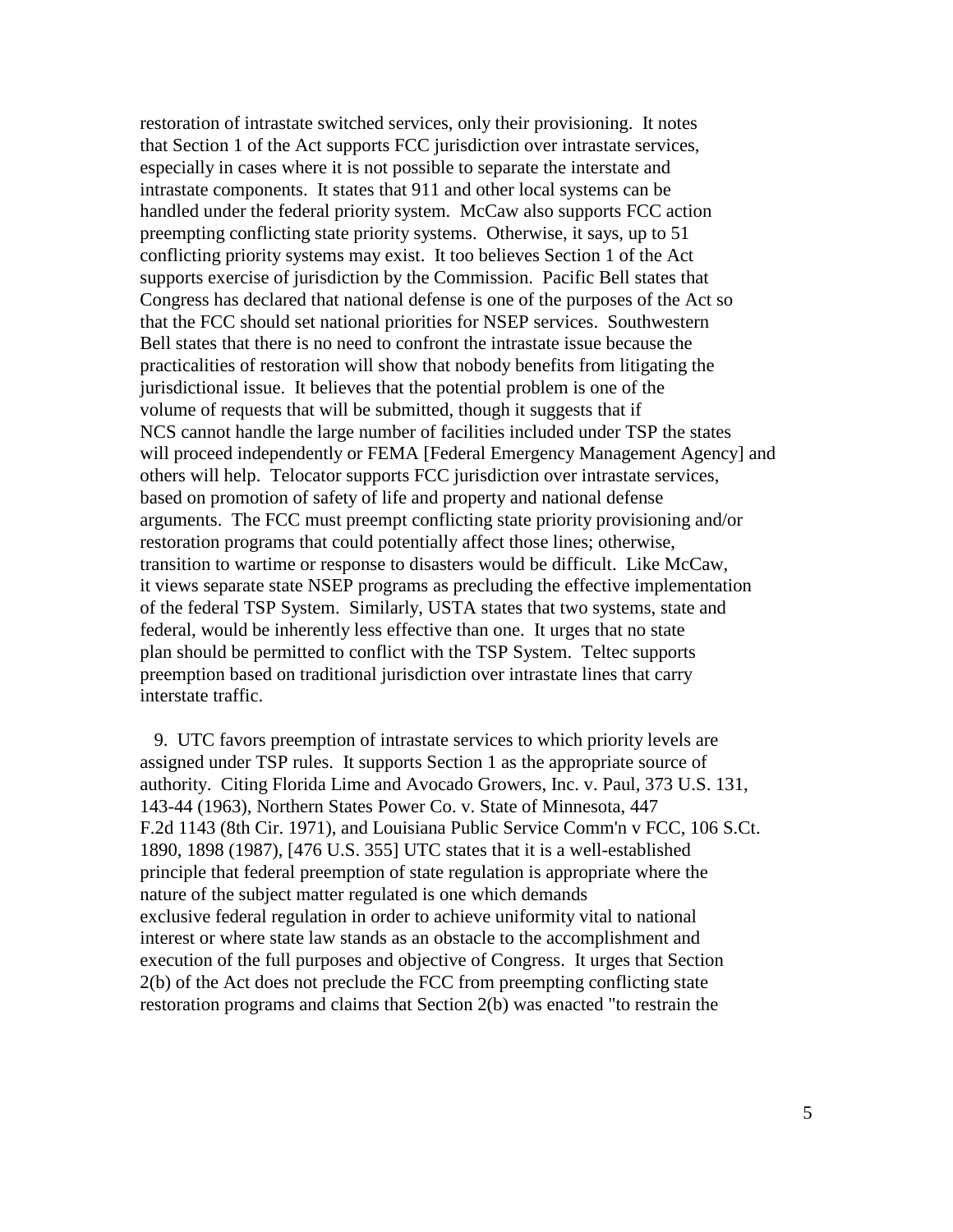restoration of intrastate switched services, only their provisioning. It notes that Section 1 of the Act supports FCC jurisdiction over intrastate services, especially in cases where it is not possible to separate the interstate and intrastate components. It states that 911 and other local systems can be handled under the federal priority system. McCaw also supports FCC action preempting conflicting state priority systems. Otherwise, it says, up to 51 conflicting priority systems may exist. It too believes Section 1 of the Act supports exercise of jurisdiction by the Commission. Pacific Bell states that Congress has declared that national defense is one of the purposes of the Act so that the FCC should set national priorities for NSEP services. Southwestern Bell states that there is no need to confront the intrastate issue because the practicalities of restoration will show that nobody benefits from litigating the jurisdictional issue. It believes that the potential problem is one of the volume of requests that will be submitted, though it suggests that if NCS cannot handle the large number of facilities included under TSP the states will proceed independently or FEMA [Federal Emergency Management Agency] and others will help. Telocator supports FCC jurisdiction over intrastate services, based on promotion of safety of life and property and national defense arguments. The FCC must preempt conflicting state priority provisioning and/or restoration programs that could potentially affect those lines; otherwise, transition to wartime or response to disasters would be difficult. Like McCaw, it views separate state NSEP programs as precluding the effective implementation of the federal TSP System. Similarly, USTA states that two systems, state and federal, would be inherently less effective than one. It urges that no state plan should be permitted to conflict with the TSP System. Teltec supports preemption based on traditional jurisdiction over intrastate lines that carry interstate traffic.

9. UTC favors preemption of intrastate services to which priority levels are assigned under TSP rules. It supports Section 1 as the appropriate source of authority. Citing Florida Lime and Avocado Growers, Inc. v. Paul, 373 U.S. 131, 143-44 (1963), Northern States Power Co. v. State of Minnesota, 447 F.2d 1143 (8th Cir. 1971), and Louisiana Public Service Comm'n v FCC, 106 S.Ct. 1890, 1898 (1987), [476 U.S. 355] UTC states that it is a well-established principle that federal preemption of state regulation is appropriate where the nature of the subject matter regulated is one which demands exclusive federal regulation in order to achieve uniformity vital to national interest or where state law stands as an obstacle to the accomplishment and execution of the full purposes and objective of Congress. It urges that Section 2(b) of the Act does not preclude the FCC from preempting conflicting state restoration programs and claims that Section 2(b) was enacted "to restrain the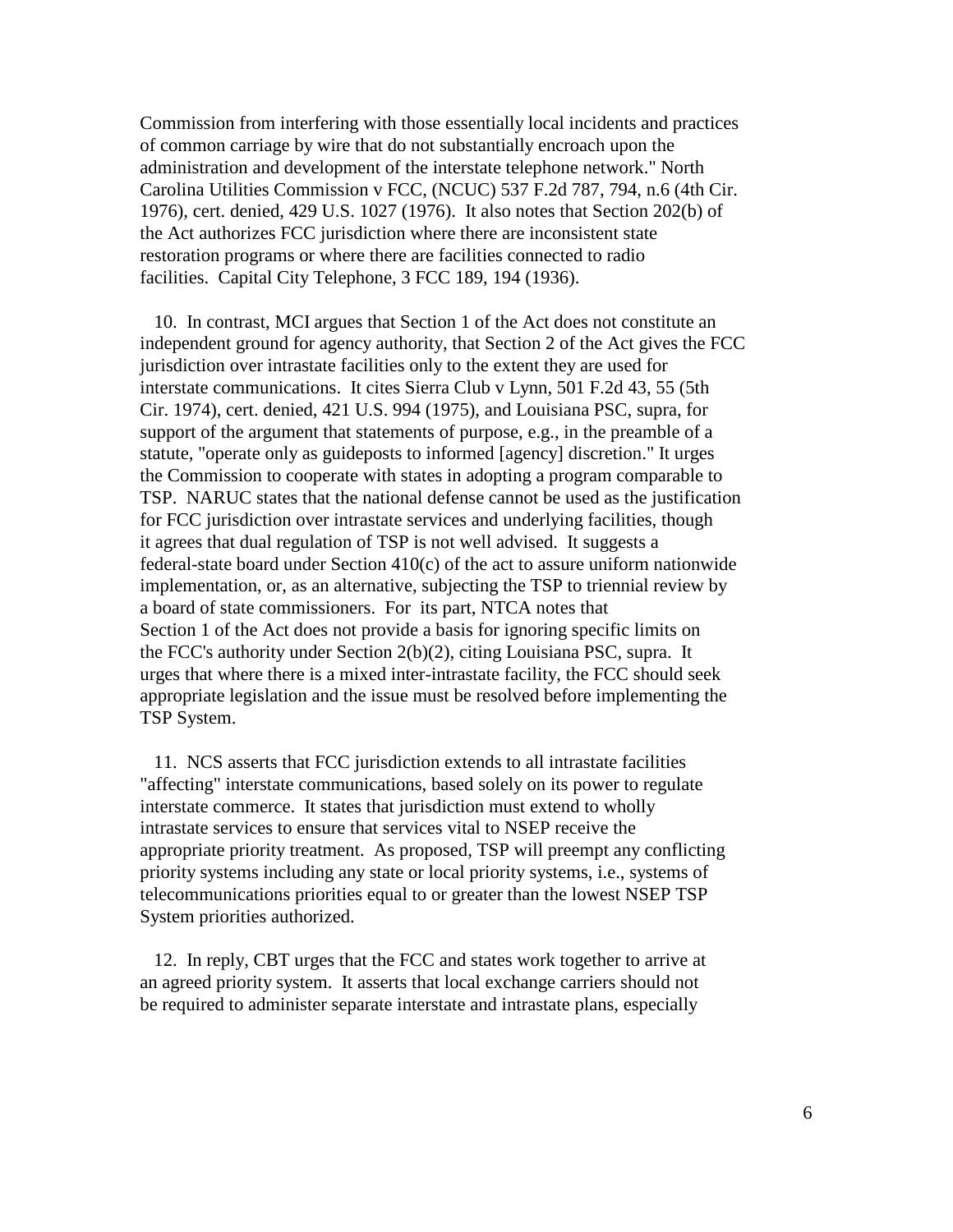Commission from interfering with those essentially local incidents and practices of common carriage by wire that do not substantially encroach upon the administration and development of the interstate telephone network." North Carolina Utilities Commission v FCC, (NCUC) 537 F.2d 787, 794, n.6 (4th Cir. 1976), cert. denied, 429 U.S. 1027 (1976). It also notes that Section 202(b) of the Act authorizes FCC jurisdiction where there are inconsistent state restoration programs or where there are facilities connected to radio facilities. Capital City Telephone, 3 FCC 189, 194 (1936).

10. In contrast, MCI argues that Section 1 of the Act does not constitute an independent ground for agency authority, that Section 2 of the Act gives the FCC jurisdiction over intrastate facilities only to the extent they are used for interstate communications. It cites Sierra Club v Lynn, 501 F.2d 43, 55 (5th Cir. 1974), cert. denied, 421 U.S. 994 (1975), and Louisiana PSC, supra, for support of the argument that statements of purpose, e.g., in the preamble of a statute, "operate only as guideposts to informed [agency] discretion." It urges the Commission to cooperate with states in adopting a program comparable to TSP. NARUC states that the national defense cannot be used as the justification for FCC jurisdiction over intrastate services and underlying facilities, though it agrees that dual regulation of TSP is not well advised. It suggests a federal-state board under Section 410(c) of the act to assure uniform nationwide implementation, or, as an alternative, subjecting the TSP to triennial review by a board of state commissioners. For its part, NTCA notes that Section 1 of the Act does not provide a basis for ignoring specific limits on the FCC's authority under Section 2(b)(2), citing Louisiana PSC, supra. It urges that where there is a mixed inter-intrastate facility, the FCC should seek appropriate legislation and the issue must be resolved before implementing the TSP System.

11. NCS asserts that FCC jurisdiction extends to all intrastate facilities "affecting" interstate communications, based solely on its power to regulate interstate commerce. It states that jurisdiction must extend to wholly intrastate services to ensure that services vital to NSEP receive the appropriate priority treatment. As proposed, TSP will preempt any conflicting priority systems including any state or local priority systems, i.e., systems of telecommunications priorities equal to or greater than the lowest NSEP TSP System priorities authorized.

12. In reply, CBT urges that the FCC and states work together to arrive at an agreed priority system. It asserts that local exchange carriers should not be required to administer separate interstate and intrastate plans, especially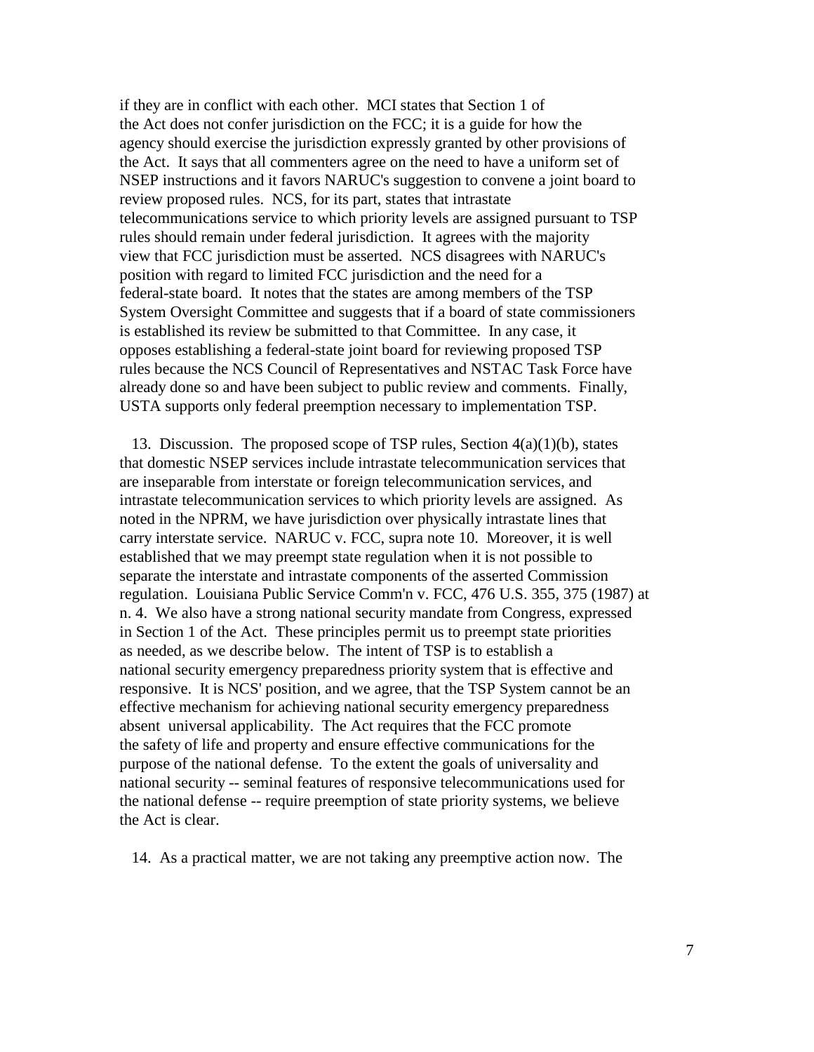if they are in conflict with each other. MCI states that Section 1 of the Act does not confer jurisdiction on the FCC; it is a guide for how the agency should exercise the jurisdiction expressly granted by other provisions of the Act. It says that all commenters agree on the need to have a uniform set of NSEP instructions and it favors NARUC's suggestion to convene a joint board to review proposed rules. NCS, for its part, states that intrastate telecommunications service to which priority levels are assigned pursuant to TSP rules should remain under federal jurisdiction. It agrees with the majority view that FCC jurisdiction must be asserted. NCS disagrees with NARUC's position with regard to limited FCC jurisdiction and the need for a federal-state board. It notes that the states are among members of the TSP System Oversight Committee and suggests that if a board of state commissioners is established its review be submitted to that Committee. In any case, it opposes establishing a federal-state joint board for reviewing proposed TSP rules because the NCS Council of Representatives and NSTAC Task Force have already done so and have been subject to public review and comments. Finally, USTA supports only federal preemption necessary to implementation TSP.

13. Discussion. The proposed scope of TSP rules, Section 4(a)(1)(b), states that domestic NSEP services include intrastate telecommunication services that are inseparable from interstate or foreign telecommunication services, and intrastate telecommunication services to which priority levels are assigned. As noted in the NPRM, we have jurisdiction over physically intrastate lines that carry interstate service. NARUC v. FCC, supra note 10. Moreover, it is well established that we may preempt state regulation when it is not possible to separate the interstate and intrastate components of the asserted Commission regulation. Louisiana Public Service Comm'n v. FCC, 476 U.S. 355, 375 (1987) at n. 4. We also have a strong national security mandate from Congress, expressed in Section 1 of the Act. These principles permit us to preempt state priorities as needed, as we describe below. The intent of TSP is to establish a national security emergency preparedness priority system that is effective and responsive. It is NCS' position, and we agree, that the TSP System cannot be an effective mechanism for achieving national security emergency preparedness absent universal applicability. The Act requires that the FCC promote the safety of life and property and ensure effective communications for the purpose of the national defense. To the extent the goals of universality and national security -- seminal features of responsive telecommunications used for the national defense -- require preemption of state priority systems, we believe the Act is clear.

14. As a practical matter, we are not taking any preemptive action now. The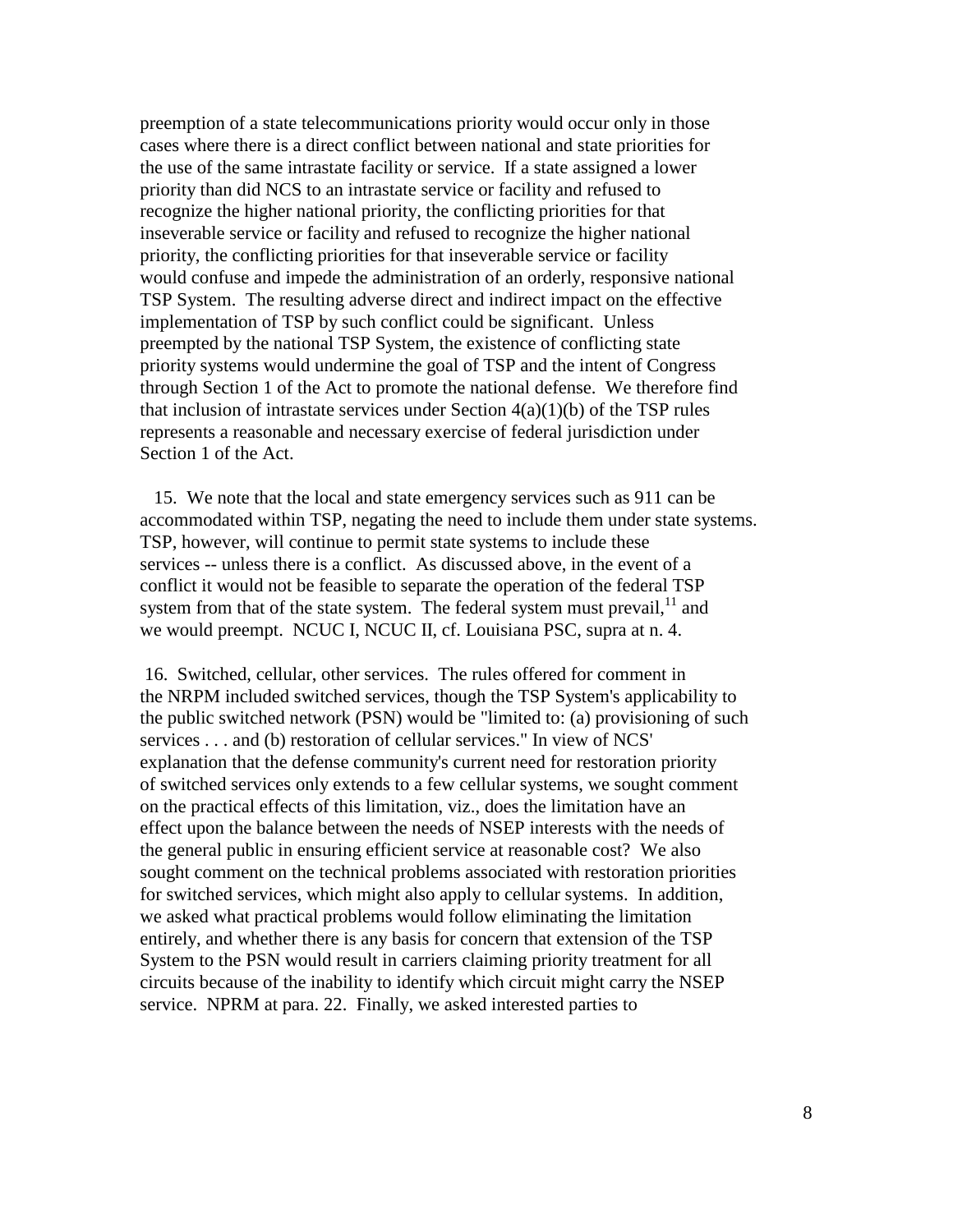preemption of a state telecommunications priority would occur only in those cases where there is a direct conflict between national and state priorities for the use of the same intrastate facility or service. If a state assigned a lower priority than did NCS to an intrastate service or facility and refused to recognize the higher national priority, the conflicting priorities for that inseverable service or facility and refused to recognize the higher national priority, the conflicting priorities for that inseverable service or facility would confuse and impede the administration of an orderly, responsive national TSP System. The resulting adverse direct and indirect impact on the effective implementation of TSP by such conflict could be significant. Unless preempted by the national TSP System, the existence of conflicting state priority systems would undermine the goal of TSP and the intent of Congress through Section 1 of the Act to promote the national defense. We therefore find that inclusion of intrastate services under Section 4(a)(1)(b) of the TSP rules represents a reasonable and necessary exercise of federal jurisdiction under Section 1 of the Act.

15. We note that the local and state emergency services such as 911 can be accommodated within TSP, negating the need to include them under state systems. TSP, however, will continue to permit state systems to include these services -- unless there is a conflict. As discussed above, in the event of a conflict it would not be feasible to separate the operation of the federal TSP system from that of the state system. The federal system must prevail,[11] and we would preempt. NCUC I, NCUC II, cf. Louisiana PSC, supra at n. 4.

16. Switched, cellular, other services. The rules offered for comment in the NRPM included switched services, though the TSP System's applicability to the public switched network (PSN) would be "limited to: (a) provisioning of such services . . . and (b) restoration of cellular services." In view of NCS' explanation that the defense community's current need for restoration priority of switched services only extends to a few cellular systems, we sought comment on the practical effects of this limitation, viz., does the limitation have an effect upon the balance between the needs of NSEP interests with the needs of the general public in ensuring efficient service at reasonable cost? We also sought comment on the technical problems associated with restoration priorities for switched services, which might also apply to cellular systems. In addition, we asked what practical problems would follow eliminating the limitation entirely, and whether there is any basis for concern that extension of the TSP System to the PSN would result in carriers claiming priority treatment for all circuits because of the inability to identify which circuit might carry the NSEP service. NPRM at para. 22. Finally, we asked interested parties to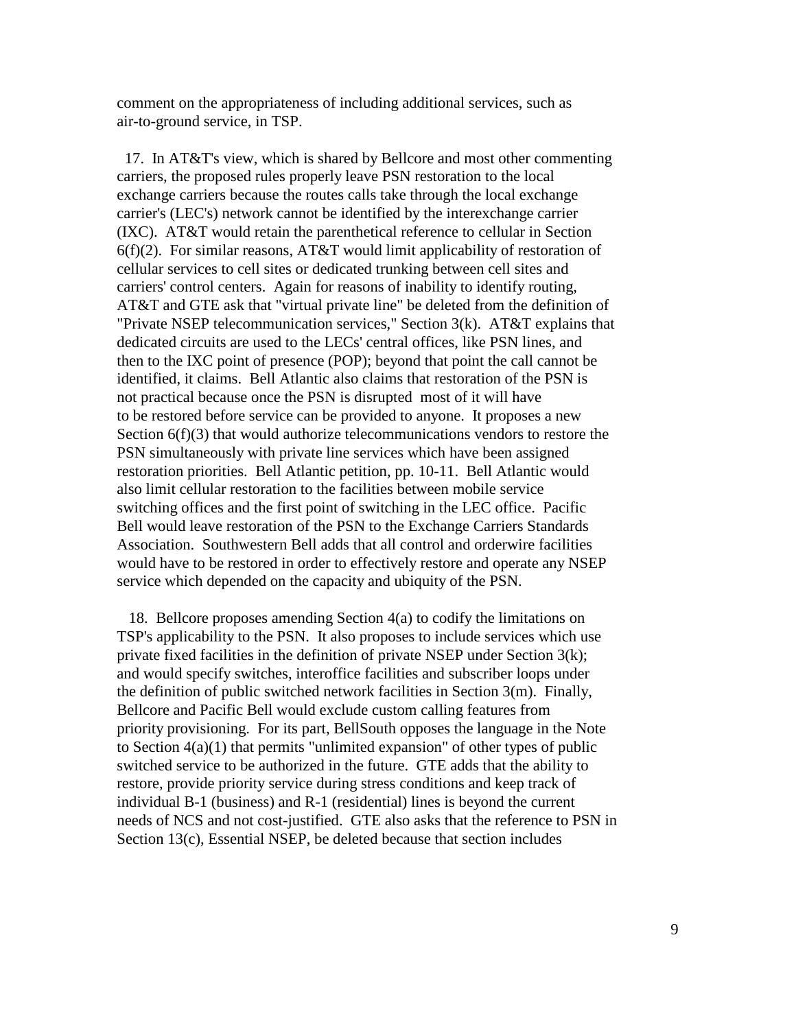comment on the appropriateness of including additional services, such as air-to-ground service, in TSP.

17. In AT&T's view, which is shared by Bellcore and most other commenting carriers, the proposed rules properly leave PSN restoration to the local exchange carriers because the routes calls take through the local exchange carrier's (LEC's) network cannot be identified by the interexchange carrier (IXC). AT&T would retain the parenthetical reference to cellular in Section 6(f)(2). For similar reasons, AT&T would limit applicability of restoration of cellular services to cell sites or dedicated trunking between cell sites and carriers' control centers. Again for reasons of inability to identify routing, AT&T and GTE ask that "virtual private line" be deleted from the definition of "Private NSEP telecommunication services," Section 3(k). AT&T explains that dedicated circuits are used to the LECs' central offices, like PSN lines, and then to the IXC point of presence (POP); beyond that point the call cannot be identified, it claims. Bell Atlantic also claims that restoration of the PSN is not practical because once the PSN is disrupted most of it will have to be restored before service can be provided to anyone. It proposes a new Section 6(f)(3) that would authorize telecommunications vendors to restore the PSN simultaneously with private line services which have been assigned restoration priorities. Bell Atlantic petition, pp. 10-11. Bell Atlantic would also limit cellular restoration to the facilities between mobile service switching offices and the first point of switching in the LEC office. Pacific Bell would leave restoration of the PSN to the Exchange Carriers Standards Association. Southwestern Bell adds that all control and orderwire facilities would have to be restored in order to effectively restore and operate any NSEP service which depended on the capacity and ubiquity of the PSN.

18. Bellcore proposes amending Section 4(a) to codify the limitations on TSP's applicability to the PSN. It also proposes to include services which use private fixed facilities in the definition of private NSEP under Section 3(k); and would specify switches, interoffice facilities and subscriber loops under the definition of public switched network facilities in Section 3(m). Finally, Bellcore and Pacific Bell would exclude custom calling features from priority provisioning. For its part, BellSouth opposes the language in the Note to Section 4(a)(1) that permits "unlimited expansion" of other types of public switched service to be authorized in the future. GTE adds that the ability to restore, provide priority service during stress conditions and keep track of individual B-1 (business) and R-1 (residential) lines is beyond the current needs of NCS and not cost-justified. GTE also asks that the reference to PSN in Section 13(c), Essential NSEP, be deleted because that section includes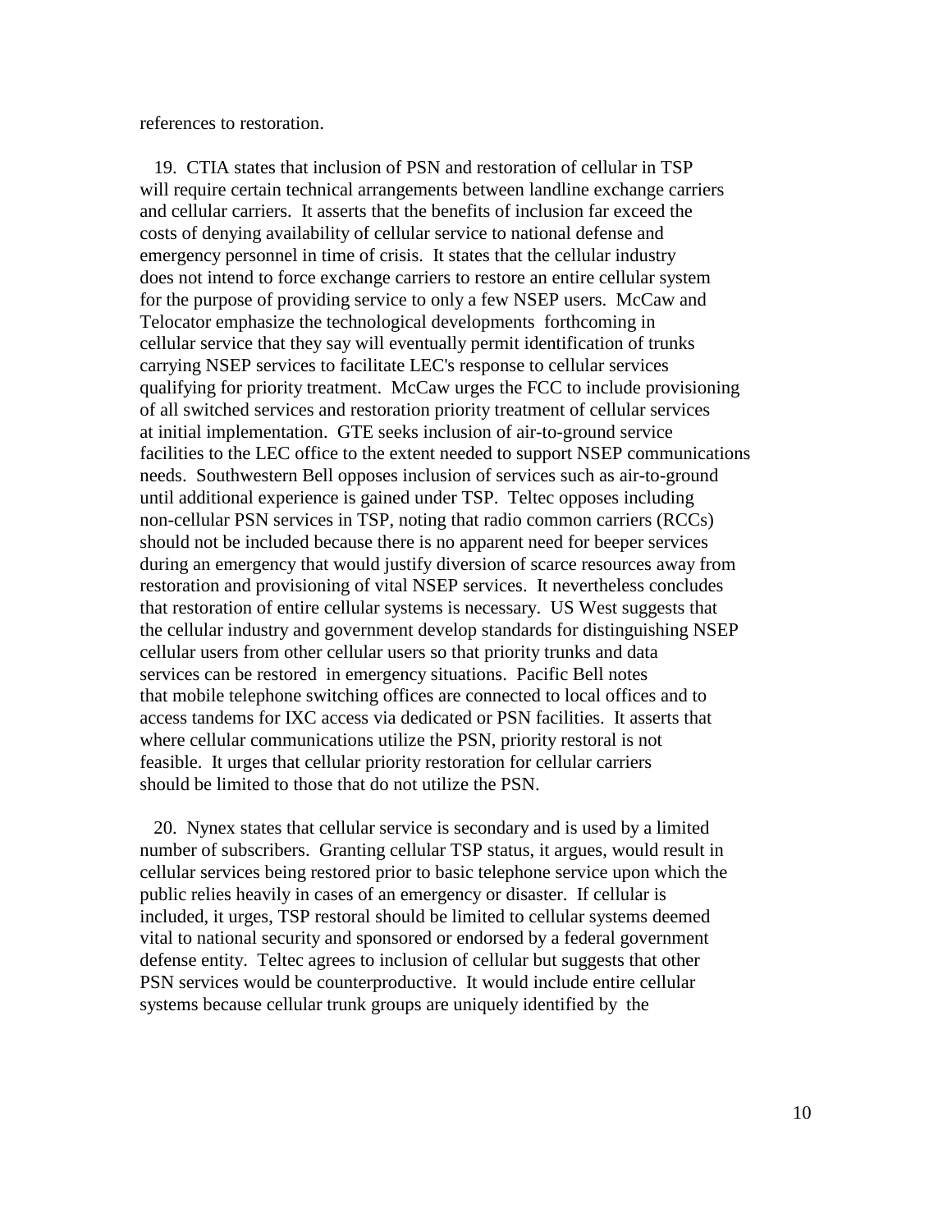references to restoration.

19. CTIA states that inclusion of PSN and restoration of cellular in TSP will require certain technical arrangements between landline exchange carriers and cellular carriers. It asserts that the benefits of inclusion far exceed the costs of denying availability of cellular service to national defense and emergency personnel in time of crisis. It states that the cellular industry does not intend to force exchange carriers to restore an entire cellular system for the purpose of providing service to only a few NSEP users. McCaw and Telocator emphasize the technological developments forthcoming in cellular service that they say will eventually permit identification of trunks carrying NSEP services to facilitate LEC's response to cellular services qualifying for priority treatment. McCaw urges the FCC to include provisioning of all switched services and restoration priority treatment of cellular services at initial implementation. GTE seeks inclusion of air-to-ground service facilities to the LEC office to the extent needed to support NSEP communications needs. Southwestern Bell opposes inclusion of services such as air-to-ground until additional experience is gained under TSP. Teltec opposes including non-cellular PSN services in TSP, noting that radio common carriers (RCCs) should not be included because there is no apparent need for beeper services during an emergency that would justify diversion of scarce resources away from restoration and provisioning of vital NSEP services. It nevertheless concludes that restoration of entire cellular systems is necessary. US West suggests that the cellular industry and government develop standards for distinguishing NSEP cellular users from other cellular users so that priority trunks and data services can be restored in emergency situations. Pacific Bell notes that mobile telephone switching offices are connected to local offices and to access tandems for IXC access via dedicated or PSN facilities. It asserts that where cellular communications utilize the PSN, priority restoral is not feasible. It urges that cellular priority restoration for cellular carriers should be limited to those that do not utilize the PSN.

20. Nynex states that cellular service is secondary and is used by a limited number of subscribers. Granting cellular TSP status, it argues, would result in cellular services being restored prior to basic telephone service upon which the public relies heavily in cases of an emergency or disaster. If cellular is included, it urges, TSP restoral should be limited to cellular systems deemed vital to national security and sponsored or endorsed by a federal government defense entity. Teltec agrees to inclusion of cellular but suggests that other PSN services would be counterproductive. It would include entire cellular systems because cellular trunk groups are uniquely identified by the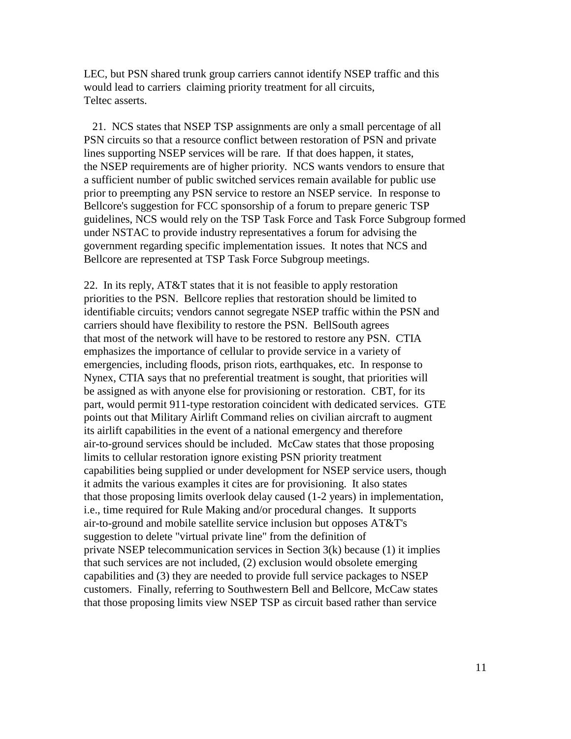LEC, but PSN shared trunk group carriers cannot identify NSEP traffic and this would lead to carriers claiming priority treatment for all circuits, Teltec asserts.

21. NCS states that NSEP TSP assignments are only a small percentage of all PSN circuits so that a resource conflict between restoration of PSN and private lines supporting NSEP services will be rare. If that does happen, it states, the NSEP requirements are of higher priority. NCS wants vendors to ensure that a sufficient number of public switched services remain available for public use prior to preempting any PSN service to restore an NSEP service. In response to Bellcore's suggestion for FCC sponsorship of a forum to prepare generic TSP guidelines, NCS would rely on the TSP Task Force and Task Force Subgroup formed under NSTAC to provide industry representatives a forum for advising the government regarding specific implementation issues. It notes that NCS and Bellcore are represented at TSP Task Force Subgroup meetings.

22. In its reply, AT&T states that it is not feasible to apply restoration priorities to the PSN. Bellcore replies that restoration should be limited to identifiable circuits; vendors cannot segregate NSEP traffic within the PSN and carriers should have flexibility to restore the PSN. BellSouth agrees that most of the network will have to be restored to restore any PSN. CTIA emphasizes the importance of cellular to provide service in a variety of emergencies, including floods, prison riots, earthquakes, etc. In response to Nynex, CTIA says that no preferential treatment is sought, that priorities will be assigned as with anyone else for provisioning or restoration. CBT, for its part, would permit 911-type restoration coincident with dedicated services. GTE points out that Military Airlift Command relies on civilian aircraft to augment its airlift capabilities in the event of a national emergency and therefore air-to-ground services should be included. McCaw states that those proposing limits to cellular restoration ignore existing PSN priority treatment capabilities being supplied or under development for NSEP service users, though it admits the various examples it cites are for provisioning. It also states that those proposing limits overlook delay caused (1-2 years) in implementation, i.e., time required for Rule Making and/or procedural changes. It supports air-to-ground and mobile satellite service inclusion but opposes AT&T's suggestion to delete "virtual private line" from the definition of private NSEP telecommunication services in Section 3(k) because (1) it implies that such services are not included, (2) exclusion would obsolete emerging capabilities and (3) they are needed to provide full service packages to NSEP customers. Finally, referring to Southwestern Bell and Bellcore, McCaw states that those proposing limits view NSEP TSP as circuit based rather than service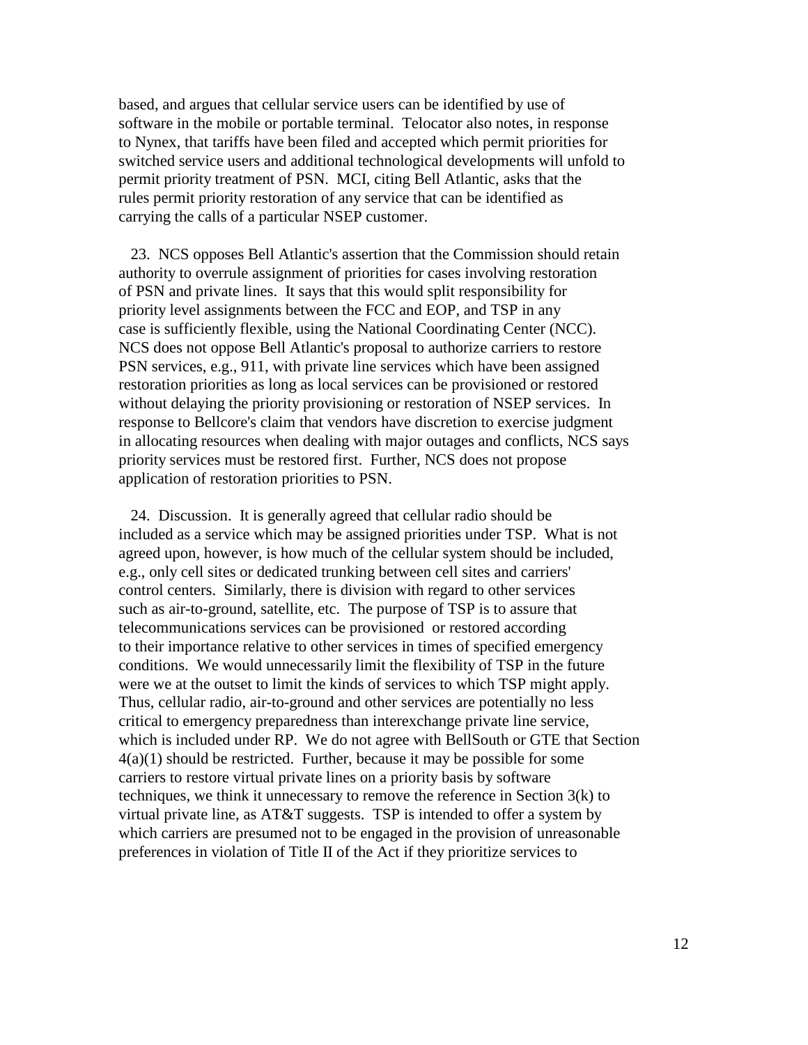based, and argues that cellular service users can be identified by use of software in the mobile or portable terminal. Telocator also notes, in response to Nynex, that tariffs have been filed and accepted which permit priorities for switched service users and additional technological developments will unfold to permit priority treatment of PSN. MCI, citing Bell Atlantic, asks that the rules permit priority restoration of any service that can be identified as carrying the calls of a particular NSEP customer.

23. NCS opposes Bell Atlantic's assertion that the Commission should retain authority to overrule assignment of priorities for cases involving restoration of PSN and private lines. It says that this would split responsibility for priority level assignments between the FCC and EOP, and TSP in any case is sufficiently flexible, using the National Coordinating Center (NCC). NCS does not oppose Bell Atlantic's proposal to authorize carriers to restore PSN services, e.g., 911, with private line services which have been assigned restoration priorities as long as local services can be provisioned or restored without delaying the priority provisioning or restoration of NSEP services. In response to Bellcore's claim that vendors have discretion to exercise judgment in allocating resources when dealing with major outages and conflicts, NCS says priority services must be restored first. Further, NCS does not propose application of restoration priorities to PSN.

24. Discussion. It is generally agreed that cellular radio should be included as a service which may be assigned priorities under TSP. What is not agreed upon, however, is how much of the cellular system should be included, e.g., only cell sites or dedicated trunking between cell sites and carriers' control centers. Similarly, there is division with regard to other services such as air-to-ground, satellite, etc. The purpose of TSP is to assure that telecommunications services can be provisioned or restored according to their importance relative to other services in times of specified emergency conditions. We would unnecessarily limit the flexibility of TSP in the future were we at the outset to limit the kinds of services to which TSP might apply. Thus, cellular radio, air-to-ground and other services are potentially no less critical to emergency preparedness than interexchange private line service, which is included under RP. We do not agree with BellSouth or GTE that Section 4(a)(1) should be restricted. Further, because it may be possible for some carriers to restore virtual private lines on a priority basis by software techniques, we think it unnecessary to remove the reference in Section 3(k) to virtual private line, as AT&T suggests. TSP is intended to offer a system by which carriers are presumed not to be engaged in the provision of unreasonable preferences in violation of Title II of the Act if they prioritize services to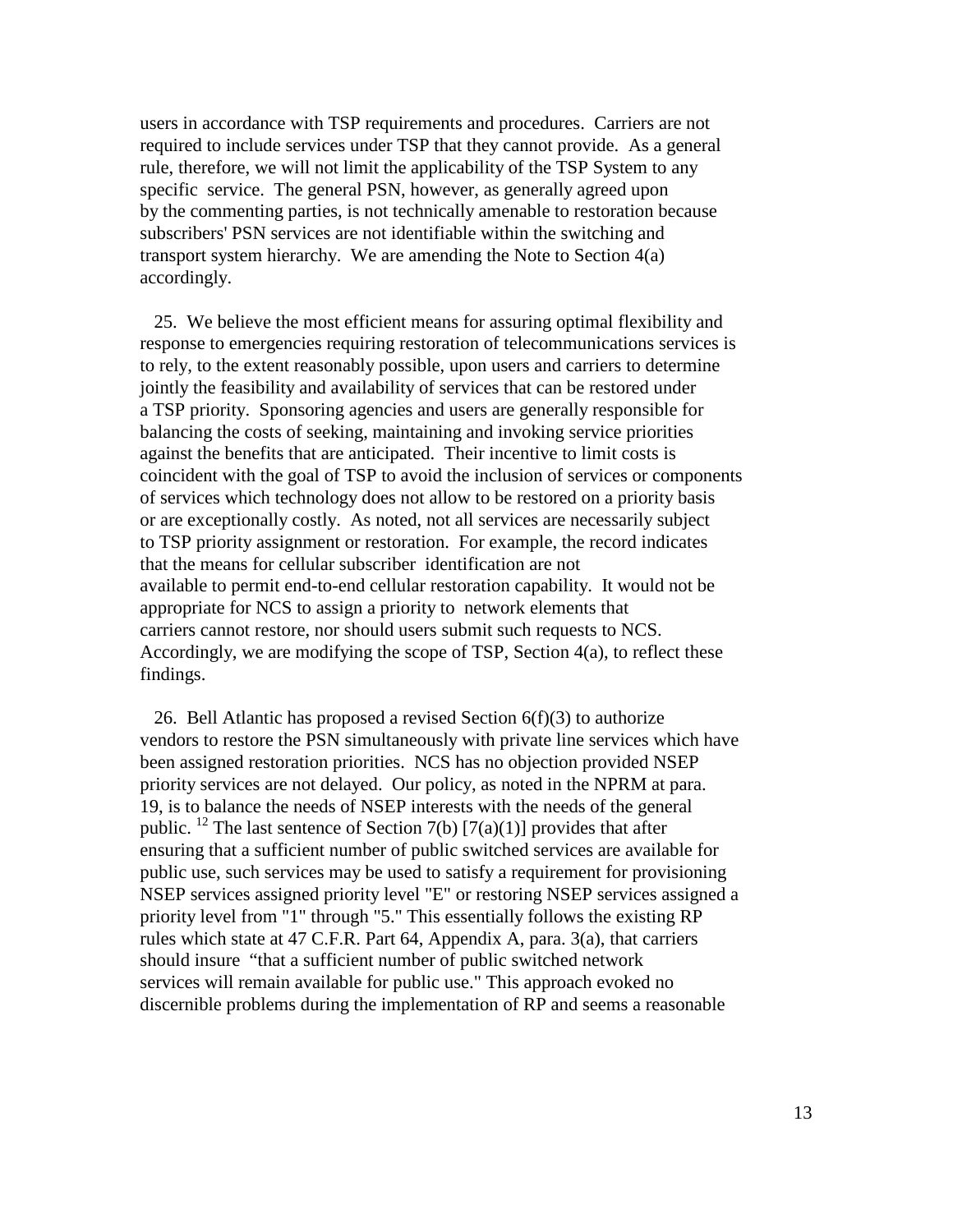users in accordance with TSP requirements and procedures. Carriers are not required to include services under TSP that they cannot provide. As a general rule, therefore, we will not limit the applicability of the TSP System to any specific service. The general PSN, however, as generally agreed upon by the commenting parties, is not technically amenable to restoration because subscribers' PSN services are not identifiable within the switching and transport system hierarchy. We are amending the Note to Section 4(a) accordingly.

25. We believe the most efficient means for assuring optimal flexibility and response to emergencies requiring restoration of telecommunications services is to rely, to the extent reasonably possible, upon users and carriers to determine jointly the feasibility and availability of services that can be restored under a TSP priority. Sponsoring agencies and users are generally responsible for balancing the costs of seeking, maintaining and invoking service priorities against the benefits that are anticipated. Their incentive to limit costs is coincident with the goal of TSP to avoid the inclusion of services or components of services which technology does not allow to be restored on a priority basis or are exceptionally costly. As noted, not all services are necessarily subject to TSP priority assignment or restoration. For example, the record indicates that the means for cellular subscriber identification are not available to permit end-to-end cellular restoration capability. It would not be appropriate for NCS to assign a priority to network elements that carriers cannot restore, nor should users submit such requests to NCS. Accordingly, we are modifying the scope of TSP, Section 4(a), to reflect these findings.

26. Bell Atlantic has proposed a revised Section 6(f)(3) to authorize vendors to restore the PSN simultaneously with private line services which have been assigned restoration priorities. NCS has no objection provided NSEP priority services are not delayed. Our policy, as noted in the NPRM at para. 19, is to balance the needs of NSEP interests with the needs of the general public.[12] The last sentence of Section 7(b) [7(a)(1)] provides that after ensuring that a sufficient number of public switched services are available for public use, such services may be used to satisfy a requirement for provisioning NSEP services assigned priority level "E" or restoring NSEP services assigned a priority level from "1" through "5." This essentially follows the existing RP rules which state at 47 C.F.R. Part 64, Appendix A, para. 3(a), that carriers should insure "that a sufficient number of public switched network services will remain available for public use." This approach evoked no discernible problems during the implementation of RP and seems a reasonable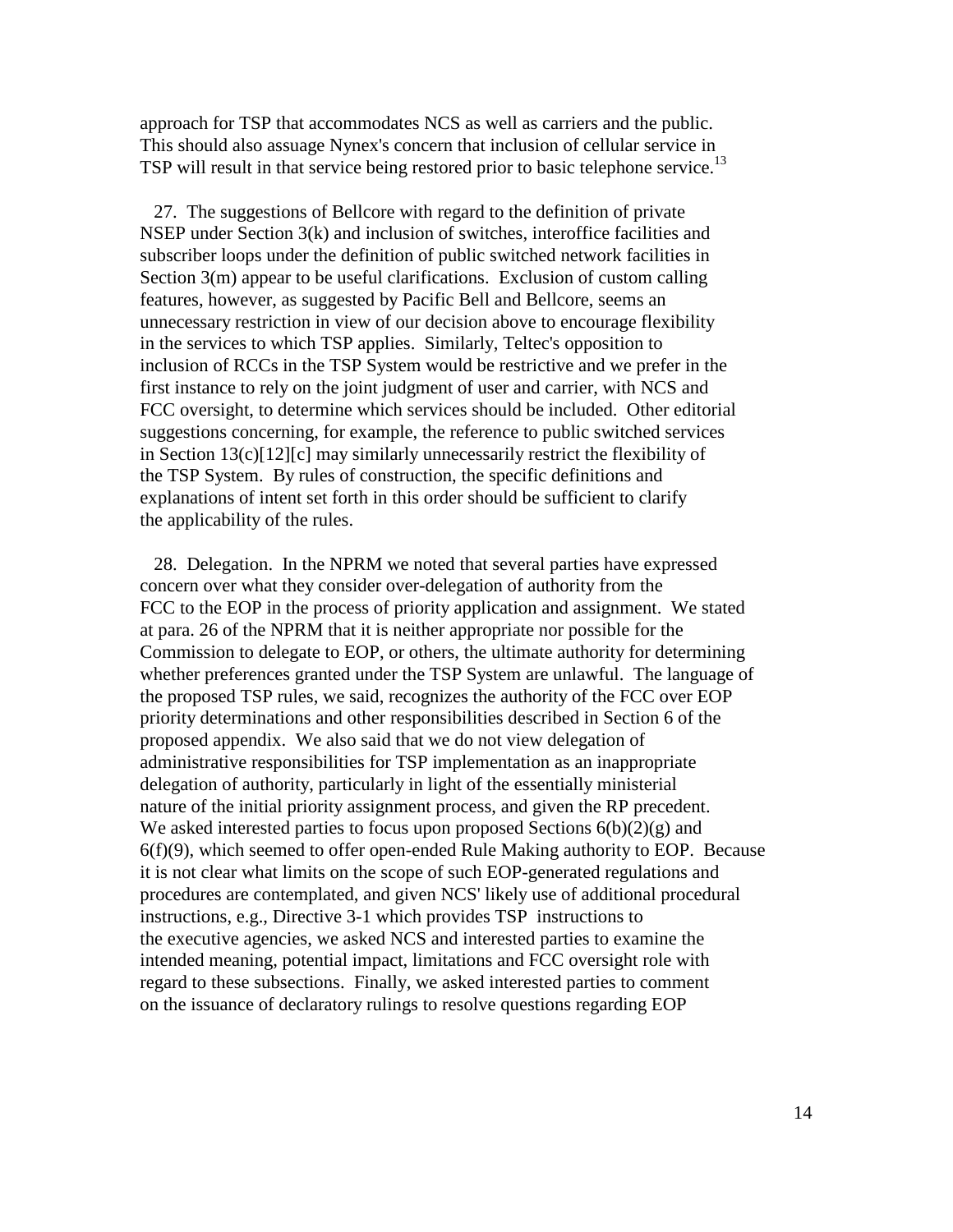approach for TSP that accommodates NCS as well as carriers and the public. This should also assuage Nynex's concern that inclusion of cellular service in TSP will result in that service being restored prior to basic telephone service.[13]

27. The suggestions of Bellcore with regard to the definition of private NSEP under Section 3(k) and inclusion of switches, interoffice facilities and subscriber loops under the definition of public switched network facilities in Section 3(m) appear to be useful clarifications. Exclusion of custom calling features, however, as suggested by Pacific Bell and Bellcore, seems an unnecessary restriction in view of our decision above to encourage flexibility in the services to which TSP applies. Similarly, Teltec's opposition to inclusion of RCCs in the TSP System would be restrictive and we prefer in the first instance to rely on the joint judgment of user and carrier, with NCS and FCC oversight, to determine which services should be included. Other editorial suggestions concerning, for example, the reference to public switched services in Section 13(c)[12][c] may similarly unnecessarily restrict the flexibility of the TSP System. By rules of construction, the specific definitions and explanations of intent set forth in this order should be sufficient to clarify the applicability of the rules.

28. Delegation. In the NPRM we noted that several parties have expressed concern over what they consider over-delegation of authority from the FCC to the EOP in the process of priority application and assignment. We stated at para. 26 of the NPRM that it is neither appropriate nor possible for the Commission to delegate to EOP, or others, the ultimate authority for determining whether preferences granted under the TSP System are unlawful. The language of the proposed TSP rules, we said, recognizes the authority of the FCC over EOP priority determinations and other responsibilities described in Section 6 of the proposed appendix. We also said that we do not view delegation of administrative responsibilities for TSP implementation as an inappropriate delegation of authority, particularly in light of the essentially ministerial nature of the initial priority assignment process, and given the RP precedent. We asked interested parties to focus upon proposed Sections 6(b)(2)(g) and 6(f)(9), which seemed to offer open-ended Rule Making authority to EOP. Because it is not clear what limits on the scope of such EOP-generated regulations and procedures are contemplated, and given NCS' likely use of additional procedural instructions, e.g., Directive 3-1 which provides TSP instructions to the executive agencies, we asked NCS and interested parties to examine the intended meaning, potential impact, limitations and FCC oversight role with regard to these subsections. Finally, we asked interested parties to comment on the issuance of declaratory rulings to resolve questions regarding EOP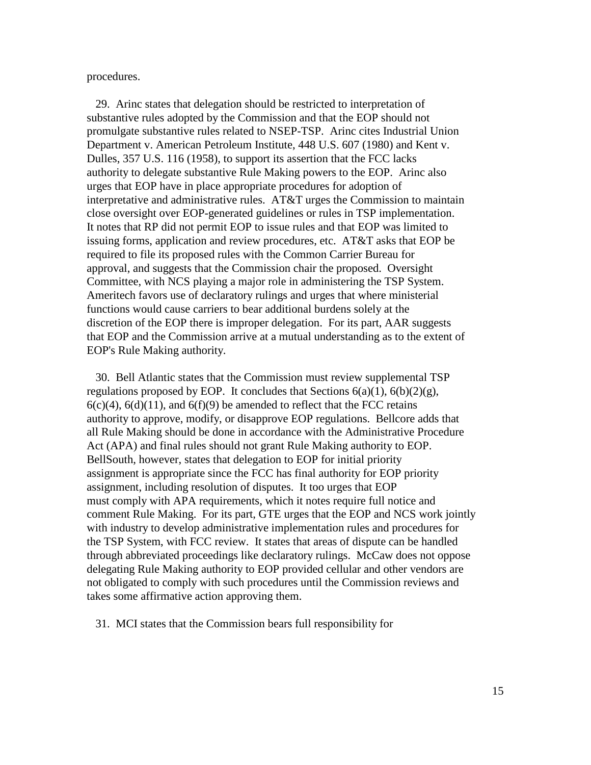procedures.

29. Arinc states that delegation should be restricted to interpretation of substantive rules adopted by the Commission and that the EOP should not promulgate substantive rules related to NSEP-TSP. Arinc cites Industrial Union Department v. American Petroleum Institute, 448 U.S. 607 (1980) and Kent v. Dulles, 357 U.S. 116 (1958), to support its assertion that the FCC lacks authority to delegate substantive Rule Making powers to the EOP. Arinc also urges that EOP have in place appropriate procedures for adoption of interpretative and administrative rules. AT&T urges the Commission to maintain close oversight over EOP-generated guidelines or rules in TSP implementation. It notes that RP did not permit EOP to issue rules and that EOP was limited to issuing forms, application and review procedures, etc. AT&T asks that EOP be required to file its proposed rules with the Common Carrier Bureau for approval, and suggests that the Commission chair the proposed. Oversight Committee, with NCS playing a major role in administering the TSP System. Ameritech favors use of declaratory rulings and urges that where ministerial functions would cause carriers to bear additional burdens solely at the discretion of the EOP there is improper delegation. For its part, AAR suggests that EOP and the Commission arrive at a mutual understanding as to the extent of EOP's Rule Making authority.

30. Bell Atlantic states that the Commission must review supplemental TSP regulations proposed by EOP. It concludes that Sections 6(a)(1), 6(b)(2)(g), 6(c)(4), 6(d)(11), and 6(f)(9) be amended to reflect that the FCC retains authority to approve, modify, or disapprove EOP regulations. Bellcore adds that all Rule Making should be done in accordance with the Administrative Procedure Act (APA) and final rules should not grant Rule Making authority to EOP. BellSouth, however, states that delegation to EOP for initial priority assignment is appropriate since the FCC has final authority for EOP priority assignment, including resolution of disputes. It too urges that EOP must comply with APA requirements, which it notes require full notice and comment Rule Making. For its part, GTE urges that the EOP and NCS work jointly with industry to develop administrative implementation rules and procedures for the TSP System, with FCC review. It states that areas of dispute can be handled through abbreviated proceedings like declaratory rulings. McCaw does not oppose delegating Rule Making authority to EOP provided cellular and other vendors are not obligated to comply with such procedures until the Commission reviews and takes some affirmative action approving them.

31. MCI states that the Commission bears full responsibility for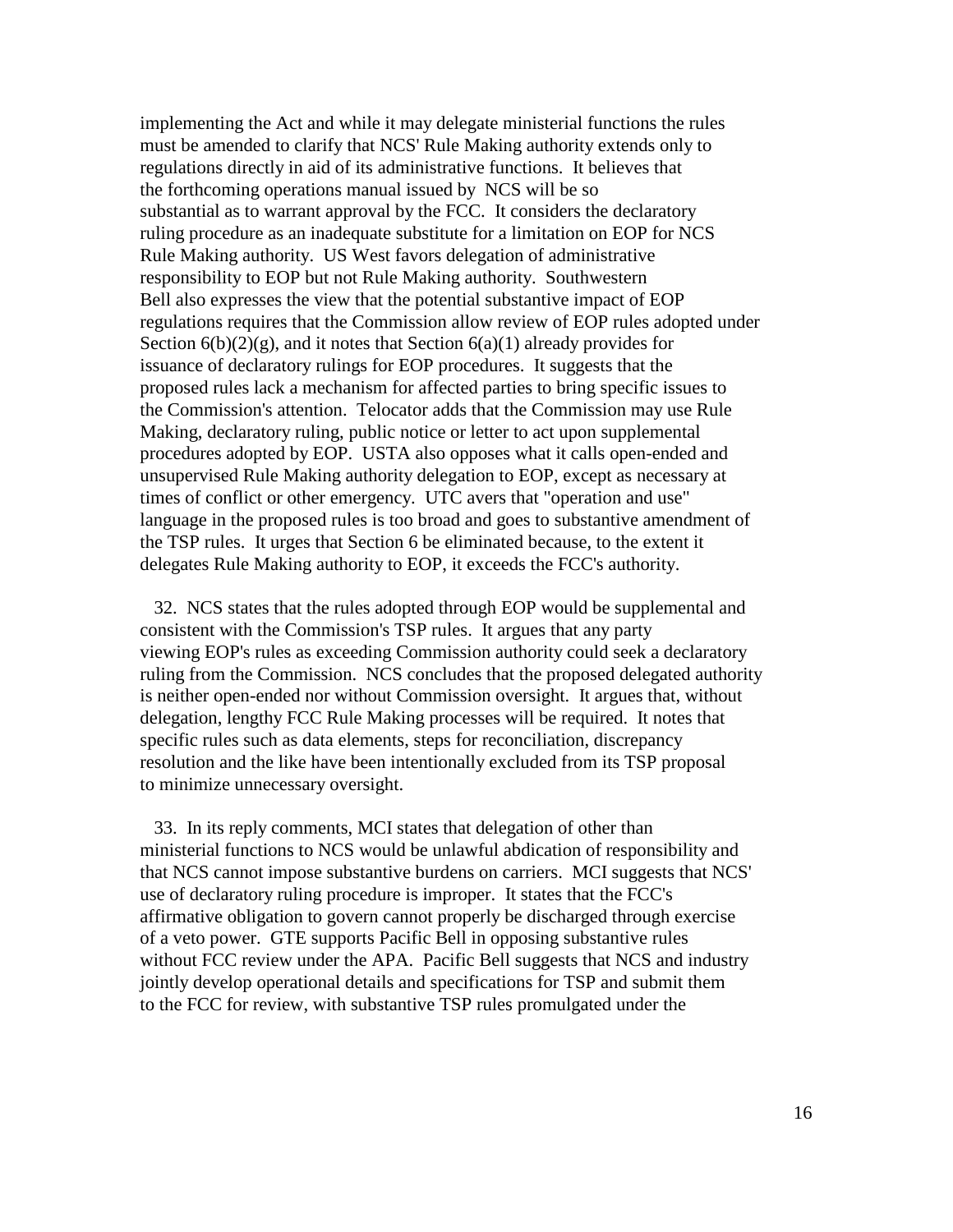implementing the Act and while it may delegate ministerial functions the rules must be amended to clarify that NCS' Rule Making authority extends only to regulations directly in aid of its administrative functions. It believes that the forthcoming operations manual issued by NCS will be so substantial as to warrant approval by the FCC. It considers the declaratory ruling procedure as an inadequate substitute for a limitation on EOP for NCS Rule Making authority. US West favors delegation of administrative responsibility to EOP but not Rule Making authority. Southwestern Bell also expresses the view that the potential substantive impact of EOP regulations requires that the Commission allow review of EOP rules adopted under Section 6(b)(2)(g), and it notes that Section 6(a)(1) already provides for issuance of declaratory rulings for EOP procedures. It suggests that the proposed rules lack a mechanism for affected parties to bring specific issues to the Commission's attention. Telocator adds that the Commission may use Rule Making, declaratory ruling, public notice or letter to act upon supplemental procedures adopted by EOP. USTA also opposes what it calls open-ended and unsupervised Rule Making authority delegation to EOP, except as necessary at times of conflict or other emergency. UTC avers that "operation and use" language in the proposed rules is too broad and goes to substantive amendment of the TSP rules. It urges that Section 6 be eliminated because, to the extent it delegates Rule Making authority to EOP, it exceeds the FCC's authority.

32. NCS states that the rules adopted through EOP would be supplemental and consistent with the Commission's TSP rules. It argues that any party viewing EOP's rules as exceeding Commission authority could seek a declaratory ruling from the Commission. NCS concludes that the proposed delegated authority is neither open-ended nor without Commission oversight. It argues that, without delegation, lengthy FCC Rule Making processes will be required. It notes that specific rules such as data elements, steps for reconciliation, discrepancy resolution and the like have been intentionally excluded from its TSP proposal to minimize unnecessary oversight.

33. In its reply comments, MCI states that delegation of other than ministerial functions to NCS would be unlawful abdication of responsibility and that NCS cannot impose substantive burdens on carriers. MCI suggests that NCS' use of declaratory ruling procedure is improper. It states that the FCC's affirmative obligation to govern cannot properly be discharged through exercise of a veto power. GTE supports Pacific Bell in opposing substantive rules without FCC review under the APA. Pacific Bell suggests that NCS and industry jointly develop operational details and specifications for TSP and submit them to the FCC for review, with substantive TSP rules promulgated under the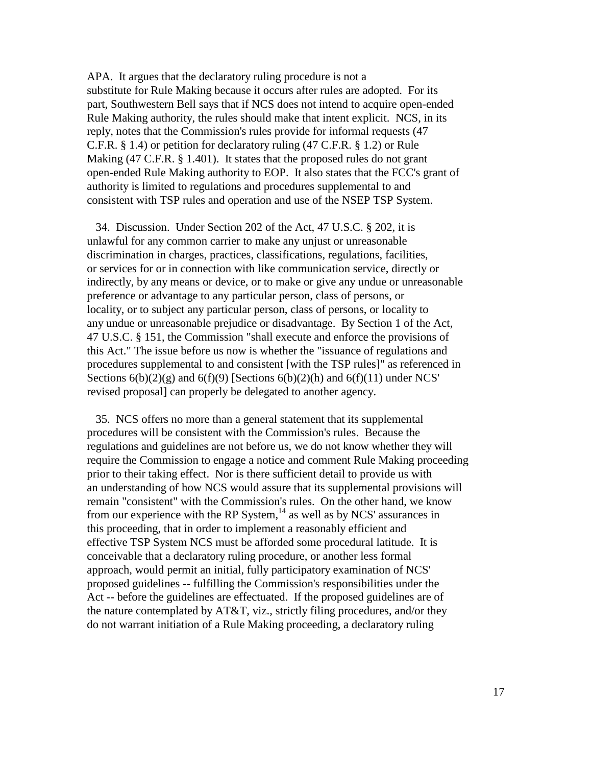APA. It argues that the declaratory ruling procedure is not a substitute for Rule Making because it occurs after rules are adopted. For its part, Southwestern Bell says that if NCS does not intend to acquire open-ended Rule Making authority, the rules should make that intent explicit. NCS, in its reply, notes that the Commission's rules provide for informal requests (47 C.F.R. § 1.4) or petition for declaratory ruling (47 C.F.R. § 1.2) or Rule Making (47 C.F.R. § 1.401). It states that the proposed rules do not grant open-ended Rule Making authority to EOP. It also states that the FCC's grant of authority is limited to regulations and procedures supplemental to and consistent with TSP rules and operation and use of the NSEP TSP System.

34. Discussion. Under Section 202 of the Act, 47 U.S.C. § 202, it is unlawful for any common carrier to make any unjust or unreasonable discrimination in charges, practices, classifications, regulations, facilities, or services for or in connection with like communication service, directly or indirectly, by any means or device, or to make or give any undue or unreasonable preference or advantage to any particular person, class of persons, or locality, or to subject any particular person, class of persons, or locality to any undue or unreasonable prejudice or disadvantage. By Section 1 of the Act, 47 U.S.C. § 151, the Commission "shall execute and enforce the provisions of this Act." The issue before us now is whether the "issuance of regulations and procedures supplemental to and consistent [with the TSP rules]" as referenced in Sections 6(b)(2)(g) and 6(f)(9) [Sections 6(b)(2)(h) and 6(f)(11) under NCS' revised proposal] can properly be delegated to another agency.

35. NCS offers no more than a general statement that its supplemental procedures will be consistent with the Commission's rules. Because the regulations and guidelines are not before us, we do not know whether they will require the Commission to engage a notice and comment Rule Making proceeding prior to their taking effect. Nor is there sufficient detail to provide us with an understanding of how NCS would assure that its supplemental provisions will remain "consistent" with the Commission's rules. On the other hand, we know from our experience with the RP System,[14] as well as by NCS' assurances in this proceeding, that in order to implement a reasonably efficient and effective TSP System NCS must be afforded some procedural latitude. It is conceivable that a declaratory ruling procedure, or another less formal approach, would permit an initial, fully participatory examination of NCS' proposed guidelines -- fulfilling the Commission's responsibilities under the Act -- before the guidelines are effectuated. If the proposed guidelines are of the nature contemplated by AT&T, viz., strictly filing procedures, and/or they do not warrant initiation of a Rule Making proceeding, a declaratory ruling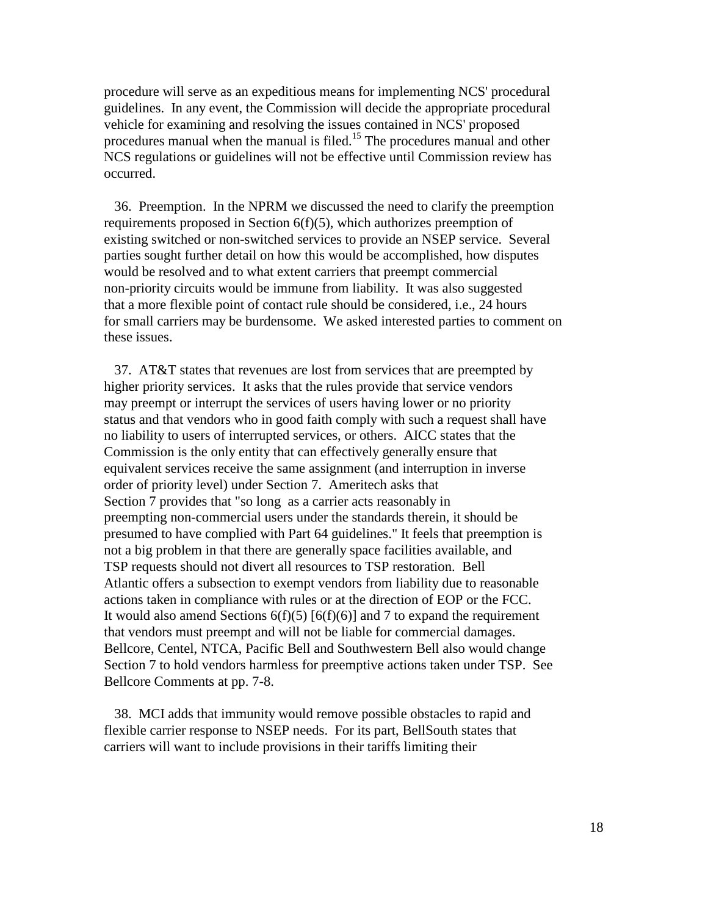procedure will serve as an expeditious means for implementing NCS' procedural guidelines. In any event, the Commission will decide the appropriate procedural vehicle for examining and resolving the issues contained in NCS' proposed procedures manual when the manual is filed.[15] The procedures manual and other NCS regulations or guidelines will not be effective until Commission review has occurred.

36. Preemption. In the NPRM we discussed the need to clarify the preemption requirements proposed in Section 6(f)(5), which authorizes preemption of existing switched or non-switched services to provide an NSEP service. Several parties sought further detail on how this would be accomplished, how disputes would be resolved and to what extent carriers that preempt commercial non-priority circuits would be immune from liability. It was also suggested that a more flexible point of contact rule should be considered, i.e., 24 hours for small carriers may be burdensome. We asked interested parties to comment on these issues.

37. AT&T states that revenues are lost from services that are preempted by higher priority services. It asks that the rules provide that service vendors may preempt or interrupt the services of users having lower or no priority status and that vendors who in good faith comply with such a request shall have no liability to users of interrupted services, or others. AICC states that the Commission is the only entity that can effectively generally ensure that equivalent services receive the same assignment (and interruption in inverse order of priority level) under Section 7. Ameritech asks that Section 7 provides that "so long as a carrier acts reasonably in preempting non-commercial users under the standards therein, it should be presumed to have complied with Part 64 guidelines." It feels that preemption is not a big problem in that there are generally space facilities available, and TSP requests should not divert all resources to TSP restoration. Bell Atlantic offers a subsection to exempt vendors from liability due to reasonable actions taken in compliance with rules or at the direction of EOP or the FCC. It would also amend Sections 6(f)(5) [6(f)(6)] and 7 to expand the requirement that vendors must preempt and will not be liable for commercial damages. Bellcore, Centel, NTCA, Pacific Bell and Southwestern Bell also would change Section 7 to hold vendors harmless for preemptive actions taken under TSP. See Bellcore Comments at pp. 7-8.

38. MCI adds that immunity would remove possible obstacles to rapid and flexible carrier response to NSEP needs. For its part, BellSouth states that carriers will want to include provisions in their tariffs limiting their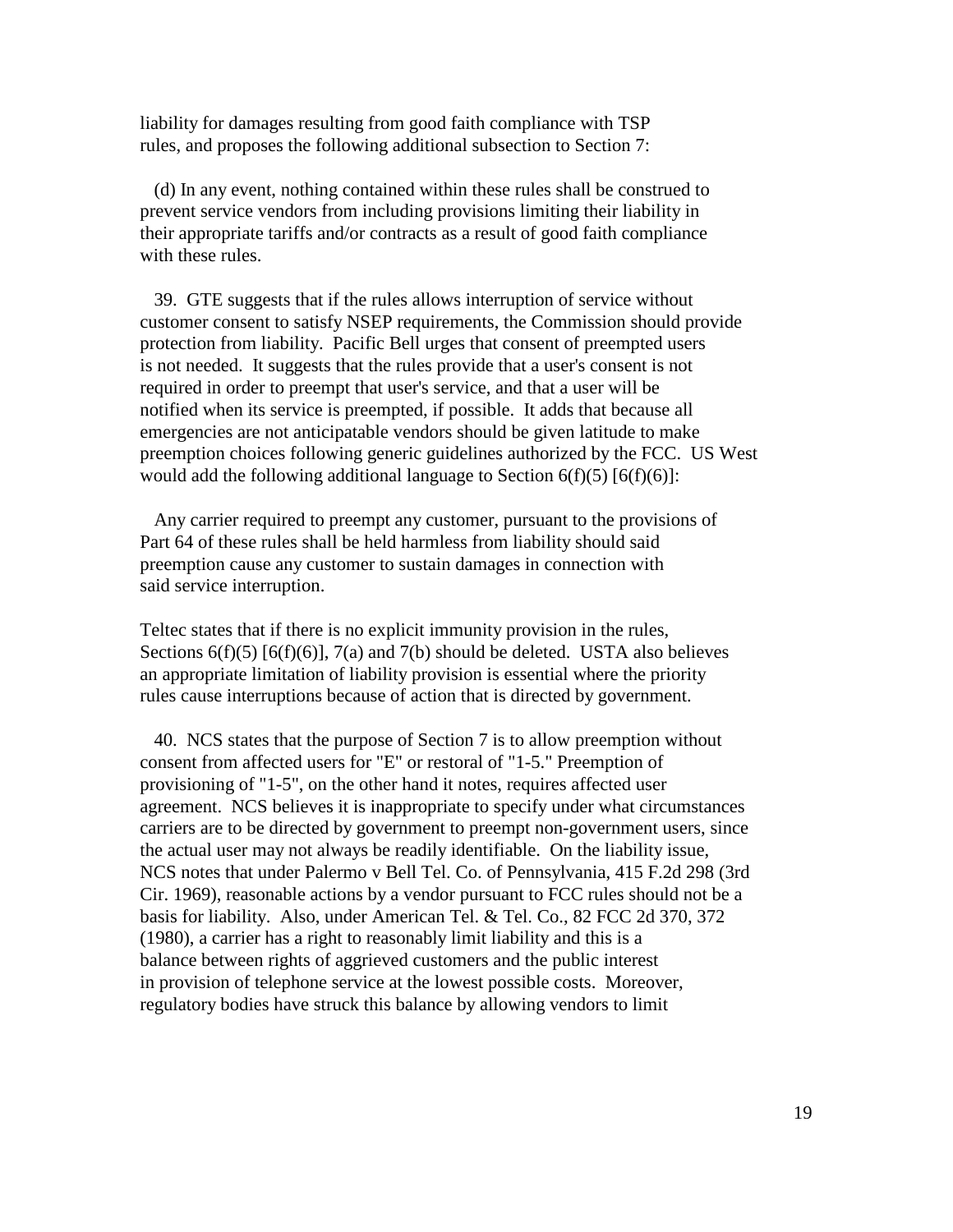liability for damages resulting from good faith compliance with TSP rules, and proposes the following additional subsection to Section 7:

> (d) In any event, nothing contained within these rules shall be construed to prevent service vendors from including provisions limiting their liability in their appropriate tariffs and/or contracts as a result of good faith compliance with these rules.

39. GTE suggests that if the rules allows interruption of service without customer consent to satisfy NSEP requirements, the Commission should provide protection from liability. Pacific Bell urges that consent of preempted users is not needed. It suggests that the rules provide that a user's consent is not required in order to preempt that user's service, and that a user will be notified when its service is preempted, if possible. It adds that because all emergencies are not anticipatable vendors should be given latitude to make preemption choices following generic guidelines authorized by the FCC. US West would add the following additional language to Section 6(f)(5) [6(f)(6)]:

> Any carrier required to preempt any customer, pursuant to the provisions of Part 64 of these rules shall be held harmless from liability should said preemption cause any customer to sustain damages in connection with said service interruption.

Teltec states that if there is no explicit immunity provision in the rules, Sections 6(f)(5) [6(f)(6)], 7(a) and 7(b) should be deleted. USTA also believes an appropriate limitation of liability provision is essential where the priority rules cause interruptions because of action that is directed by government.

40. NCS states that the purpose of Section 7 is to allow preemption without consent from affected users for "E" or restoral of "1-5." Preemption of provisioning of "1-5", on the other hand it notes, requires affected user agreement. NCS believes it is inappropriate to specify under what circumstances carriers are to be directed by government to preempt non-government users, since the actual user may not always be readily identifiable. On the liability issue, NCS notes that under Palermo v Bell Tel. Co. of Pennsylvania, 415 F.2d 298 (3rd Cir. 1969), reasonable actions by a vendor pursuant to FCC rules should not be a basis for liability. Also, under American Tel. & Tel. Co., 82 FCC 2d 370, 372 (1980), a carrier has a right to reasonably limit liability and this is a balance between rights of aggrieved customers and the public interest in provision of telephone service at the lowest possible costs. Moreover, regulatory bodies have struck this balance by allowing vendors to limit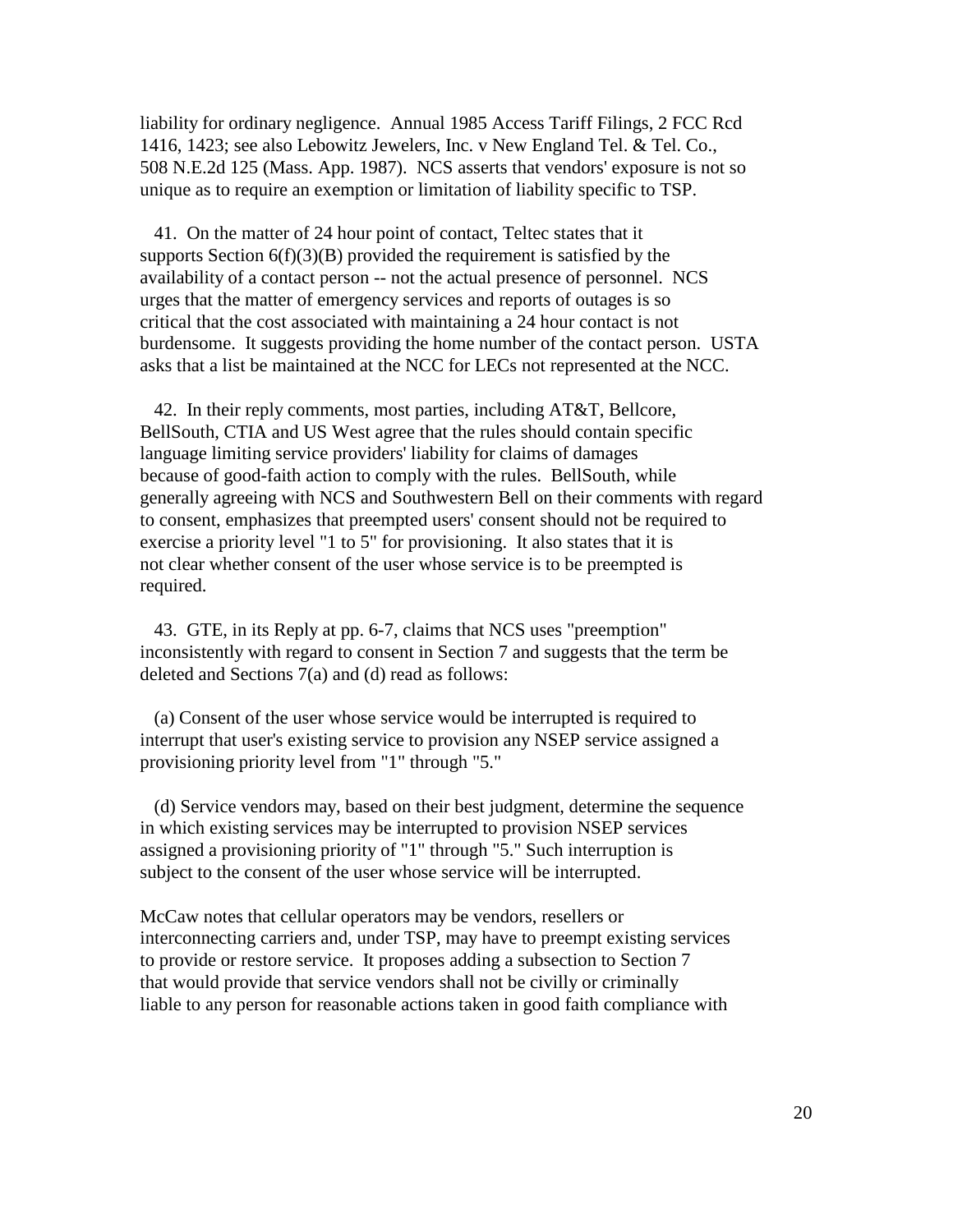liability for ordinary negligence. Annual 1985 Access Tariff Filings, 2 FCC Rcd 1416, 1423; see also Lebowitz Jewelers, Inc. v New England Tel. & Tel. Co., 508 N.E.2d 125 (Mass. App. 1987). NCS asserts that vendors' exposure is not so unique as to require an exemption or limitation of liability specific to TSP.

41. On the matter of 24 hour point of contact, Teltec states that it supports Section 6(f)(3)(B) provided the requirement is satisfied by the availability of a contact person -- not the actual presence of personnel. NCS urges that the matter of emergency services and reports of outages is so critical that the cost associated with maintaining a 24 hour contact is not burdensome. It suggests providing the home number of the contact person. USTA asks that a list be maintained at the NCC for LECs not represented at the NCC.

42. In their reply comments, most parties, including AT&T, Bellcore, BellSouth, CTIA and US West agree that the rules should contain specific language limiting service providers' liability for claims of damages because of good-faith action to comply with the rules. BellSouth, while generally agreeing with NCS and Southwestern Bell on their comments with regard to consent, emphasizes that preempted users' consent should not be required to exercise a priority level "1 to 5" for provisioning. It also states that it is not clear whether consent of the user whose service is to be preempted is required.

43. GTE, in its Reply at pp. 6-7, claims that NCS uses "preemption" inconsistently with regard to consent in Section 7 and suggests that the term be deleted and Sections 7(a) and (d) read as follows:

(a) Consent of the user whose service would be interrupted is required to interrupt that user's existing service to provision any NSEP service assigned a provisioning priority level from "1" through "5."

(d) Service vendors may, based on their best judgment, determine the sequence in which existing services may be interrupted to provision NSEP services assigned a provisioning priority of "1" through "5." Such interruption is subject to the consent of the user whose service will be interrupted.

McCaw notes that cellular operators may be vendors, resellers or interconnecting carriers and, under TSP, may have to preempt existing services to provide or restore service. It proposes adding a subsection to Section 7 that would provide that service vendors shall not be civilly or criminally liable to any person for reasonable actions taken in good faith compliance with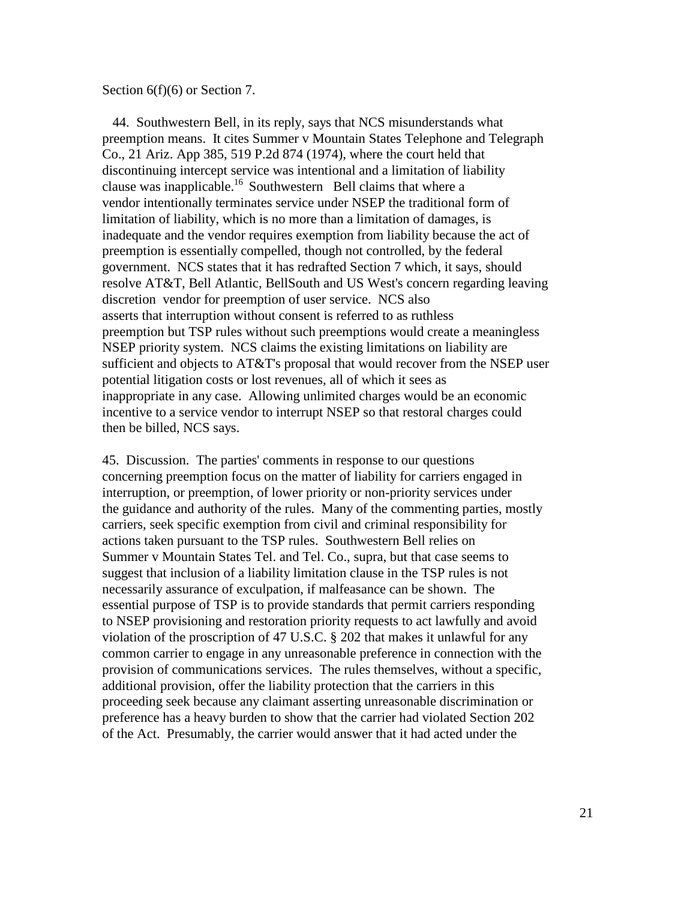Section 6(f)(6) or Section 7.

44. Southwestern Bell, in its reply, says that NCS misunderstands what preemption means. It cites Summer v Mountain States Telephone and Telegraph Co., 21 Ariz. App 385, 519 P.2d 874 (1974), where the court held that discontinuing intercept service was intentional and a limitation of liability clause was inapplicable.[16] Southwestern Bell claims that where a vendor intentionally terminates service under NSEP the traditional form of limitation of liability, which is no more than a limitation of damages, is inadequate and the vendor requires exemption from liability because the act of preemption is essentially compelled, though not controlled, by the federal government. NCS states that it has redrafted Section 7 which, it says, should resolve AT&T, Bell Atlantic, BellSouth and US West's concern regarding leaving discretion vendor for preemption of user service. NCS also asserts that interruption without consent is referred to as ruthless preemption but TSP rules without such preemptions would create a meaningless NSEP priority system. NCS claims the existing limitations on liability are sufficient and objects to AT&T's proposal that would recover from the NSEP user potential litigation costs or lost revenues, all of which it sees as inappropriate in any case. Allowing unlimited charges would be an economic incentive to a service vendor to interrupt NSEP so that restoral charges could then be billed, NCS says.

45. Discussion. The parties' comments in response to our questions concerning preemption focus on the matter of liability for carriers engaged in interruption, or preemption, of lower priority or non-priority services under the guidance and authority of the rules. Many of the commenting parties, mostly carriers, seek specific exemption from civil and criminal responsibility for actions taken pursuant to the TSP rules. Southwestern Bell relies on Summer v Mountain States Tel. and Tel. Co., supra, but that case seems to suggest that inclusion of a liability limitation clause in the TSP rules is not necessarily assurance of exculpation, if malfeasance can be shown. The essential purpose of TSP is to provide standards that permit carriers responding to NSEP provisioning and restoration priority requests to act lawfully and avoid violation of the proscription of 47 U.S.C. § 202 that makes it unlawful for any common carrier to engage in any unreasonable preference in connection with the provision of communications services. The rules themselves, without a specific, additional provision, offer the liability protection that the carriers in this proceeding seek because any claimant asserting unreasonable discrimination or preference has a heavy burden to show that the carrier had violated Section 202 of the Act. Presumably, the carrier would answer that it had acted under the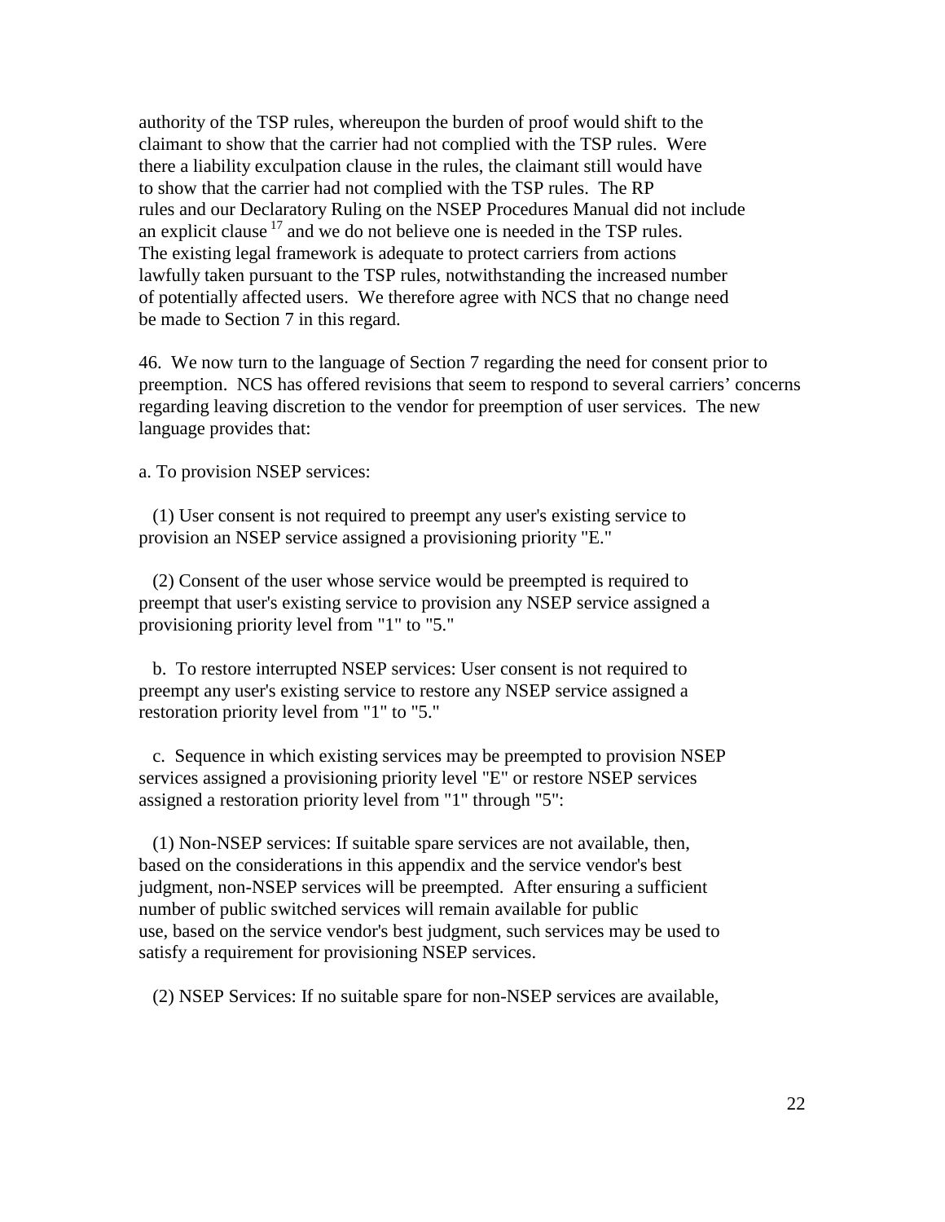authority of the TSP rules, whereupon the burden of proof would shift to the claimant to show that the carrier had not complied with the TSP rules. Were there a liability exculpation clause in the rules, the claimant still would have to show that the carrier had not complied with the TSP rules. The RP rules and our Declaratory Ruling on the NSEP Procedures Manual did not include an explicit clause [17] and we do not believe one is needed in the TSP rules. The existing legal framework is adequate to protect carriers from actions lawfully taken pursuant to the TSP rules, notwithstanding the increased number of potentially affected users. We therefore agree with NCS that no change need be made to Section 7 in this regard.

46. We now turn to the language of Section 7 regarding the need for consent prior to preemption. NCS has offered revisions that seem to respond to several carriers' concerns regarding leaving discretion to the vendor for preemption of user services. The new language provides that:

a. To provision NSEP services:

(1) User consent is not required to preempt any user's existing service to provision an NSEP service assigned a provisioning priority "E."

(2) Consent of the user whose service would be preempted is required to preempt that user's existing service to provision any NSEP service assigned a provisioning priority level from "1" to "5."

b. To restore interrupted NSEP services: User consent is not required to preempt any user's existing service to restore any NSEP service assigned a restoration priority level from "1" to "5."

c. Sequence in which existing services may be preempted to provision NSEP services assigned a provisioning priority level "E" or restore NSEP services assigned a restoration priority level from "1" through "5":

(1) Non-NSEP services: If suitable spare services are not available, then, based on the considerations in this appendix and the service vendor's best judgment, non-NSEP services will be preempted. After ensuring a sufficient number of public switched services will remain available for public use, based on the service vendor's best judgment, such services may be used to satisfy a requirement for provisioning NSEP services.

(2) NSEP Services: If no suitable spare for non-NSEP services are available,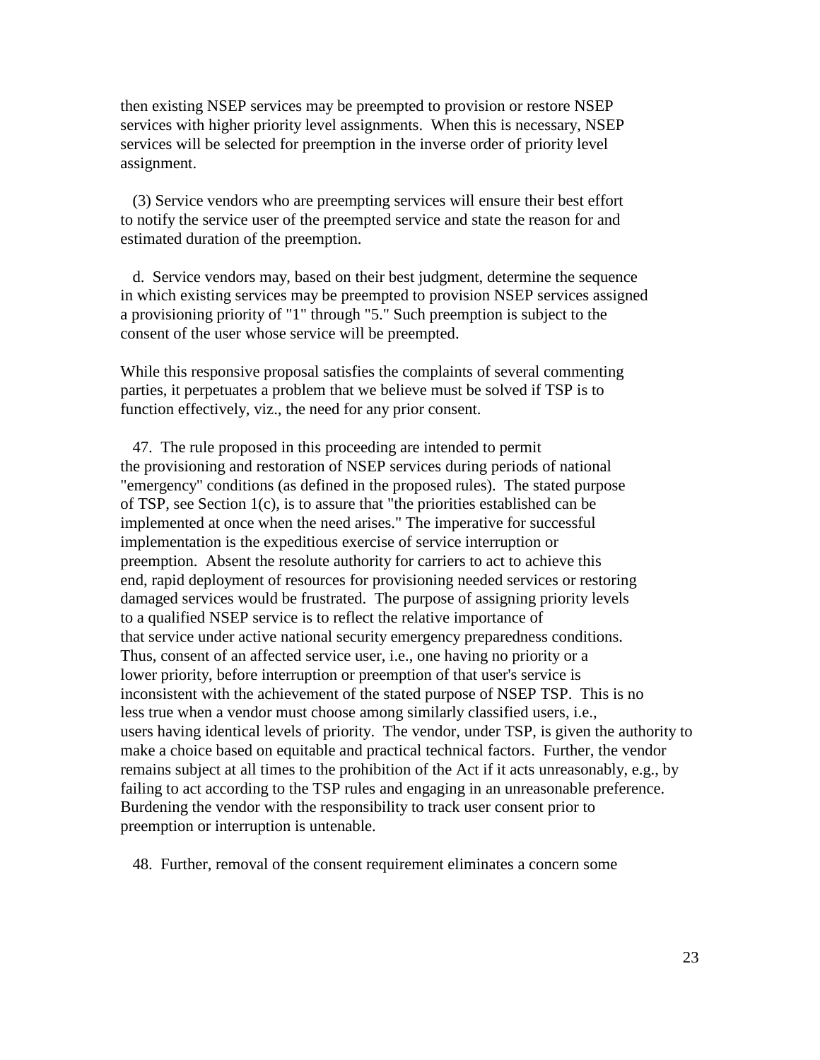then existing NSEP services may be preempted to provision or restore NSEP services with higher priority level assignments. When this is necessary, NSEP services will be selected for preemption in the inverse order of priority level assignment.

(3) Service vendors who are preempting services will ensure their best effort to notify the service user of the preempted service and state the reason for and estimated duration of the preemption.

d. Service vendors may, based on their best judgment, determine the sequence in which existing services may be preempted to provision NSEP services assigned a provisioning priority of "1" through "5." Such preemption is subject to the consent of the user whose service will be preempted.

While this responsive proposal satisfies the complaints of several commenting parties, it perpetuates a problem that we believe must be solved if TSP is to function effectively, viz., the need for any prior consent.

47. The rule proposed in this proceeding are intended to permit the provisioning and restoration of NSEP services during periods of national "emergency" conditions (as defined in the proposed rules). The stated purpose of TSP, see Section 1(c), is to assure that "the priorities established can be implemented at once when the need arises." The imperative for successful implementation is the expeditious exercise of service interruption or preemption. Absent the resolute authority for carriers to act to achieve this end, rapid deployment of resources for provisioning needed services or restoring damaged services would be frustrated. The purpose of assigning priority levels to a qualified NSEP service is to reflect the relative importance of that service under active national security emergency preparedness conditions. Thus, consent of an affected service user, i.e., one having no priority or a lower priority, before interruption or preemption of that user's service is inconsistent with the achievement of the stated purpose of NSEP TSP. This is no less true when a vendor must choose among similarly classified users, i.e., users having identical levels of priority. The vendor, under TSP, is given the authority to make a choice based on equitable and practical technical factors. Further, the vendor remains subject at all times to the prohibition of the Act if it acts unreasonably, e.g., by failing to act according to the TSP rules and engaging in an unreasonable preference. Burdening the vendor with the responsibility to track user consent prior to preemption or interruption is untenable.

48. Further, removal of the consent requirement eliminates a concern some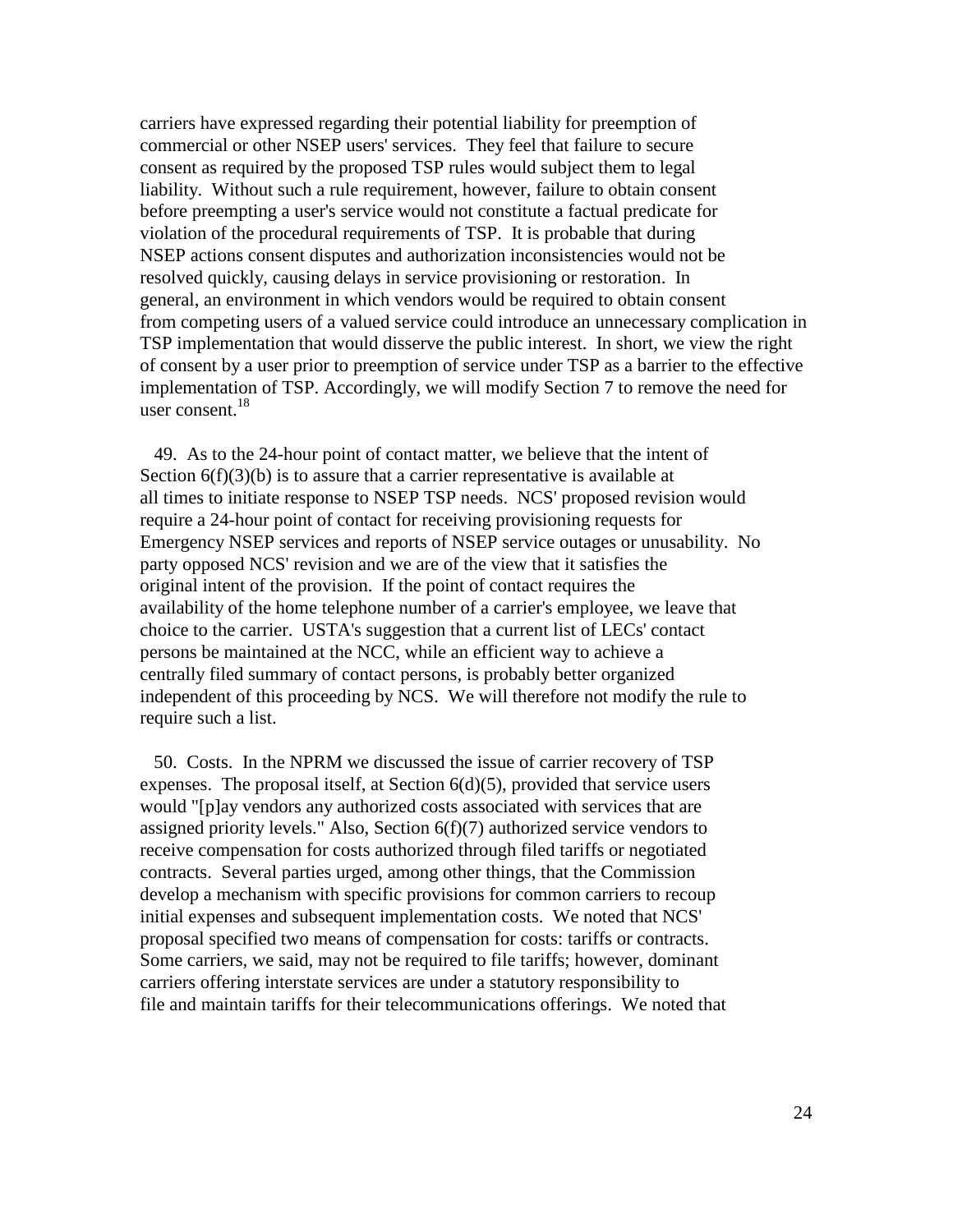carriers have expressed regarding their potential liability for preemption of commercial or other NSEP users' services. They feel that failure to secure consent as required by the proposed TSP rules would subject them to legal liability. Without such a rule requirement, however, failure to obtain consent before preempting a user's service would not constitute a factual predicate for violation of the procedural requirements of TSP. It is probable that during NSEP actions consent disputes and authorization inconsistencies would not be resolved quickly, causing delays in service provisioning or restoration. In general, an environment in which vendors would be required to obtain consent from competing users of a valued service could introduce an unnecessary complication in TSP implementation that would disserve the public interest. In short, we view the right of consent by a user prior to preemption of service under TSP as a barrier to the effective implementation of TSP. Accordingly, we will modify Section 7 to remove the need for user consent.[18]

49. As to the 24-hour point of contact matter, we believe that the intent of Section 6(f)(3)(b) is to assure that a carrier representative is available at all times to initiate response to NSEP TSP needs. NCS' proposed revision would require a 24-hour point of contact for receiving provisioning requests for Emergency NSEP services and reports of NSEP service outages or unusability. No party opposed NCS' revision and we are of the view that it satisfies the original intent of the provision. If the point of contact requires the availability of the home telephone number of a carrier's employee, we leave that choice to the carrier. USTA's suggestion that a current list of LECs' contact persons be maintained at the NCC, while an efficient way to achieve a centrally filed summary of contact persons, is probably better organized independent of this proceeding by NCS. We will therefore not modify the rule to require such a list.

50. Costs. In the NPRM we discussed the issue of carrier recovery of TSP expenses. The proposal itself, at Section 6(d)(5), provided that service users would "[p]ay vendors any authorized costs associated with services that are assigned priority levels." Also, Section 6(f)(7) authorized service vendors to receive compensation for costs authorized through filed tariffs or negotiated contracts. Several parties urged, among other things, that the Commission develop a mechanism with specific provisions for common carriers to recoup initial expenses and subsequent implementation costs. We noted that NCS' proposal specified two means of compensation for costs: tariffs or contracts. Some carriers, we said, may not be required to file tariffs; however, dominant carriers offering interstate services are under a statutory responsibility to file and maintain tariffs for their telecommunications offerings. We noted that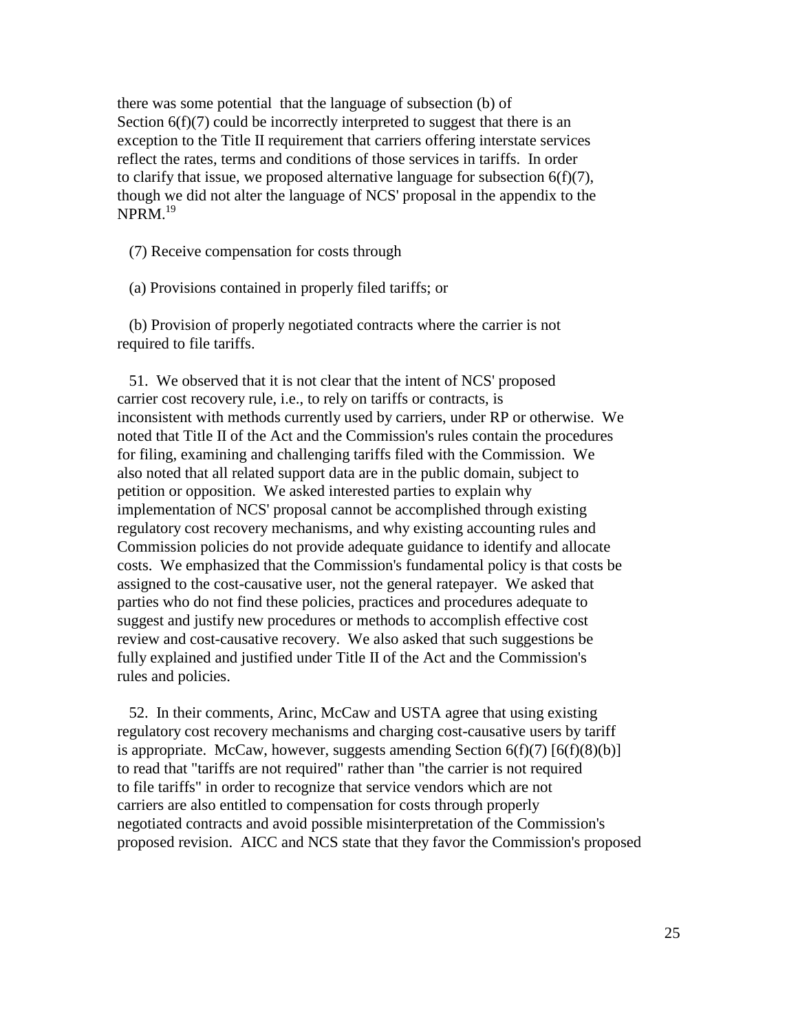there was some potential that the language of subsection (b) of Section 6(f)(7) could be incorrectly interpreted to suggest that there is an exception to the Title II requirement that carriers offering interstate services reflect the rates, terms and conditions of those services in tariffs. In order to clarify that issue, we proposed alternative language for subsection 6(f)(7), though we did not alter the language of NCS' proposal in the appendix to the NPRM.[19]

(7) Receive compensation for costs through

(a) Provisions contained in properly filed tariffs; or

(b) Provision of properly negotiated contracts where the carrier is not required to file tariffs.

51. We observed that it is not clear that the intent of NCS' proposed carrier cost recovery rule, i.e., to rely on tariffs or contracts, is inconsistent with methods currently used by carriers, under RP or otherwise. We noted that Title II of the Act and the Commission's rules contain the procedures for filing, examining and challenging tariffs filed with the Commission. We also noted that all related support data are in the public domain, subject to petition or opposition. We asked interested parties to explain why implementation of NCS' proposal cannot be accomplished through existing regulatory cost recovery mechanisms, and why existing accounting rules and Commission policies do not provide adequate guidance to identify and allocate costs. We emphasized that the Commission's fundamental policy is that costs be assigned to the cost-causative user, not the general ratepayer. We asked that parties who do not find these policies, practices and procedures adequate to suggest and justify new procedures or methods to accomplish effective cost review and cost-causative recovery. We also asked that such suggestions be fully explained and justified under Title II of the Act and the Commission's rules and policies.

52. In their comments, Arinc, McCaw and USTA agree that using existing regulatory cost recovery mechanisms and charging cost-causative users by tariff is appropriate. McCaw, however, suggests amending Section 6(f)(7) [6(f)(8)(b)] to read that "tariffs are not required" rather than "the carrier is not required to file tariffs" in order to recognize that service vendors which are not carriers are also entitled to compensation for costs through properly negotiated contracts and avoid possible misinterpretation of the Commission's proposed revision. AICC and NCS state that they favor the Commission's proposed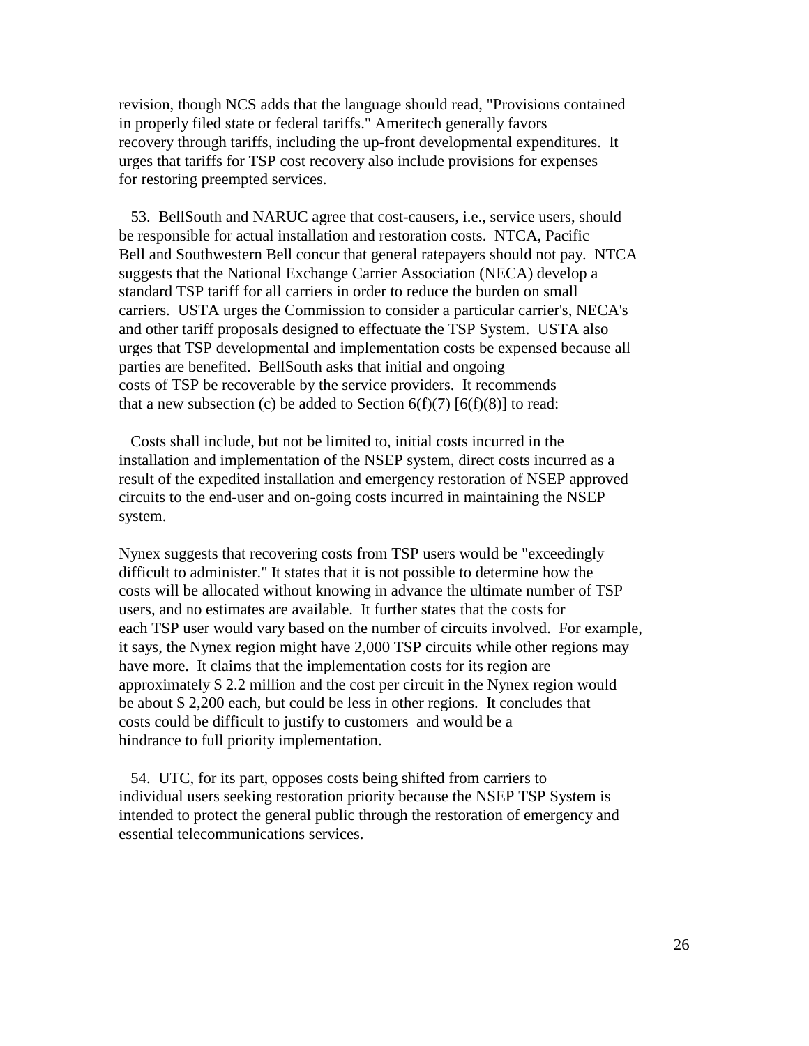revision, though NCS adds that the language should read, "Provisions contained in properly filed state or federal tariffs." Ameritech generally favors recovery through tariffs, including the up-front developmental expenditures. It urges that tariffs for TSP cost recovery also include provisions for expenses for restoring preempted services.

53. BellSouth and NARUC agree that cost-causers, i.e., service users, should be responsible for actual installation and restoration costs. NTCA, Pacific Bell and Southwestern Bell concur that general ratepayers should not pay. NTCA suggests that the National Exchange Carrier Association (NECA) develop a standard TSP tariff for all carriers in order to reduce the burden on small carriers. USTA urges the Commission to consider a particular carrier's, NECA's and other tariff proposals designed to effectuate the TSP System. USTA also urges that TSP developmental and implementation costs be expensed because all parties are benefited. BellSouth asks that initial and ongoing costs of TSP be recoverable by the service providers. It recommends that a new subsection (c) be added to Section 6(f)(7) [6(f)(8)] to read:

> Costs shall include, but not be limited to, initial costs incurred in the installation and implementation of the NSEP system, direct costs incurred as a result of the expedited installation and emergency restoration of NSEP approved circuits to the end-user and on-going costs incurred in maintaining the NSEP system.

Nynex suggests that recovering costs from TSP users would be "exceedingly difficult to administer." It states that it is not possible to determine how the costs will be allocated without knowing in advance the ultimate number of TSP users, and no estimates are available. It further states that the costs for each TSP user would vary based on the number of circuits involved. For example, it says, the Nynex region might have 2,000 TSP circuits while other regions may have more. It claims that the implementation costs for its region are approximately $ 2.2 million and the cost per circuit in the Nynex region would be about $ 2,200 each, but could be less in other regions. It concludes that costs could be difficult to justify to customers and would be a hindrance to full priority implementation.

54. UTC, for its part, opposes costs being shifted from carriers to individual users seeking restoration priority because the NSEP TSP System is intended to protect the general public through the restoration of emergency and essential telecommunications services.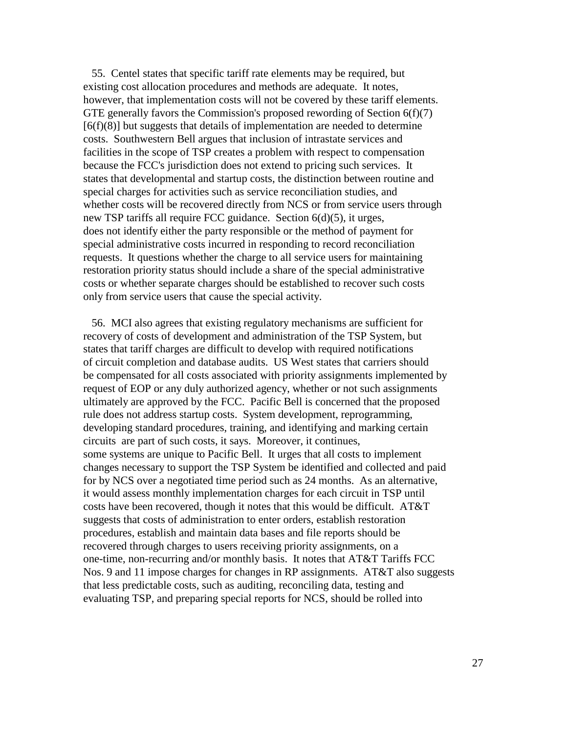55. Centel states that specific tariff rate elements may be required, but existing cost allocation procedures and methods are adequate. It notes, however, that implementation costs will not be covered by these tariff elements. GTE generally favors the Commission's proposed rewording of Section 6(f)(7) [6(f)(8)] but suggests that details of implementation are needed to determine costs. Southwestern Bell argues that inclusion of intrastate services and facilities in the scope of TSP creates a problem with respect to compensation because the FCC's jurisdiction does not extend to pricing such services. It states that developmental and startup costs, the distinction between routine and special charges for activities such as service reconciliation studies, and whether costs will be recovered directly from NCS or from service users through new TSP tariffs all require FCC guidance. Section 6(d)(5), it urges, does not identify either the party responsible or the method of payment for special administrative costs incurred in responding to record reconciliation requests. It questions whether the charge to all service users for maintaining restoration priority status should include a share of the special administrative costs or whether separate charges should be established to recover such costs only from service users that cause the special activity.

56. MCI also agrees that existing regulatory mechanisms are sufficient for recovery of costs of development and administration of the TSP System, but states that tariff charges are difficult to develop with required notifications of circuit completion and database audits. US West states that carriers should be compensated for all costs associated with priority assignments implemented by request of EOP or any duly authorized agency, whether or not such assignments ultimately are approved by the FCC. Pacific Bell is concerned that the proposed rule does not address startup costs. System development, reprogramming, developing standard procedures, training, and identifying and marking certain circuits are part of such costs, it says. Moreover, it continues, some systems are unique to Pacific Bell. It urges that all costs to implement changes necessary to support the TSP System be identified and collected and paid for by NCS over a negotiated time period such as 24 months. As an alternative, it would assess monthly implementation charges for each circuit in TSP until costs have been recovered, though it notes that this would be difficult. AT&T suggests that costs of administration to enter orders, establish restoration procedures, establish and maintain data bases and file reports should be recovered through charges to users receiving priority assignments, on a one-time, non-recurring and/or monthly basis. It notes that AT&T Tariffs FCC Nos. 9 and 11 impose charges for changes in RP assignments. AT&T also suggests that less predictable costs, such as auditing, reconciling data, testing and evaluating TSP, and preparing special reports for NCS, should be rolled into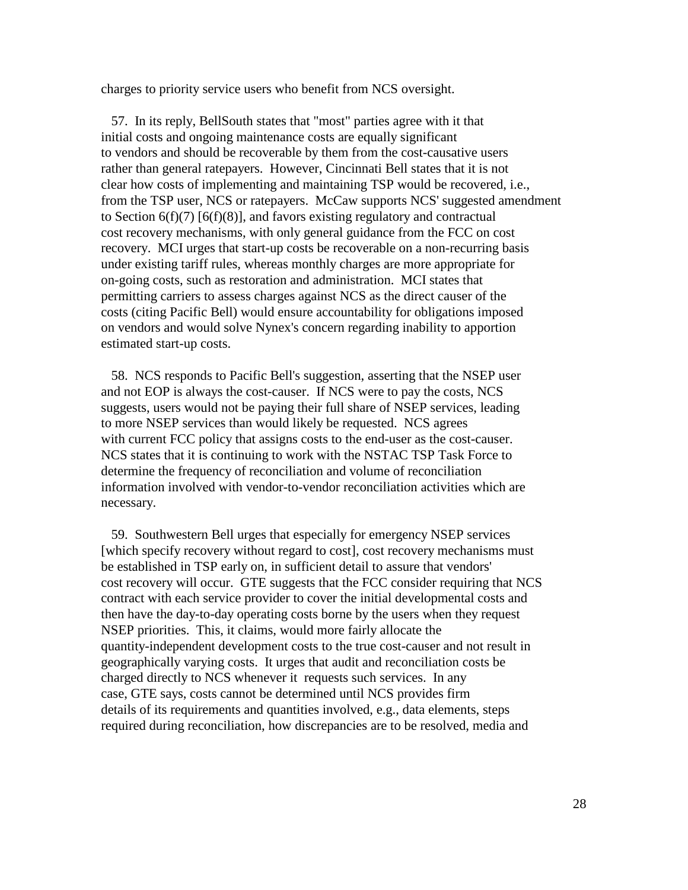charges to priority service users who benefit from NCS oversight.

57. In its reply, BellSouth states that "most" parties agree with it that initial costs and ongoing maintenance costs are equally significant to vendors and should be recoverable by them from the cost-causative users rather than general ratepayers. However, Cincinnati Bell states that it is not clear how costs of implementing and maintaining TSP would be recovered, i.e., from the TSP user, NCS or ratepayers. McCaw supports NCS' suggested amendment to Section 6(f)(7) [6(f)(8)], and favors existing regulatory and contractual cost recovery mechanisms, with only general guidance from the FCC on cost recovery. MCI urges that start-up costs be recoverable on a non-recurring basis under existing tariff rules, whereas monthly charges are more appropriate for on-going costs, such as restoration and administration. MCI states that permitting carriers to assess charges against NCS as the direct causer of the costs (citing Pacific Bell) would ensure accountability for obligations imposed on vendors and would solve Nynex's concern regarding inability to apportion estimated start-up costs.

58. NCS responds to Pacific Bell's suggestion, asserting that the NSEP user and not EOP is always the cost-causer. If NCS were to pay the costs, NCS suggests, users would not be paying their full share of NSEP services, leading to more NSEP services than would likely be requested. NCS agrees with current FCC policy that assigns costs to the end-user as the cost-causer. NCS states that it is continuing to work with the NSTAC TSP Task Force to determine the frequency of reconciliation and volume of reconciliation information involved with vendor-to-vendor reconciliation activities which are necessary.

59. Southwestern Bell urges that especially for emergency NSEP services [which specify recovery without regard to cost], cost recovery mechanisms must be established in TSP early on, in sufficient detail to assure that vendors' cost recovery will occur. GTE suggests that the FCC consider requiring that NCS contract with each service provider to cover the initial developmental costs and then have the day-to-day operating costs borne by the users when they request NSEP priorities. This, it claims, would more fairly allocate the quantity-independent development costs to the true cost-causer and not result in geographically varying costs. It urges that audit and reconciliation costs be charged directly to NCS whenever it requests such services. In any case, GTE says, costs cannot be determined until NCS provides firm details of its requirements and quantities involved, e.g., data elements, steps required during reconciliation, how discrepancies are to be resolved, media and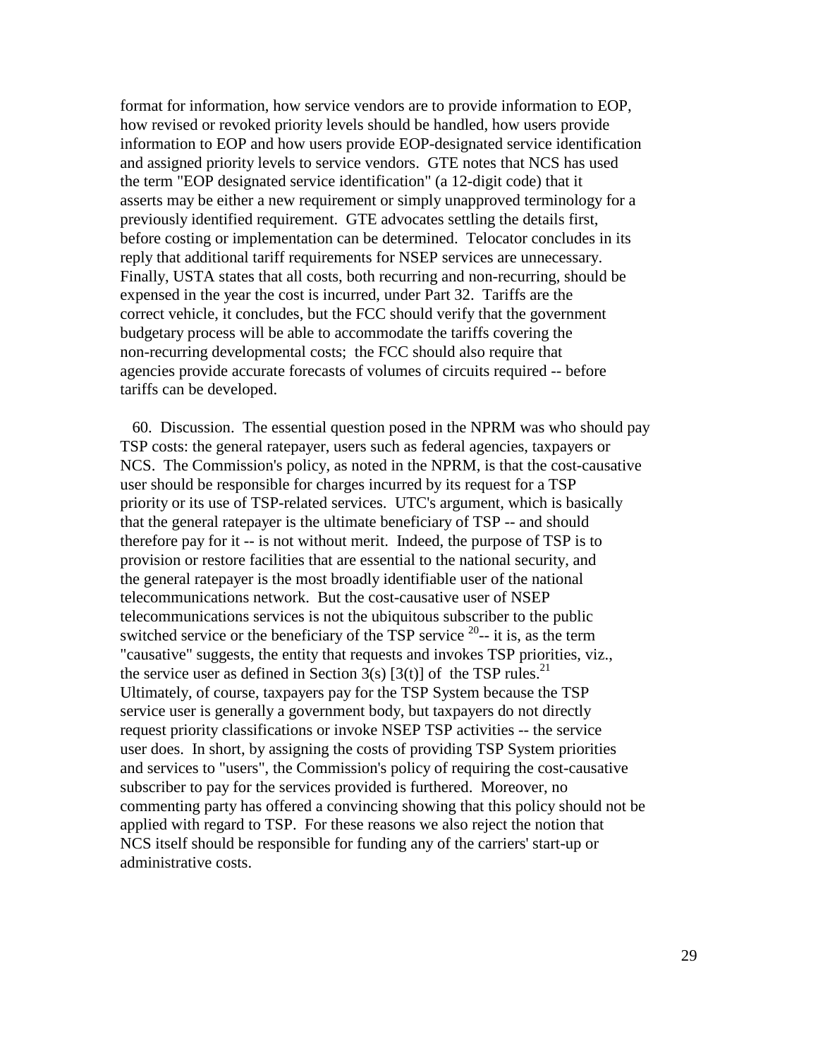format for information, how service vendors are to provide information to EOP, how revised or revoked priority levels should be handled, how users provide information to EOP and how users provide EOP-designated service identification and assigned priority levels to service vendors. GTE notes that NCS has used the term "EOP designated service identification" (a 12-digit code) that it asserts may be either a new requirement or simply unapproved terminology for a previously identified requirement. GTE advocates settling the details first, before costing or implementation can be determined. Telocator concludes in its reply that additional tariff requirements for NSEP services are unnecessary. Finally, USTA states that all costs, both recurring and non-recurring, should be expensed in the year the cost is incurred, under Part 32. Tariffs are the correct vehicle, it concludes, but the FCC should verify that the government budgetary process will be able to accommodate the tariffs covering the non-recurring developmental costs; the FCC should also require that agencies provide accurate forecasts of volumes of circuits required -- before tariffs can be developed.

60. Discussion. The essential question posed in the NPRM was who should pay TSP costs: the general ratepayer, users such as federal agencies, taxpayers or NCS. The Commission's policy, as noted in the NPRM, is that the cost-causative user should be responsible for charges incurred by its request for a TSP priority or its use of TSP-related services. UTC's argument, which is basically that the general ratepayer is the ultimate beneficiary of TSP -- and should therefore pay for it -- is not without merit. Indeed, the purpose of TSP is to provision or restore facilities that are essential to the national security, and the general ratepayer is the most broadly identifiable user of the national telecommunications network. But the cost-causative user of NSEP telecommunications services is not the ubiquitous subscriber to the public switched service or the beneficiary of the TSP service [20]-- it is, as the term "causative" suggests, the entity that requests and invokes TSP priorities, viz., the service user as defined in Section 3(s) [3(t)] of the TSP rules.[21] Ultimately, of course, taxpayers pay for the TSP System because the TSP service user is generally a government body, but taxpayers do not directly request priority classifications or invoke NSEP TSP activities -- the service user does. In short, by assigning the costs of providing TSP System priorities and services to "users", the Commission's policy of requiring the cost-causative subscriber to pay for the services provided is furthered. Moreover, no commenting party has offered a convincing showing that this policy should not be applied with regard to TSP. For these reasons we also reject the notion that NCS itself should be responsible for funding any of the carriers' start-up or administrative costs.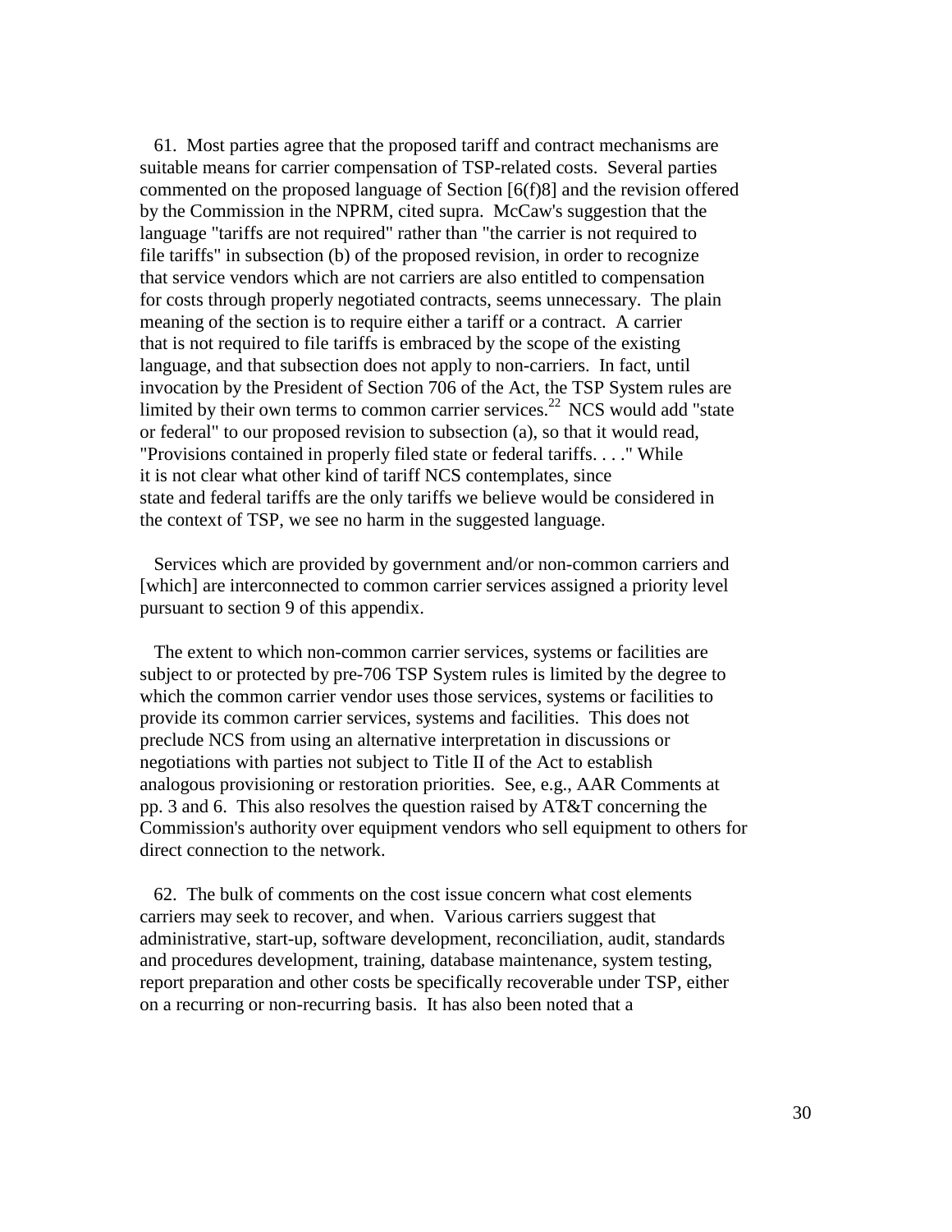61. Most parties agree that the proposed tariff and contract mechanisms are suitable means for carrier compensation of TSP-related costs. Several parties commented on the proposed language of Section [6(f)8] and the revision offered by the Commission in the NPRM, cited supra. McCaw's suggestion that the language "tariffs are not required" rather than "the carrier is not required to file tariffs" in subsection (b) of the proposed revision, in order to recognize that service vendors which are not carriers are also entitled to compensation for costs through properly negotiated contracts, seems unnecessary. The plain meaning of the section is to require either a tariff or a contract. A carrier that is not required to file tariffs is embraced by the scope of the existing language, and that subsection does not apply to non-carriers. In fact, until invocation by the President of Section 706 of the Act, the TSP System rules are limited by their own terms to common carrier services.[22] NCS would add "state or federal" to our proposed revision to subsection (a), so that it would read, "Provisions contained in properly filed state or federal tariffs. . . ." While it is not clear what other kind of tariff NCS contemplates, since state and federal tariffs are the only tariffs we believe would be considered in the context of TSP, we see no harm in the suggested language.

Services which are provided by government and/or non-common carriers and [which] are interconnected to common carrier services assigned a priority level pursuant to section 9 of this appendix.

The extent to which non-common carrier services, systems or facilities are subject to or protected by pre-706 TSP System rules is limited by the degree to which the common carrier vendor uses those services, systems or facilities to provide its common carrier services, systems and facilities. This does not preclude NCS from using an alternative interpretation in discussions or negotiations with parties not subject to Title II of the Act to establish analogous provisioning or restoration priorities. See, e.g., AAR Comments at pp. 3 and 6. This also resolves the question raised by AT&T concerning the Commission's authority over equipment vendors who sell equipment to others for direct connection to the network.

62. The bulk of comments on the cost issue concern what cost elements carriers may seek to recover, and when. Various carriers suggest that administrative, start-up, software development, reconciliation, audit, standards and procedures development, training, database maintenance, system testing, report preparation and other costs be specifically recoverable under TSP, either on a recurring or non-recurring basis. It has also been noted that a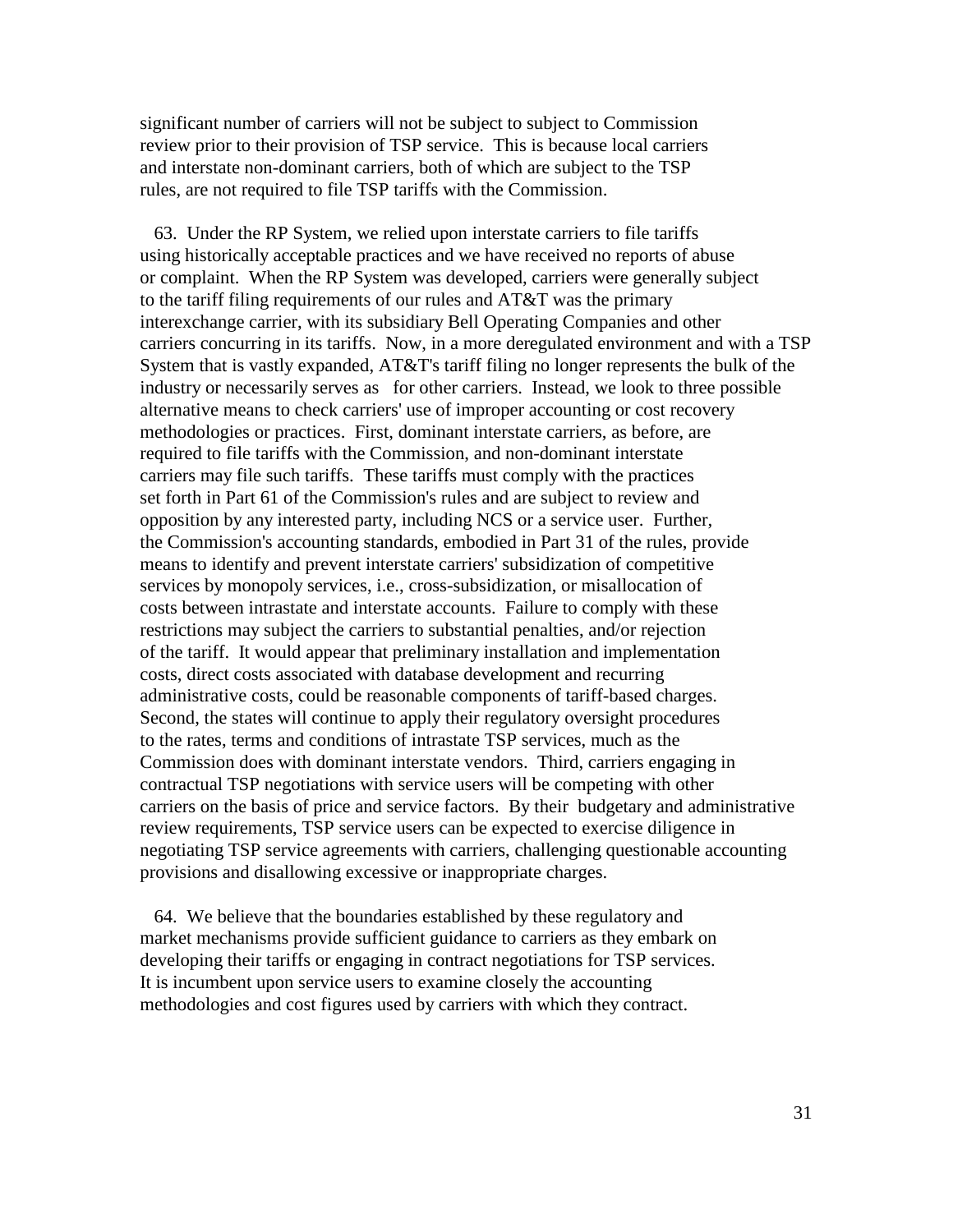significant number of carriers will not be subject to subject to Commission review prior to their provision of TSP service. This is because local carriers and interstate non-dominant carriers, both of which are subject to the TSP rules, are not required to file TSP tariffs with the Commission.

63. Under the RP System, we relied upon interstate carriers to file tariffs using historically acceptable practices and we have received no reports of abuse or complaint. When the RP System was developed, carriers were generally subject to the tariff filing requirements of our rules and AT&T was the primary interexchange carrier, with its subsidiary Bell Operating Companies and other carriers concurring in its tariffs. Now, in a more deregulated environment and with a TSP System that is vastly expanded, AT&T's tariff filing no longer represents the bulk of the industry or necessarily serves as for other carriers. Instead, we look to three possible alternative means to check carriers' use of improper accounting or cost recovery methodologies or practices. First, dominant interstate carriers, as before, are required to file tariffs with the Commission, and non-dominant interstate carriers may file such tariffs. These tariffs must comply with the practices set forth in Part 61 of the Commission's rules and are subject to review and opposition by any interested party, including NCS or a service user. Further, the Commission's accounting standards, embodied in Part 31 of the rules, provide means to identify and prevent interstate carriers' subsidization of competitive services by monopoly services, i.e., cross-subsidization, or misallocation of costs between intrastate and interstate accounts. Failure to comply with these restrictions may subject the carriers to substantial penalties, and/or rejection of the tariff. It would appear that preliminary installation and implementation costs, direct costs associated with database development and recurring administrative costs, could be reasonable components of tariff-based charges. Second, the states will continue to apply their regulatory oversight procedures to the rates, terms and conditions of intrastate TSP services, much as the Commission does with dominant interstate vendors. Third, carriers engaging in contractual TSP negotiations with service users will be competing with other carriers on the basis of price and service factors. By their budgetary and administrative review requirements, TSP service users can be expected to exercise diligence in negotiating TSP service agreements with carriers, challenging questionable accounting provisions and disallowing excessive or inappropriate charges.

64. We believe that the boundaries established by these regulatory and market mechanisms provide sufficient guidance to carriers as they embark on developing their tariffs or engaging in contract negotiations for TSP services. It is incumbent upon service users to examine closely the accounting methodologies and cost figures used by carriers with which they contract.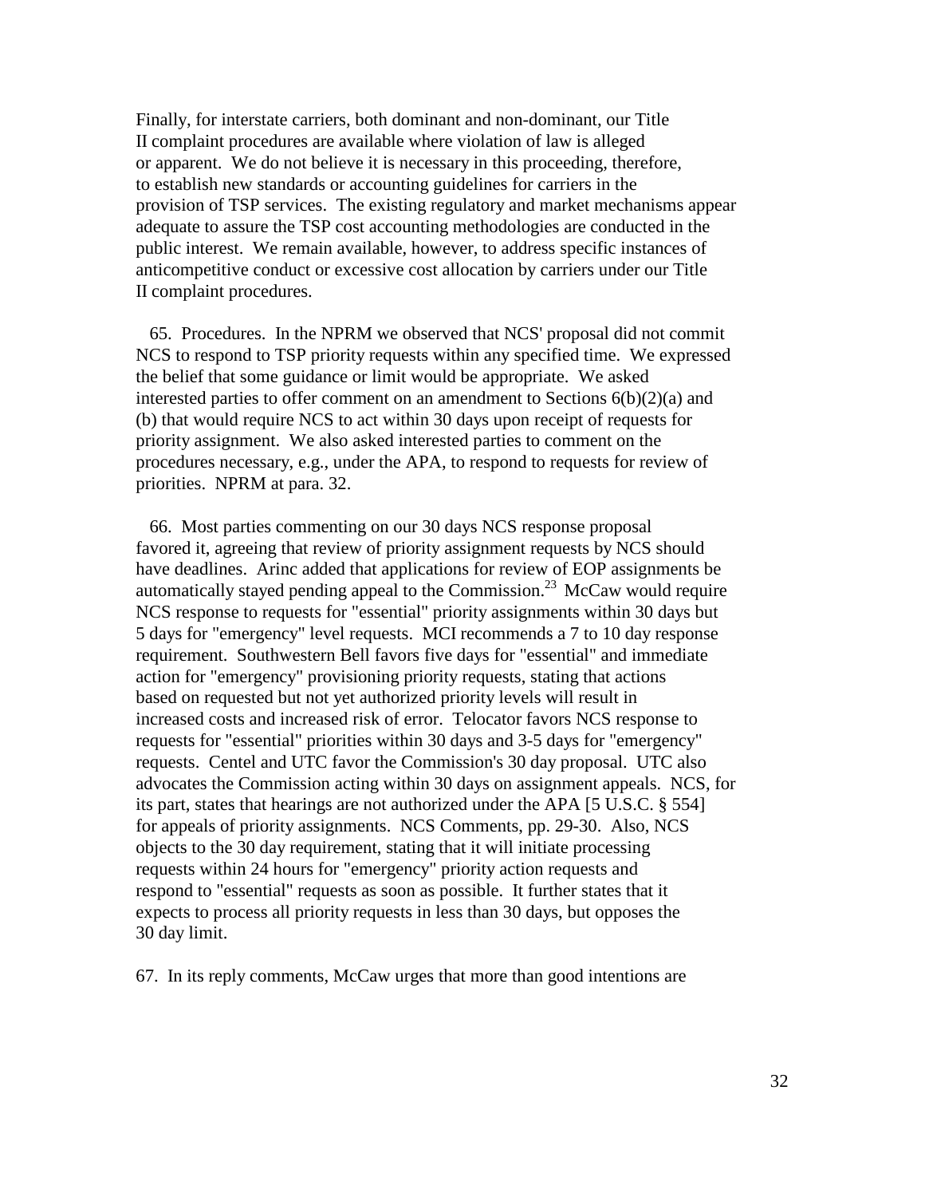Finally, for interstate carriers, both dominant and non-dominant, our Title II complaint procedures are available where violation of law is alleged or apparent. We do not believe it is necessary in this proceeding, therefore, to establish new standards or accounting guidelines for carriers in the provision of TSP services. The existing regulatory and market mechanisms appear adequate to assure the TSP cost accounting methodologies are conducted in the public interest. We remain available, however, to address specific instances of anticompetitive conduct or excessive cost allocation by carriers under our Title II complaint procedures.

65. Procedures. In the NPRM we observed that NCS' proposal did not commit NCS to respond to TSP priority requests within any specified time. We expressed the belief that some guidance or limit would be appropriate. We asked interested parties to offer comment on an amendment to Sections 6(b)(2)(a) and (b) that would require NCS to act within 30 days upon receipt of requests for priority assignment. We also asked interested parties to comment on the procedures necessary, e.g., under the APA, to respond to requests for review of priorities. NPRM at para. 32.

66. Most parties commenting on our 30 days NCS response proposal favored it, agreeing that review of priority assignment requests by NCS should have deadlines. Arinc added that applications for review of EOP assignments be automatically stayed pending appeal to the Commission.[23] McCaw would require NCS response to requests for "essential" priority assignments within 30 days but 5 days for "emergency" level requests. MCI recommends a 7 to 10 day response requirement. Southwestern Bell favors five days for "essential" and immediate action for "emergency" provisioning priority requests, stating that actions based on requested but not yet authorized priority levels will result in increased costs and increased risk of error. Telocator favors NCS response to requests for "essential" priorities within 30 days and 3-5 days for "emergency" requests. Centel and UTC favor the Commission's 30 day proposal. UTC also advocates the Commission acting within 30 days on assignment appeals. NCS, for its part, states that hearings are not authorized under the APA [5 U.S.C. § 554] for appeals of priority assignments. NCS Comments, pp. 29-30. Also, NCS objects to the 30 day requirement, stating that it will initiate processing requests within 24 hours for "emergency" priority action requests and respond to "essential" requests as soon as possible. It further states that it expects to process all priority requests in less than 30 days, but opposes the 30 day limit.

67. In its reply comments, McCaw urges that more than good intentions are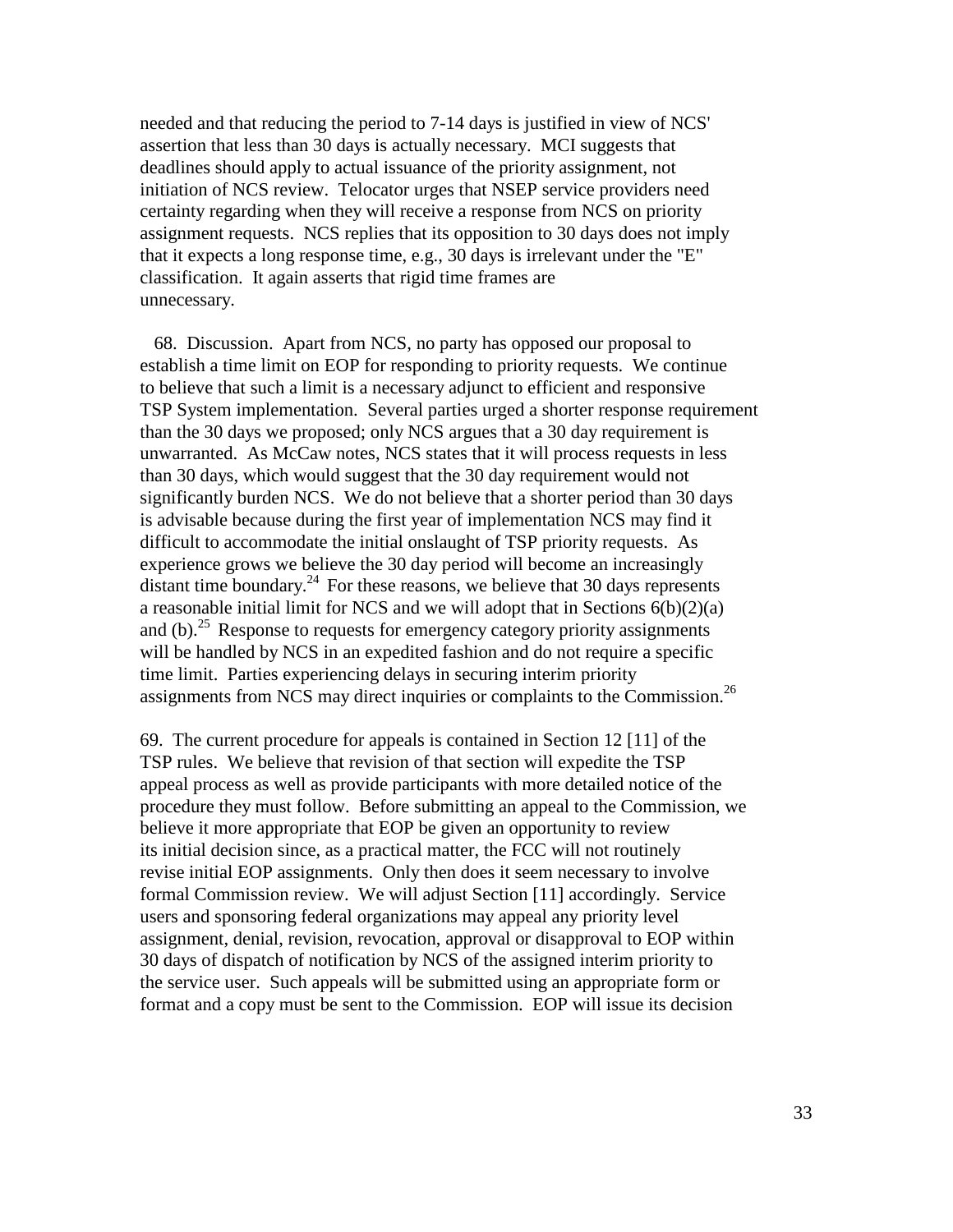needed and that reducing the period to 7-14 days is justified in view of NCS' assertion that less than 30 days is actually necessary. MCI suggests that deadlines should apply to actual issuance of the priority assignment, not initiation of NCS review. Telocator urges that NSEP service providers need certainty regarding when they will receive a response from NCS on priority assignment requests. NCS replies that its opposition to 30 days does not imply that it expects a long response time, e.g., 30 days is irrelevant under the "E" classification. It again asserts that rigid time frames are unnecessary.

68. Discussion. Apart from NCS, no party has opposed our proposal to establish a time limit on EOP for responding to priority requests. We continue to believe that such a limit is a necessary adjunct to efficient and responsive TSP System implementation. Several parties urged a shorter response requirement than the 30 days we proposed; only NCS argues that a 30 day requirement is unwarranted. As McCaw notes, NCS states that it will process requests in less than 30 days, which would suggest that the 30 day requirement would not significantly burden NCS. We do not believe that a shorter period than 30 days is advisable because during the first year of implementation NCS may find it difficult to accommodate the initial onslaught of TSP priority requests. As experience grows we believe the 30 day period will become an increasingly distant time boundary.[24] For these reasons, we believe that 30 days represents a reasonable initial limit for NCS and we will adopt that in Sections 6(b)(2)(a) and (b).[25] Response to requests for emergency category priority assignments will be handled by NCS in an expedited fashion and do not require a specific time limit. Parties experiencing delays in securing interim priority assignments from NCS may direct inquiries or complaints to the Commission.[26]

69. The current procedure for appeals is contained in Section 12 [11] of the TSP rules. We believe that revision of that section will expedite the TSP appeal process as well as provide participants with more detailed notice of the procedure they must follow. Before submitting an appeal to the Commission, we believe it more appropriate that EOP be given an opportunity to review its initial decision since, as a practical matter, the FCC will not routinely revise initial EOP assignments. Only then does it seem necessary to involve formal Commission review. We will adjust Section [11] accordingly. Service users and sponsoring federal organizations may appeal any priority level assignment, denial, revision, revocation, approval or disapproval to EOP within 30 days of dispatch of notification by NCS of the assigned interim priority to the service user. Such appeals will be submitted using an appropriate form or format and a copy must be sent to the Commission. EOP will issue its decision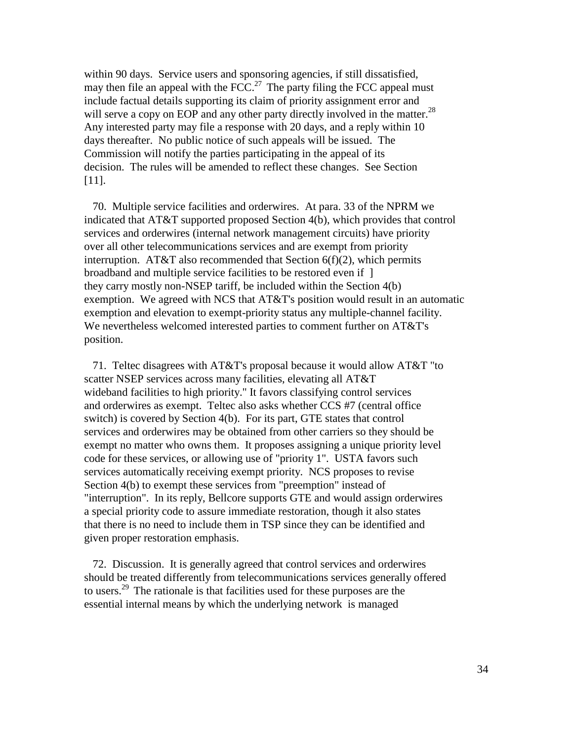within 90 days. Service users and sponsoring agencies, if still dissatisfied, may then file an appeal with the FCC.[27] The party filing the FCC appeal must include factual details supporting its claim of priority assignment error and will serve a copy on EOP and any other party directly involved in the matter.[28] Any interested party may file a response with 20 days, and a reply within 10 days thereafter. No public notice of such appeals will be issued. The Commission will notify the parties participating in the appeal of its decision. The rules will be amended to reflect these changes. See Section [11].

70. Multiple service facilities and orderwires. At para. 33 of the NPRM we indicated that AT&T supported proposed Section 4(b), which provides that control services and orderwires (internal network management circuits) have priority over all other telecommunications services and are exempt from priority interruption. AT&T also recommended that Section 6(f)(2), which permits broadband and multiple service facilities to be restored even if ] they carry mostly non-NSEP tariff, be included within the Section 4(b) exemption. We agreed with NCS that AT&T's position would result in an automatic exemption and elevation to exempt-priority status any multiple-channel facility. We nevertheless welcomed interested parties to comment further on AT&T's position.

71. Teltec disagrees with AT&T's proposal because it would allow AT&T "to scatter NSEP services across many facilities, elevating all AT&T wideband facilities to high priority." It favors classifying control services and orderwires as exempt. Teltec also asks whether CCS #7 (central office switch) is covered by Section 4(b). For its part, GTE states that control services and orderwires may be obtained from other carriers so they should be exempt no matter who owns them. It proposes assigning a unique priority level code for these services, or allowing use of "priority 1". USTA favors such services automatically receiving exempt priority. NCS proposes to revise Section 4(b) to exempt these services from "preemption" instead of "interruption". In its reply, Bellcore supports GTE and would assign orderwires a special priority code to assure immediate restoration, though it also states that there is no need to include them in TSP since they can be identified and given proper restoration emphasis.

72. Discussion. It is generally agreed that control services and orderwires should be treated differently from telecommunications services generally offered to users.[29] The rationale is that facilities used for these purposes are the essential internal means by which the underlying network is managed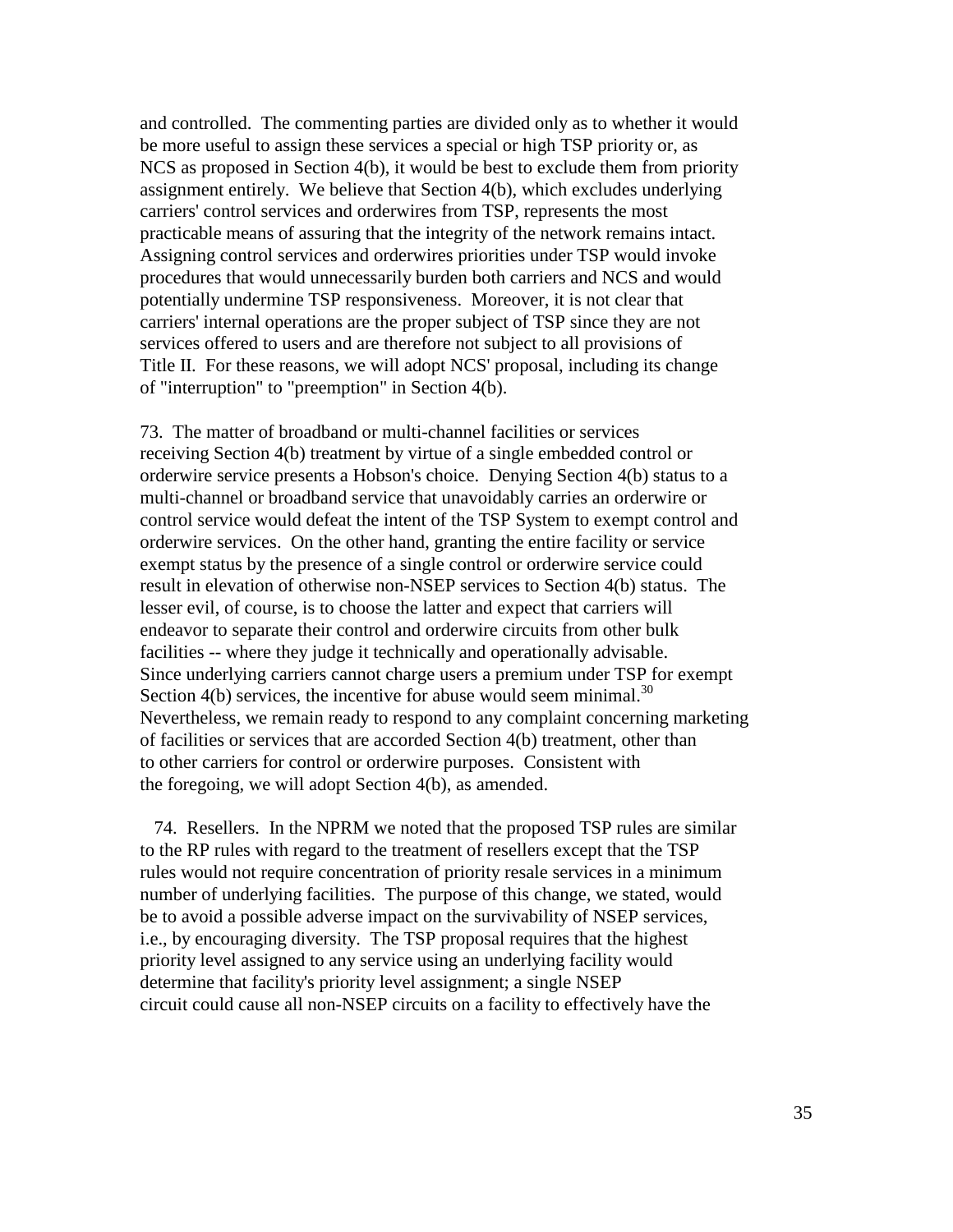and controlled. The commenting parties are divided only as to whether it would be more useful to assign these services a special or high TSP priority or, as NCS as proposed in Section 4(b), it would be best to exclude them from priority assignment entirely. We believe that Section 4(b), which excludes underlying carriers' control services and orderwires from TSP, represents the most practicable means of assuring that the integrity of the network remains intact. Assigning control services and orderwires priorities under TSP would invoke procedures that would unnecessarily burden both carriers and NCS and would potentially undermine TSP responsiveness. Moreover, it is not clear that carriers' internal operations are the proper subject of TSP since they are not services offered to users and are therefore not subject to all provisions of Title II. For these reasons, we will adopt NCS' proposal, including its change of "interruption" to "preemption" in Section 4(b).

73. The matter of broadband or multi-channel facilities or services receiving Section 4(b) treatment by virtue of a single embedded control or orderwire service presents a Hobson's choice. Denying Section 4(b) status to a multi-channel or broadband service that unavoidably carries an orderwire or control service would defeat the intent of the TSP System to exempt control and orderwire services. On the other hand, granting the entire facility or service exempt status by the presence of a single control or orderwire service could result in elevation of otherwise non-NSEP services to Section 4(b) status. The lesser evil, of course, is to choose the latter and expect that carriers will endeavor to separate their control and orderwire circuits from other bulk facilities -- where they judge it technically and operationally advisable. Since underlying carriers cannot charge users a premium under TSP for exempt Section 4(b) services, the incentive for abuse would seem minimal.[30] Nevertheless, we remain ready to respond to any complaint concerning marketing of facilities or services that are accorded Section 4(b) treatment, other than to other carriers for control or orderwire purposes. Consistent with the foregoing, we will adopt Section 4(b), as amended.

74. Resellers. In the NPRM we noted that the proposed TSP rules are similar to the RP rules with regard to the treatment of resellers except that the TSP rules would not require concentration of priority resale services in a minimum number of underlying facilities. The purpose of this change, we stated, would be to avoid a possible adverse impact on the survivability of NSEP services, i.e., by encouraging diversity. The TSP proposal requires that the highest priority level assigned to any service using an underlying facility would determine that facility's priority level assignment; a single NSEP circuit could cause all non-NSEP circuits on a facility to effectively have the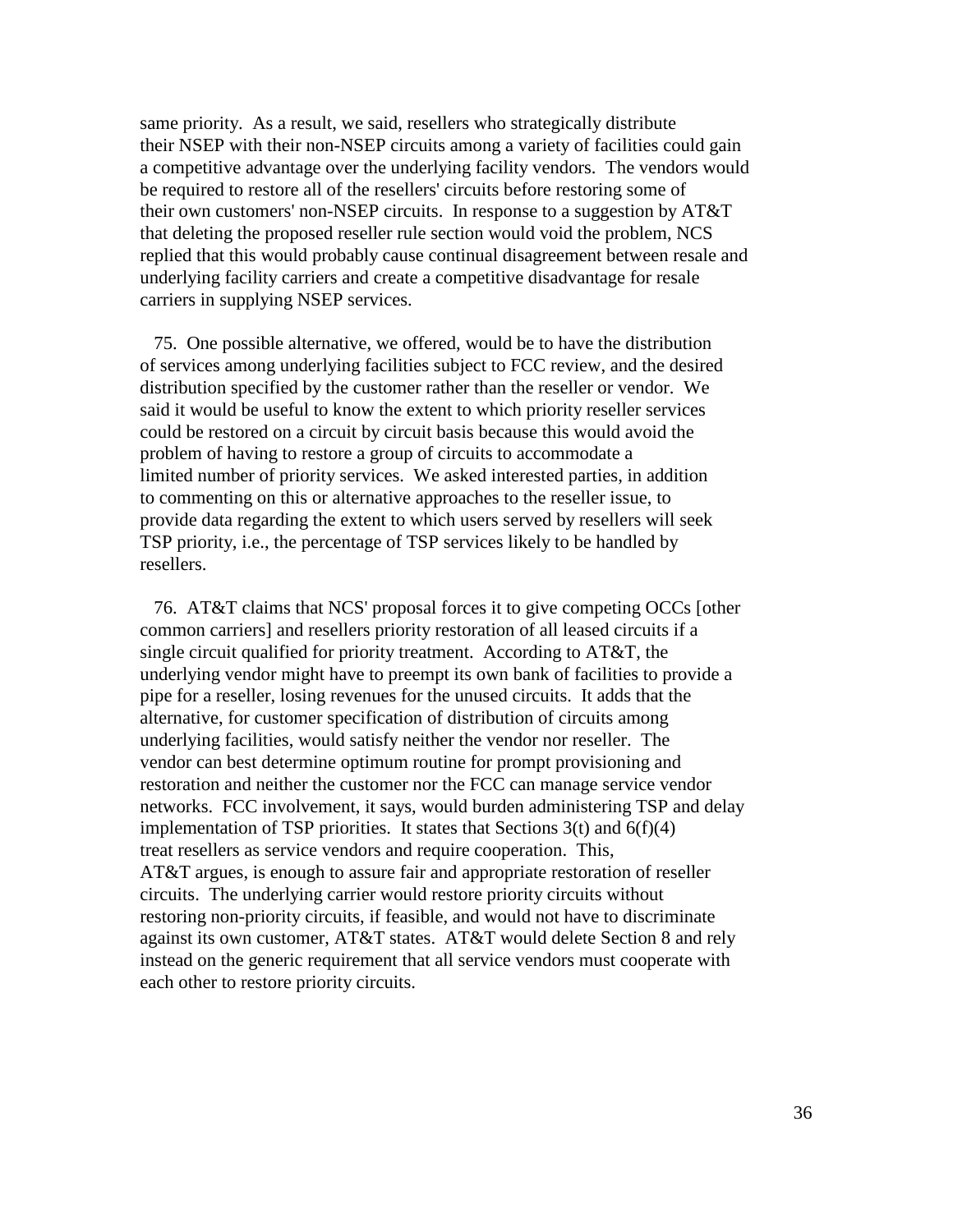same priority. As a result, we said, resellers who strategically distribute their NSEP with their non-NSEP circuits among a variety of facilities could gain a competitive advantage over the underlying facility vendors. The vendors would be required to restore all of the resellers' circuits before restoring some of their own customers' non-NSEP circuits. In response to a suggestion by AT&T that deleting the proposed reseller rule section would void the problem, NCS replied that this would probably cause continual disagreement between resale and underlying facility carriers and create a competitive disadvantage for resale carriers in supplying NSEP services.

75. One possible alternative, we offered, would be to have the distribution of services among underlying facilities subject to FCC review, and the desired distribution specified by the customer rather than the reseller or vendor. We said it would be useful to know the extent to which priority reseller services could be restored on a circuit by circuit basis because this would avoid the problem of having to restore a group of circuits to accommodate a limited number of priority services. We asked interested parties, in addition to commenting on this or alternative approaches to the reseller issue, to provide data regarding the extent to which users served by resellers will seek TSP priority, i.e., the percentage of TSP services likely to be handled by resellers.

76. AT&T claims that NCS' proposal forces it to give competing OCCs [other common carriers] and resellers priority restoration of all leased circuits if a single circuit qualified for priority treatment. According to AT&T, the underlying vendor might have to preempt its own bank of facilities to provide a pipe for a reseller, losing revenues for the unused circuits. It adds that the alternative, for customer specification of distribution of circuits among underlying facilities, would satisfy neither the vendor nor reseller. The vendor can best determine optimum routine for prompt provisioning and restoration and neither the customer nor the FCC can manage service vendor networks. FCC involvement, it says, would burden administering TSP and delay implementation of TSP priorities. It states that Sections 3(t) and 6(f)(4) treat resellers as service vendors and require cooperation. This, AT&T argues, is enough to assure fair and appropriate restoration of reseller circuits. The underlying carrier would restore priority circuits without restoring non-priority circuits, if feasible, and would not have to discriminate against its own customer, AT&T states. AT&T would delete Section 8 and rely instead on the generic requirement that all service vendors must cooperate with each other to restore priority circuits.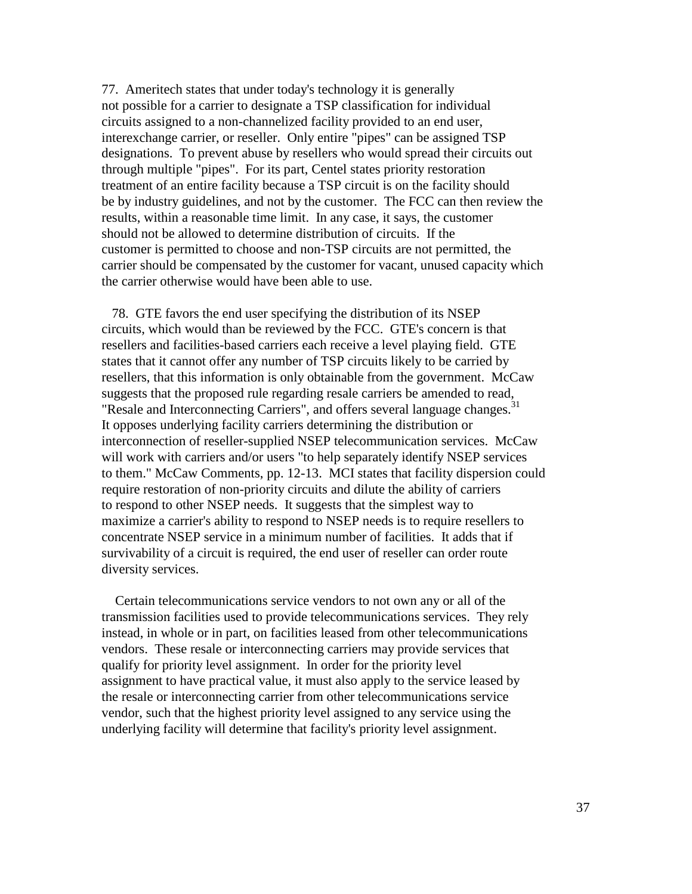77. Ameritech states that under today's technology it is generally not possible for a carrier to designate a TSP classification for individual circuits assigned to a non-channelized facility provided to an end user, interexchange carrier, or reseller. Only entire "pipes" can be assigned TSP designations. To prevent abuse by resellers who would spread their circuits out through multiple "pipes". For its part, Centel states priority restoration treatment of an entire facility because a TSP circuit is on the facility should be by industry guidelines, and not by the customer. The FCC can then review the results, within a reasonable time limit. In any case, it says, the customer should not be allowed to determine distribution of circuits. If the customer is permitted to choose and non-TSP circuits are not permitted, the carrier should be compensated by the customer for vacant, unused capacity which the carrier otherwise would have been able to use.

78. GTE favors the end user specifying the distribution of its NSEP circuits, which would than be reviewed by the FCC. GTE's concern is that resellers and facilities-based carriers each receive a level playing field. GTE states that it cannot offer any number of TSP circuits likely to be carried by resellers, that this information is only obtainable from the government. McCaw suggests that the proposed rule regarding resale carriers be amended to read, "Resale and Interconnecting Carriers", and offers several language changes.[31] It opposes underlying facility carriers determining the distribution or interconnection of reseller-supplied NSEP telecommunication services. McCaw will work with carriers and/or users "to help separately identify NSEP services to them." McCaw Comments, pp. 12-13. MCI states that facility dispersion could require restoration of non-priority circuits and dilute the ability of carriers to respond to other NSEP needs. It suggests that the simplest way to maximize a carrier's ability to respond to NSEP needs is to require resellers to concentrate NSEP service in a minimum number of facilities. It adds that if survivability of a circuit is required, the end user of reseller can order route diversity services.

Certain telecommunications service vendors to not own any or all of the transmission facilities used to provide telecommunications services. They rely instead, in whole or in part, on facilities leased from other telecommunications vendors. These resale or interconnecting carriers may provide services that qualify for priority level assignment. In order for the priority level assignment to have practical value, it must also apply to the service leased by the resale or interconnecting carrier from other telecommunications service vendor, such that the highest priority level assigned to any service using the underlying facility will determine that facility's priority level assignment.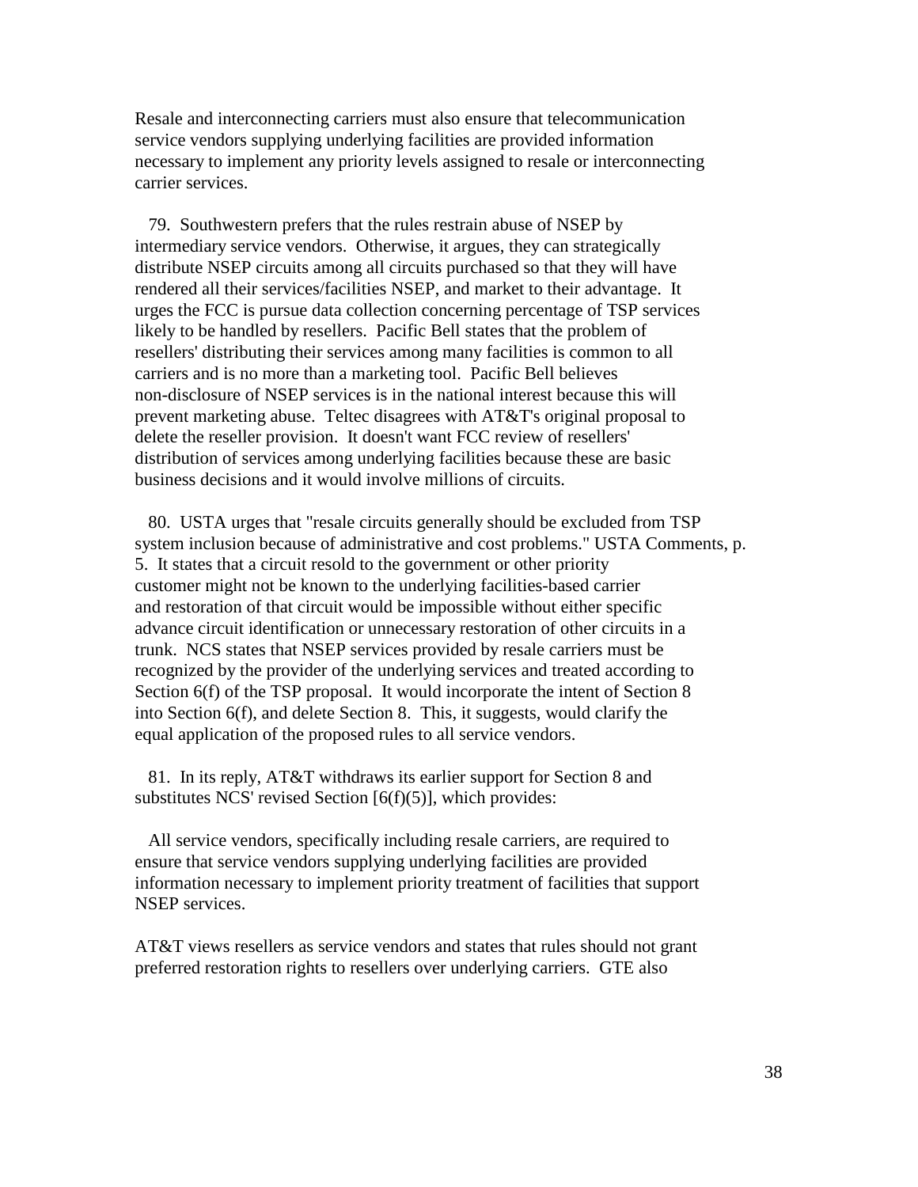Resale and interconnecting carriers must also ensure that telecommunication service vendors supplying underlying facilities are provided information necessary to implement any priority levels assigned to resale or interconnecting carrier services.

79. Southwestern prefers that the rules restrain abuse of NSEP by intermediary service vendors. Otherwise, it argues, they can strategically distribute NSEP circuits among all circuits purchased so that they will have rendered all their services/facilities NSEP, and market to their advantage. It urges the FCC is pursue data collection concerning percentage of TSP services likely to be handled by resellers. Pacific Bell states that the problem of resellers' distributing their services among many facilities is common to all carriers and is no more than a marketing tool. Pacific Bell believes non-disclosure of NSEP services is in the national interest because this will prevent marketing abuse. Teltec disagrees with AT&T's original proposal to delete the reseller provision. It doesn't want FCC review of resellers' distribution of services among underlying facilities because these are basic business decisions and it would involve millions of circuits.

80. USTA urges that "resale circuits generally should be excluded from TSP system inclusion because of administrative and cost problems." USTA Comments, p. 5. It states that a circuit resold to the government or other priority customer might not be known to the underlying facilities-based carrier and restoration of that circuit would be impossible without either specific advance circuit identification or unnecessary restoration of other circuits in a trunk. NCS states that NSEP services provided by resale carriers must be recognized by the provider of the underlying services and treated according to Section 6(f) of the TSP proposal. It would incorporate the intent of Section 8 into Section 6(f), and delete Section 8. This, it suggests, would clarify the equal application of the proposed rules to all service vendors.

81. In its reply, AT&T withdraws its earlier support for Section 8 and substitutes NCS' revised Section [6(f)(5)], which provides:

All service vendors, specifically including resale carriers, are required to ensure that service vendors supplying underlying facilities are provided information necessary to implement priority treatment of facilities that support NSEP services.

AT&T views resellers as service vendors and states that rules should not grant preferred restoration rights to resellers over underlying carriers. GTE also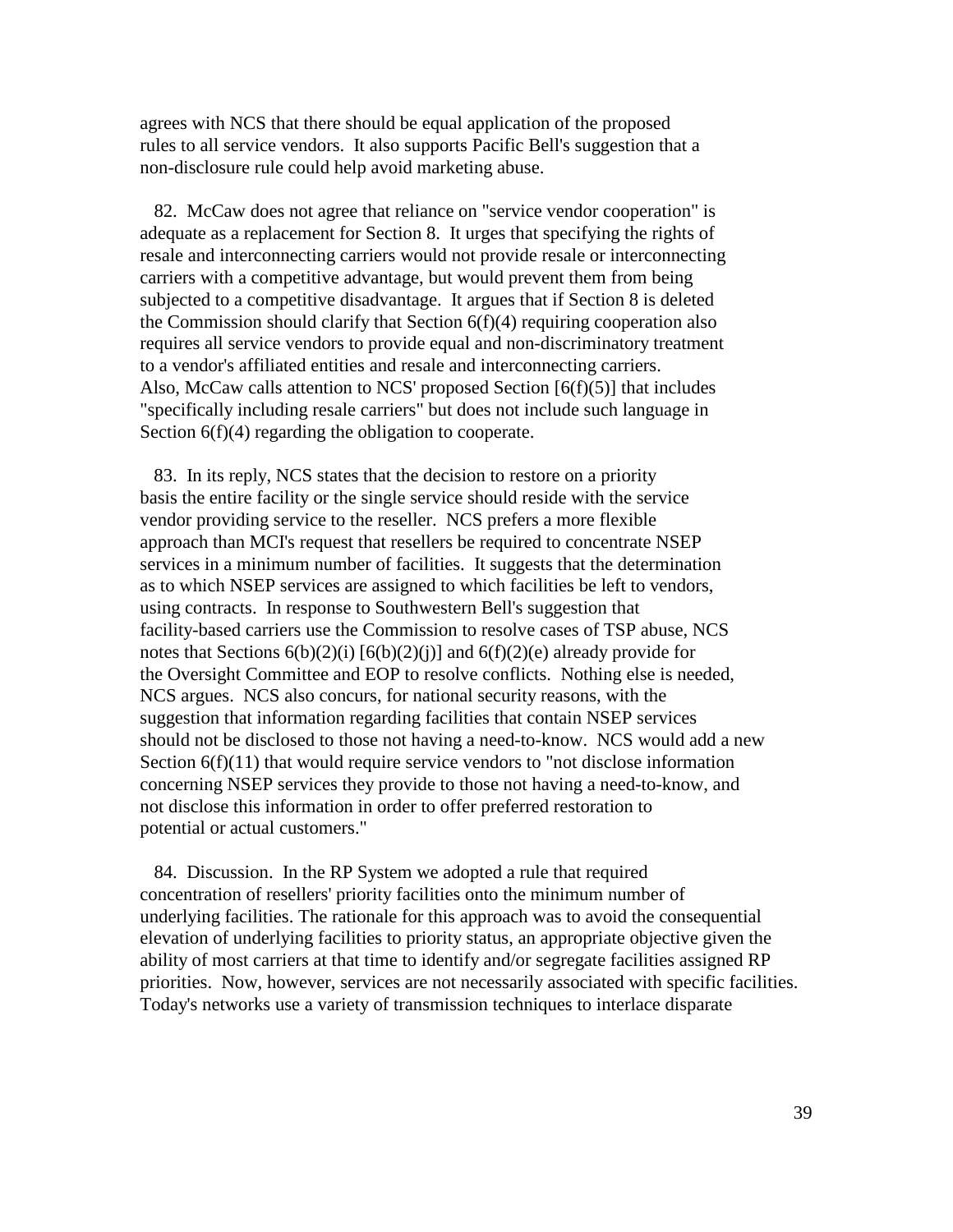agrees with NCS that there should be equal application of the proposed rules to all service vendors. It also supports Pacific Bell's suggestion that a non-disclosure rule could help avoid marketing abuse.

82. McCaw does not agree that reliance on "service vendor cooperation" is adequate as a replacement for Section 8. It urges that specifying the rights of resale and interconnecting carriers would not provide resale or interconnecting carriers with a competitive advantage, but would prevent them from being subjected to a competitive disadvantage. It argues that if Section 8 is deleted the Commission should clarify that Section 6(f)(4) requiring cooperation also requires all service vendors to provide equal and non-discriminatory treatment to a vendor's affiliated entities and resale and interconnecting carriers. Also, McCaw calls attention to NCS' proposed Section [6(f)(5)] that includes "specifically including resale carriers" but does not include such language in Section 6(f)(4) regarding the obligation to cooperate.

83. In its reply, NCS states that the decision to restore on a priority basis the entire facility or the single service should reside with the service vendor providing service to the reseller. NCS prefers a more flexible approach than MCI's request that resellers be required to concentrate NSEP services in a minimum number of facilities. It suggests that the determination as to which NSEP services are assigned to which facilities be left to vendors, using contracts. In response to Southwestern Bell's suggestion that facility-based carriers use the Commission to resolve cases of TSP abuse, NCS notes that Sections 6(b)(2)(i) [6(b)(2)(j)] and 6(f)(2)(e) already provide for the Oversight Committee and EOP to resolve conflicts. Nothing else is needed, NCS argues. NCS also concurs, for national security reasons, with the suggestion that information regarding facilities that contain NSEP services should not be disclosed to those not having a need-to-know. NCS would add a new Section 6(f)(11) that would require service vendors to "not disclose information concerning NSEP services they provide to those not having a need-to-know, and not disclose this information in order to offer preferred restoration to potential or actual customers."

84. Discussion. In the RP System we adopted a rule that required concentration of resellers' priority facilities onto the minimum number of underlying facilities. The rationale for this approach was to avoid the consequential elevation of underlying facilities to priority status, an appropriate objective given the ability of most carriers at that time to identify and/or segregate facilities assigned RP priorities. Now, however, services are not necessarily associated with specific facilities. Today's networks use a variety of transmission techniques to interlace disparate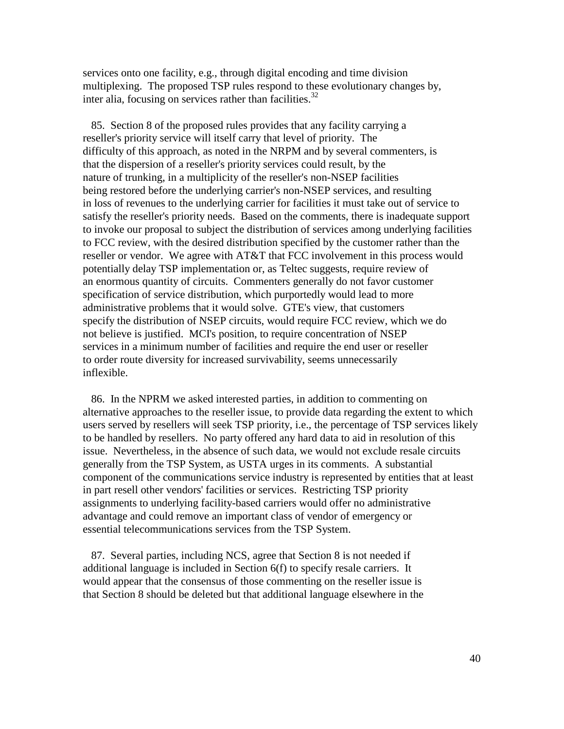services onto one facility, e.g., through digital encoding and time division multiplexing. The proposed TSP rules respond to these evolutionary changes by, inter alia, focusing on services rather than facilities.[32]

85. Section 8 of the proposed rules provides that any facility carrying a reseller's priority service will itself carry that level of priority. The difficulty of this approach, as noted in the NRPM and by several commenters, is that the dispersion of a reseller's priority services could result, by the nature of trunking, in a multiplicity of the reseller's non-NSEP facilities being restored before the underlying carrier's non-NSEP services, and resulting in loss of revenues to the underlying carrier for facilities it must take out of service to satisfy the reseller's priority needs. Based on the comments, there is inadequate support to invoke our proposal to subject the distribution of services among underlying facilities to FCC review, with the desired distribution specified by the customer rather than the reseller or vendor. We agree with AT&T that FCC involvement in this process would potentially delay TSP implementation or, as Teltec suggests, require review of an enormous quantity of circuits. Commenters generally do not favor customer specification of service distribution, which purportedly would lead to more administrative problems that it would solve. GTE's view, that customers specify the distribution of NSEP circuits, would require FCC review, which we do not believe is justified. MCI's position, to require concentration of NSEP services in a minimum number of facilities and require the end user or reseller to order route diversity for increased survivability, seems unnecessarily inflexible.

86. In the NPRM we asked interested parties, in addition to commenting on alternative approaches to the reseller issue, to provide data regarding the extent to which users served by resellers will seek TSP priority, i.e., the percentage of TSP services likely to be handled by resellers. No party offered any hard data to aid in resolution of this issue. Nevertheless, in the absence of such data, we would not exclude resale circuits generally from the TSP System, as USTA urges in its comments. A substantial component of the communications service industry is represented by entities that at least in part resell other vendors' facilities or services. Restricting TSP priority assignments to underlying facility-based carriers would offer no administrative advantage and could remove an important class of vendor of emergency or essential telecommunications services from the TSP System.

87. Several parties, including NCS, agree that Section 8 is not needed if additional language is included in Section 6(f) to specify resale carriers. It would appear that the consensus of those commenting on the reseller issue is that Section 8 should be deleted but that additional language elsewhere in the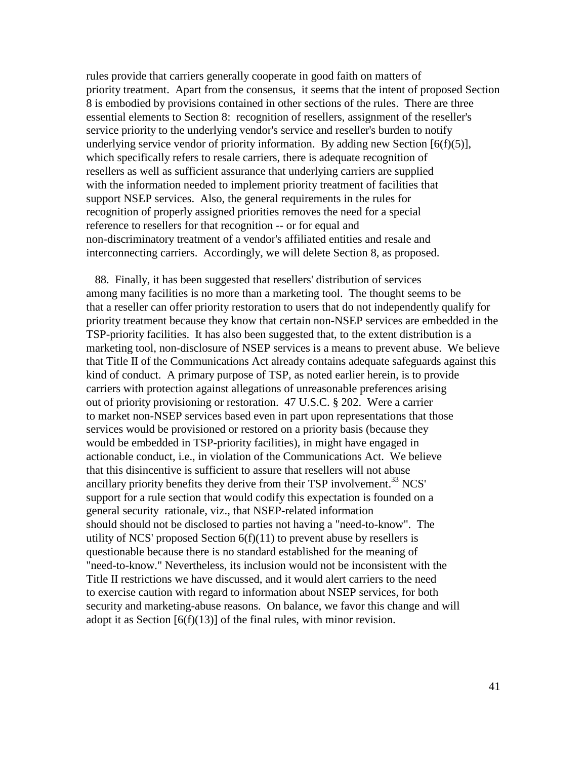rules provide that carriers generally cooperate in good faith on matters of priority treatment. Apart from the consensus, it seems that the intent of proposed Section 8 is embodied by provisions contained in other sections of the rules. There are three essential elements to Section 8: recognition of resellers, assignment of the reseller's service priority to the underlying vendor's service and reseller's burden to notify underlying service vendor of priority information. By adding new Section [6(f)(5)], which specifically refers to resale carriers, there is adequate recognition of resellers as well as sufficient assurance that underlying carriers are supplied with the information needed to implement priority treatment of facilities that support NSEP services. Also, the general requirements in the rules for recognition of properly assigned priorities removes the need for a special reference to resellers for that recognition -- or for equal and non-discriminatory treatment of a vendor's affiliated entities and resale and interconnecting carriers. Accordingly, we will delete Section 8, as proposed.

88. Finally, it has been suggested that resellers' distribution of services among many facilities is no more than a marketing tool. The thought seems to be that a reseller can offer priority restoration to users that do not independently qualify for priority treatment because they know that certain non-NSEP services are embedded in the TSP-priority facilities. It has also been suggested that, to the extent distribution is a marketing tool, non-disclosure of NSEP services is a means to prevent abuse. We believe that Title II of the Communications Act already contains adequate safeguards against this kind of conduct. A primary purpose of TSP, as noted earlier herein, is to provide carriers with protection against allegations of unreasonable preferences arising out of priority provisioning or restoration. 47 U.S.C. § 202. Were a carrier to market non-NSEP services based even in part upon representations that those services would be provisioned or restored on a priority basis (because they would be embedded in TSP-priority facilities), in might have engaged in actionable conduct, i.e., in violation of the Communications Act. We believe that this disincentive is sufficient to assure that resellers will not abuse ancillary priority benefits they derive from their TSP involvement.[33] NCS' support for a rule section that would codify this expectation is founded on a general security rationale, viz., that NSEP-related information should should not be disclosed to parties not having a "need-to-know". The utility of NCS' proposed Section 6(f)(11) to prevent abuse by resellers is questionable because there is no standard established for the meaning of "need-to-know." Nevertheless, its inclusion would not be inconsistent with the Title II restrictions we have discussed, and it would alert carriers to the need to exercise caution with regard to information about NSEP services, for both security and marketing-abuse reasons. On balance, we favor this change and will adopt it as Section [6(f)(13)] of the final rules, with minor revision.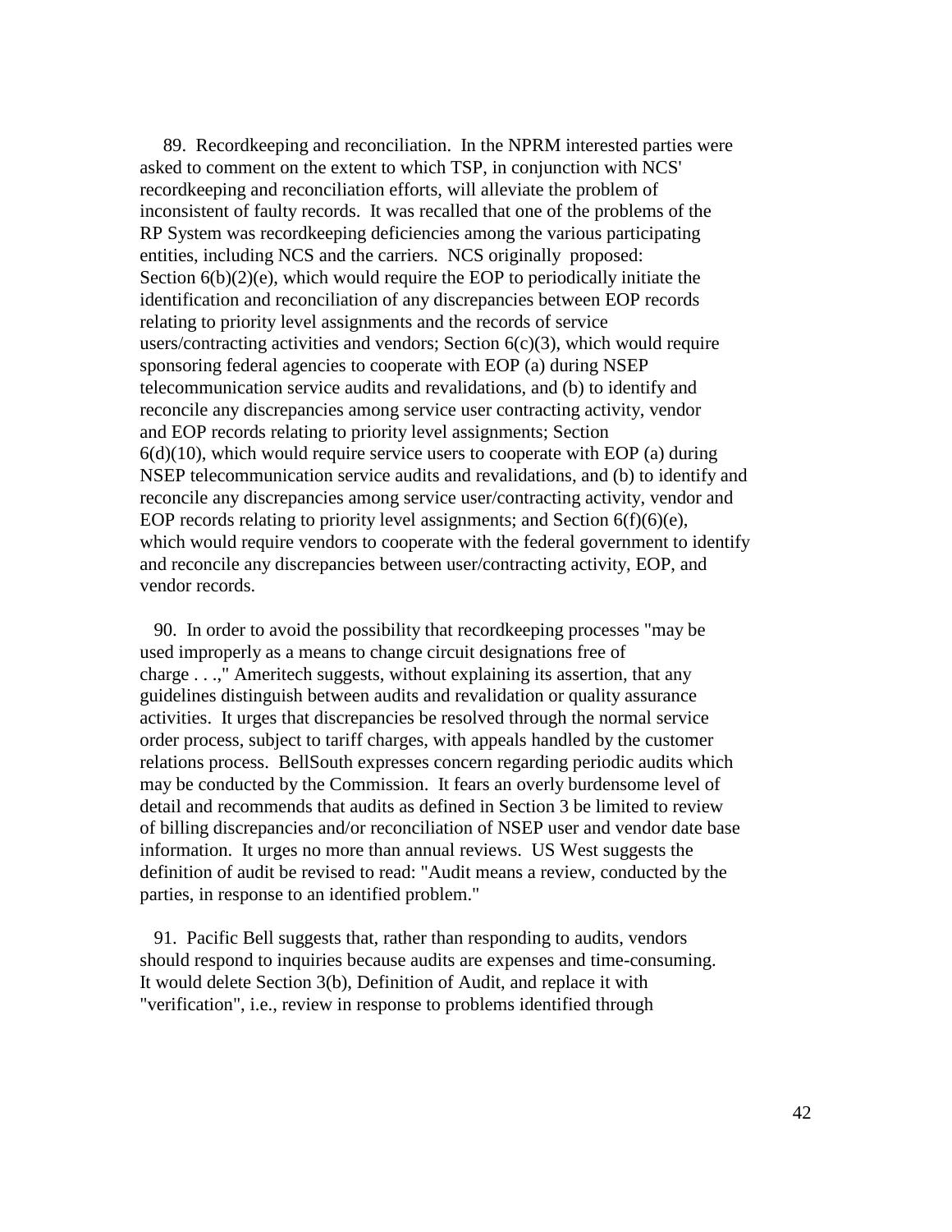89. Recordkeeping and reconciliation. In the NPRM interested parties were asked to comment on the extent to which TSP, in conjunction with NCS' recordkeeping and reconciliation efforts, will alleviate the problem of inconsistent of faulty records. It was recalled that one of the problems of the RP System was recordkeeping deficiencies among the various participating entities, including NCS and the carriers. NCS originally proposed: Section 6(b)(2)(e), which would require the EOP to periodically initiate the identification and reconciliation of any discrepancies between EOP records relating to priority level assignments and the records of service users/contracting activities and vendors; Section 6(c)(3), which would require sponsoring federal agencies to cooperate with EOP (a) during NSEP telecommunication service audits and revalidations, and (b) to identify and reconcile any discrepancies among service user contracting activity, vendor and EOP records relating to priority level assignments; Section 6(d)(10), which would require service users to cooperate with EOP (a) during NSEP telecommunication service audits and revalidations, and (b) to identify and reconcile any discrepancies among service user/contracting activity, vendor and EOP records relating to priority level assignments; and Section 6(f)(6)(e), which would require vendors to cooperate with the federal government to identify and reconcile any discrepancies between user/contracting activity, EOP, and vendor records.

90. In order to avoid the possibility that recordkeeping processes "may be used improperly as a means to change circuit designations free of charge . . .," Ameritech suggests, without explaining its assertion, that any guidelines distinguish between audits and revalidation or quality assurance activities. It urges that discrepancies be resolved through the normal service order process, subject to tariff charges, with appeals handled by the customer relations process. BellSouth expresses concern regarding periodic audits which may be conducted by the Commission. It fears an overly burdensome level of detail and recommends that audits as defined in Section 3 be limited to review of billing discrepancies and/or reconciliation of NSEP user and vendor date base information. It urges no more than annual reviews. US West suggests the definition of audit be revised to read: "Audit means a review, conducted by the parties, in response to an identified problem."

91. Pacific Bell suggests that, rather than responding to audits, vendors should respond to inquiries because audits are expenses and time-consuming. It would delete Section 3(b), Definition of Audit, and replace it with "verification", i.e., review in response to problems identified through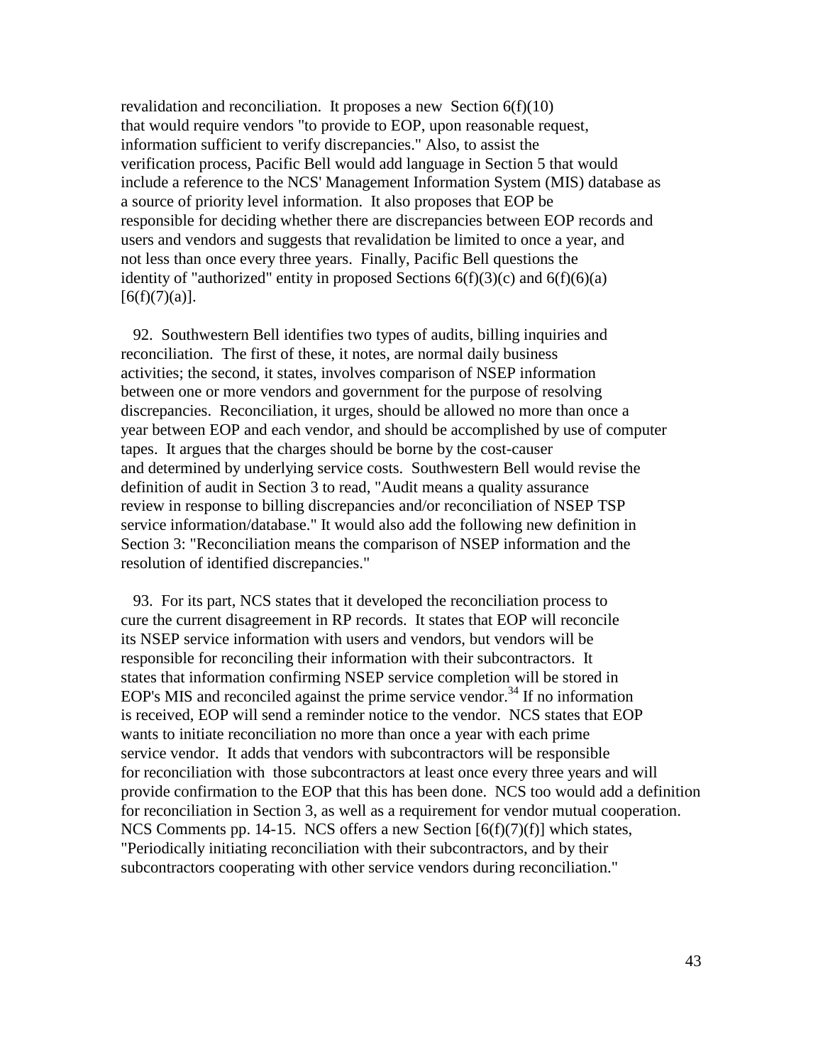revalidation and reconciliation. It proposes a new Section 6(f)(10) that would require vendors "to provide to EOP, upon reasonable request, information sufficient to verify discrepancies." Also, to assist the verification process, Pacific Bell would add language in Section 5 that would include a reference to the NCS' Management Information System (MIS) database as a source of priority level information. It also proposes that EOP be responsible for deciding whether there are discrepancies between EOP records and users and vendors and suggests that revalidation be limited to once a year, and not less than once every three years. Finally, Pacific Bell questions the identity of "authorized" entity in proposed Sections 6(f)(3)(c) and 6(f)(6)(a) [6(f)(7)(a)].

92. Southwestern Bell identifies two types of audits, billing inquiries and reconciliation. The first of these, it notes, are normal daily business activities; the second, it states, involves comparison of NSEP information between one or more vendors and government for the purpose of resolving discrepancies. Reconciliation, it urges, should be allowed no more than once a year between EOP and each vendor, and should be accomplished by use of computer tapes. It argues that the charges should be borne by the cost-causer and determined by underlying service costs. Southwestern Bell would revise the definition of audit in Section 3 to read, "Audit means a quality assurance review in response to billing discrepancies and/or reconciliation of NSEP TSP service information/database." It would also add the following new definition in Section 3: "Reconciliation means the comparison of NSEP information and the resolution of identified discrepancies."

93. For its part, NCS states that it developed the reconciliation process to cure the current disagreement in RP records. It states that EOP will reconcile its NSEP service information with users and vendors, but vendors will be responsible for reconciling their information with their subcontractors. It states that information confirming NSEP service completion will be stored in EOP's MIS and reconciled against the prime service vendor.[34] If no information is received, EOP will send a reminder notice to the vendor. NCS states that EOP wants to initiate reconciliation no more than once a year with each prime service vendor. It adds that vendors with subcontractors will be responsible for reconciliation with those subcontractors at least once every three years and will provide confirmation to the EOP that this has been done. NCS too would add a definition for reconciliation in Section 3, as well as a requirement for vendor mutual cooperation. NCS Comments pp. 14-15. NCS offers a new Section [6(f)(7)(f)] which states, "Periodically initiating reconciliation with their subcontractors, and by their subcontractors cooperating with other service vendors during reconciliation."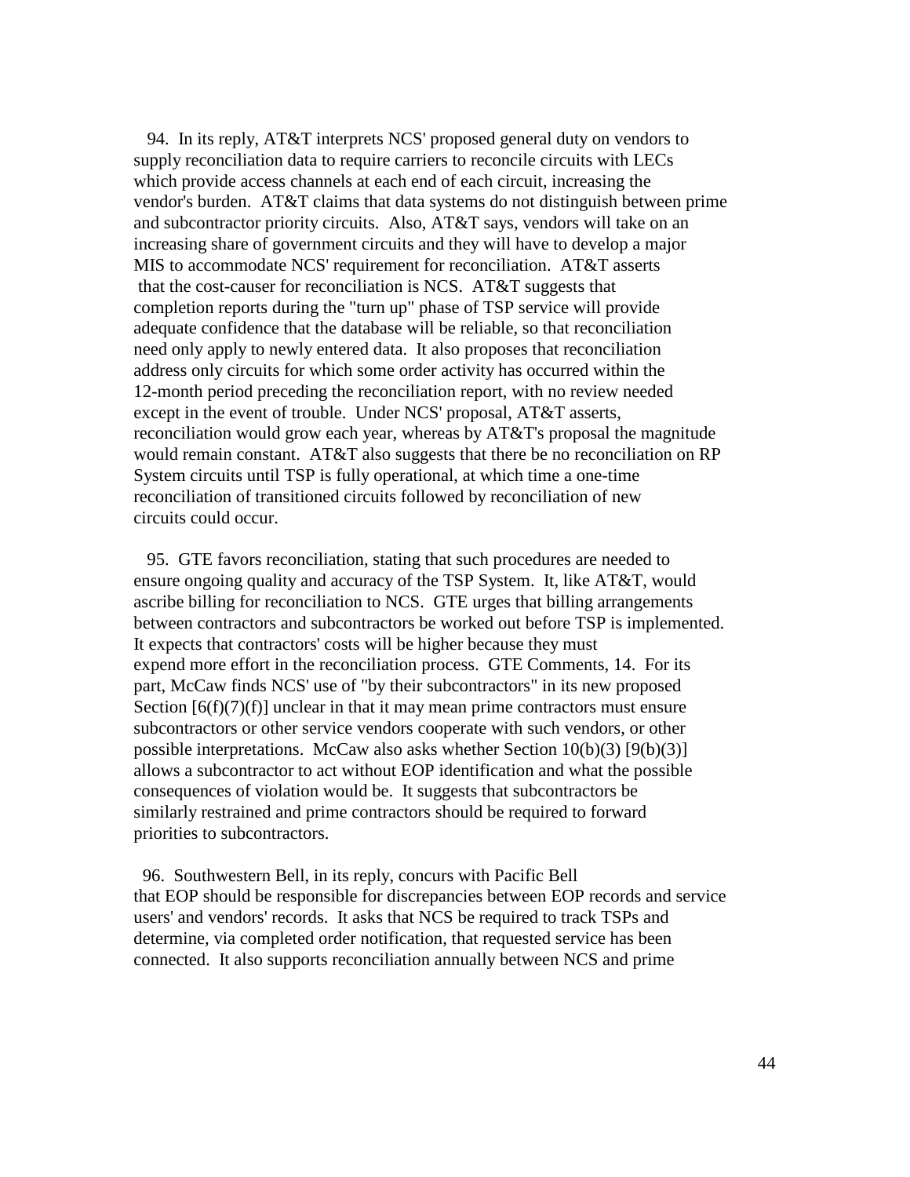94. In its reply, AT&T interprets NCS' proposed general duty on vendors to supply reconciliation data to require carriers to reconcile circuits with LECs which provide access channels at each end of each circuit, increasing the vendor's burden. AT&T claims that data systems do not distinguish between prime and subcontractor priority circuits. Also, AT&T says, vendors will take on an increasing share of government circuits and they will have to develop a major MIS to accommodate NCS' requirement for reconciliation. AT&T asserts that the cost-causer for reconciliation is NCS. AT&T suggests that completion reports during the "turn up" phase of TSP service will provide adequate confidence that the database will be reliable, so that reconciliation need only apply to newly entered data. It also proposes that reconciliation address only circuits for which some order activity has occurred within the 12-month period preceding the reconciliation report, with no review needed except in the event of trouble. Under NCS' proposal, AT&T asserts, reconciliation would grow each year, whereas by AT&T's proposal the magnitude would remain constant. AT&T also suggests that there be no reconciliation on RP System circuits until TSP is fully operational, at which time a one-time reconciliation of transitioned circuits followed by reconciliation of new circuits could occur.

95. GTE favors reconciliation, stating that such procedures are needed to ensure ongoing quality and accuracy of the TSP System. It, like AT&T, would ascribe billing for reconciliation to NCS. GTE urges that billing arrangements between contractors and subcontractors be worked out before TSP is implemented. It expects that contractors' costs will be higher because they must expend more effort in the reconciliation process. GTE Comments, 14. For its part, McCaw finds NCS' use of "by their subcontractors" in its new proposed Section [6(f)(7)(f)] unclear in that it may mean prime contractors must ensure subcontractors or other service vendors cooperate with such vendors, or other possible interpretations. McCaw also asks whether Section 10(b)(3) [9(b)(3)] allows a subcontractor to act without EOP identification and what the possible consequences of violation would be. It suggests that subcontractors be similarly restrained and prime contractors should be required to forward priorities to subcontractors.

96. Southwestern Bell, in its reply, concurs with Pacific Bell that EOP should be responsible for discrepancies between EOP records and service users' and vendors' records. It asks that NCS be required to track TSPs and determine, via completed order notification, that requested service has been connected. It also supports reconciliation annually between NCS and prime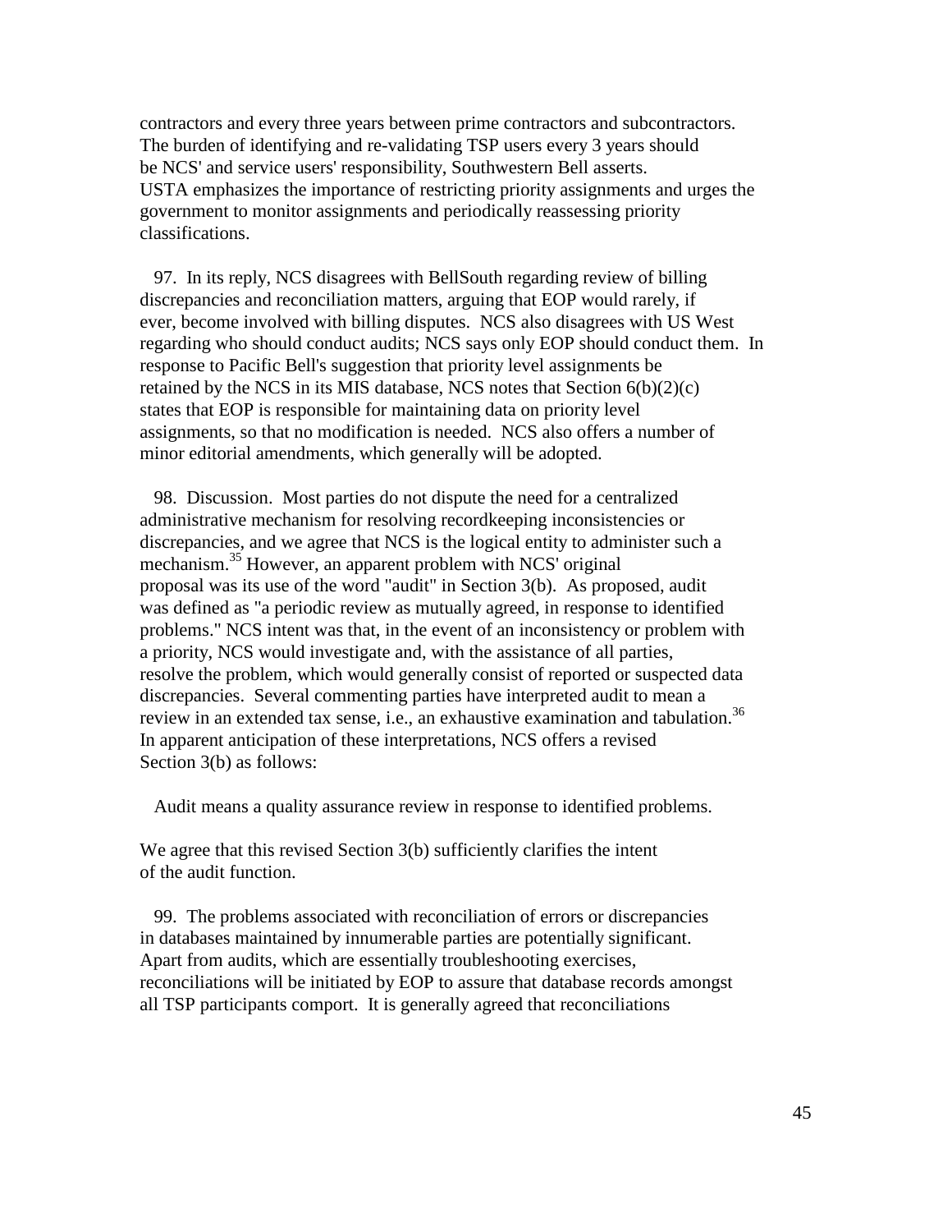contractors and every three years between prime contractors and subcontractors. The burden of identifying and re-validating TSP users every 3 years should be NCS' and service users' responsibility, Southwestern Bell asserts. USTA emphasizes the importance of restricting priority assignments and urges the government to monitor assignments and periodically reassessing priority classifications.

97. In its reply, NCS disagrees with BellSouth regarding review of billing discrepancies and reconciliation matters, arguing that EOP would rarely, if ever, become involved with billing disputes. NCS also disagrees with US West regarding who should conduct audits; NCS says only EOP should conduct them. In response to Pacific Bell's suggestion that priority level assignments be retained by the NCS in its MIS database, NCS notes that Section 6(b)(2)(c) states that EOP is responsible for maintaining data on priority level assignments, so that no modification is needed. NCS also offers a number of minor editorial amendments, which generally will be adopted.

98. Discussion. Most parties do not dispute the need for a centralized administrative mechanism for resolving recordkeeping inconsistencies or discrepancies, and we agree that NCS is the logical entity to administer such a mechanism.[35] However, an apparent problem with NCS' original proposal was its use of the word "audit" in Section 3(b). As proposed, audit was defined as "a periodic review as mutually agreed, in response to identified problems." NCS intent was that, in the event of an inconsistency or problem with a priority, NCS would investigate and, with the assistance of all parties, resolve the problem, which would generally consist of reported or suspected data discrepancies. Several commenting parties have interpreted audit to mean a review in an extended tax sense, i.e., an exhaustive examination and tabulation.[36] In apparent anticipation of these interpretations, NCS offers a revised Section 3(b) as follows:

> Audit means a quality assurance review in response to identified problems.

We agree that this revised Section 3(b) sufficiently clarifies the intent of the audit function.

99. The problems associated with reconciliation of errors or discrepancies in databases maintained by innumerable parties are potentially significant. Apart from audits, which are essentially troubleshooting exercises, reconciliations will be initiated by EOP to assure that database records amongst all TSP participants comport. It is generally agreed that reconciliations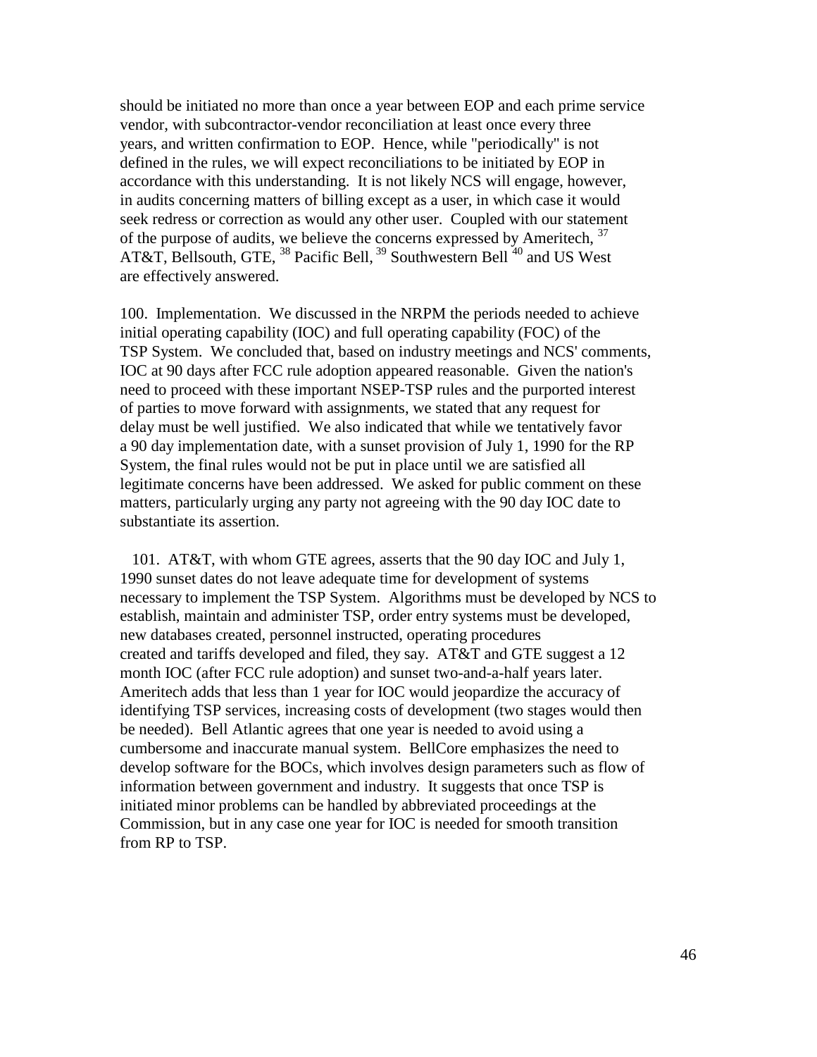should be initiated no more than once a year between EOP and each prime service vendor, with subcontractor-vendor reconciliation at least once every three years, and written confirmation to EOP. Hence, while "periodically" is not defined in the rules, we will expect reconciliations to be initiated by EOP in accordance with this understanding. It is not likely NCS will engage, however, in audits concerning matters of billing except as a user, in which case it would seek redress or correction as would any other user. Coupled with our statement of the purpose of audits, we believe the concerns expressed by Ameritech, [37] AT&T, Bellsouth, GTE, [38] Pacific Bell, [39] Southwestern Bell [40] and US West are effectively answered.

100. Implementation. We discussed in the NRPM the periods needed to achieve initial operating capability (IOC) and full operating capability (FOC) of the TSP System. We concluded that, based on industry meetings and NCS' comments, IOC at 90 days after FCC rule adoption appeared reasonable. Given the nation's need to proceed with these important NSEP-TSP rules and the purported interest of parties to move forward with assignments, we stated that any request for delay must be well justified. We also indicated that while we tentatively favor a 90 day implementation date, with a sunset provision of July 1, 1990 for the RP System, the final rules would not be put in place until we are satisfied all legitimate concerns have been addressed. We asked for public comment on these matters, particularly urging any party not agreeing with the 90 day IOC date to substantiate its assertion.

101. AT&T, with whom GTE agrees, asserts that the 90 day IOC and July 1, 1990 sunset dates do not leave adequate time for development of systems necessary to implement the TSP System. Algorithms must be developed by NCS to establish, maintain and administer TSP, order entry systems must be developed, new databases created, personnel instructed, operating procedures created and tariffs developed and filed, they say. AT&T and GTE suggest a 12 month IOC (after FCC rule adoption) and sunset two-and-a-half years later. Ameritech adds that less than 1 year for IOC would jeopardize the accuracy of identifying TSP services, increasing costs of development (two stages would then be needed). Bell Atlantic agrees that one year is needed to avoid using a cumbersome and inaccurate manual system. BellCore emphasizes the need to develop software for the BOCs, which involves design parameters such as flow of information between government and industry. It suggests that once TSP is initiated minor problems can be handled by abbreviated proceedings at the Commission, but in any case one year for IOC is needed for smooth transition from RP to TSP.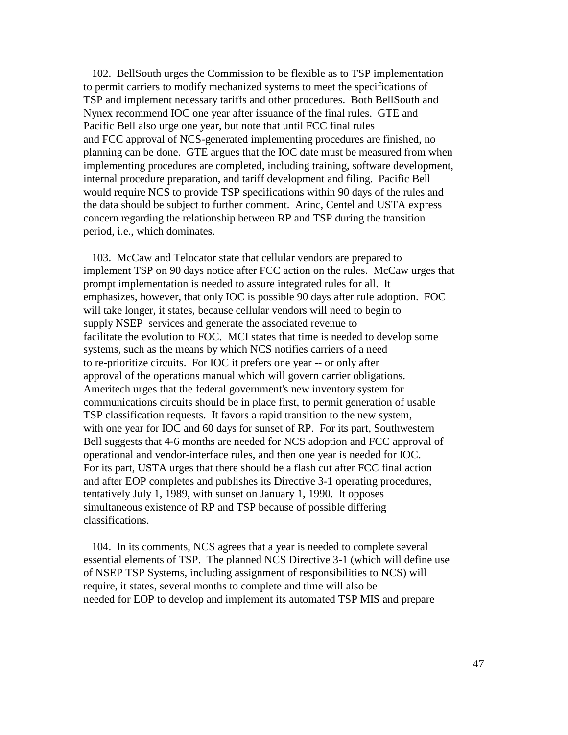102. BellSouth urges the Commission to be flexible as to TSP implementation to permit carriers to modify mechanized systems to meet the specifications of TSP and implement necessary tariffs and other procedures. Both BellSouth and Nynex recommend IOC one year after issuance of the final rules. GTE and Pacific Bell also urge one year, but note that until FCC final rules and FCC approval of NCS-generated implementing procedures are finished, no planning can be done. GTE argues that the IOC date must be measured from when implementing procedures are completed, including training, software development, internal procedure preparation, and tariff development and filing. Pacific Bell would require NCS to provide TSP specifications within 90 days of the rules and the data should be subject to further comment. Arinc, Centel and USTA express concern regarding the relationship between RP and TSP during the transition period, i.e., which dominates.

103. McCaw and Telocator state that cellular vendors are prepared to implement TSP on 90 days notice after FCC action on the rules. McCaw urges that prompt implementation is needed to assure integrated rules for all. It emphasizes, however, that only IOC is possible 90 days after rule adoption. FOC will take longer, it states, because cellular vendors will need to begin to supply NSEP services and generate the associated revenue to facilitate the evolution to FOC. MCI states that time is needed to develop some systems, such as the means by which NCS notifies carriers of a need to re-prioritize circuits. For IOC it prefers one year -- or only after approval of the operations manual which will govern carrier obligations. Ameritech urges that the federal government's new inventory system for communications circuits should be in place first, to permit generation of usable TSP classification requests. It favors a rapid transition to the new system, with one year for IOC and 60 days for sunset of RP. For its part, Southwestern Bell suggests that 4-6 months are needed for NCS adoption and FCC approval of operational and vendor-interface rules, and then one year is needed for IOC. For its part, USTA urges that there should be a flash cut after FCC final action and after EOP completes and publishes its Directive 3-1 operating procedures, tentatively July 1, 1989, with sunset on January 1, 1990. It opposes simultaneous existence of RP and TSP because of possible differing classifications.

104. In its comments, NCS agrees that a year is needed to complete several essential elements of TSP. The planned NCS Directive 3-1 (which will define use of NSEP TSP Systems, including assignment of responsibilities to NCS) will require, it states, several months to complete and time will also be needed for EOP to develop and implement its automated TSP MIS and prepare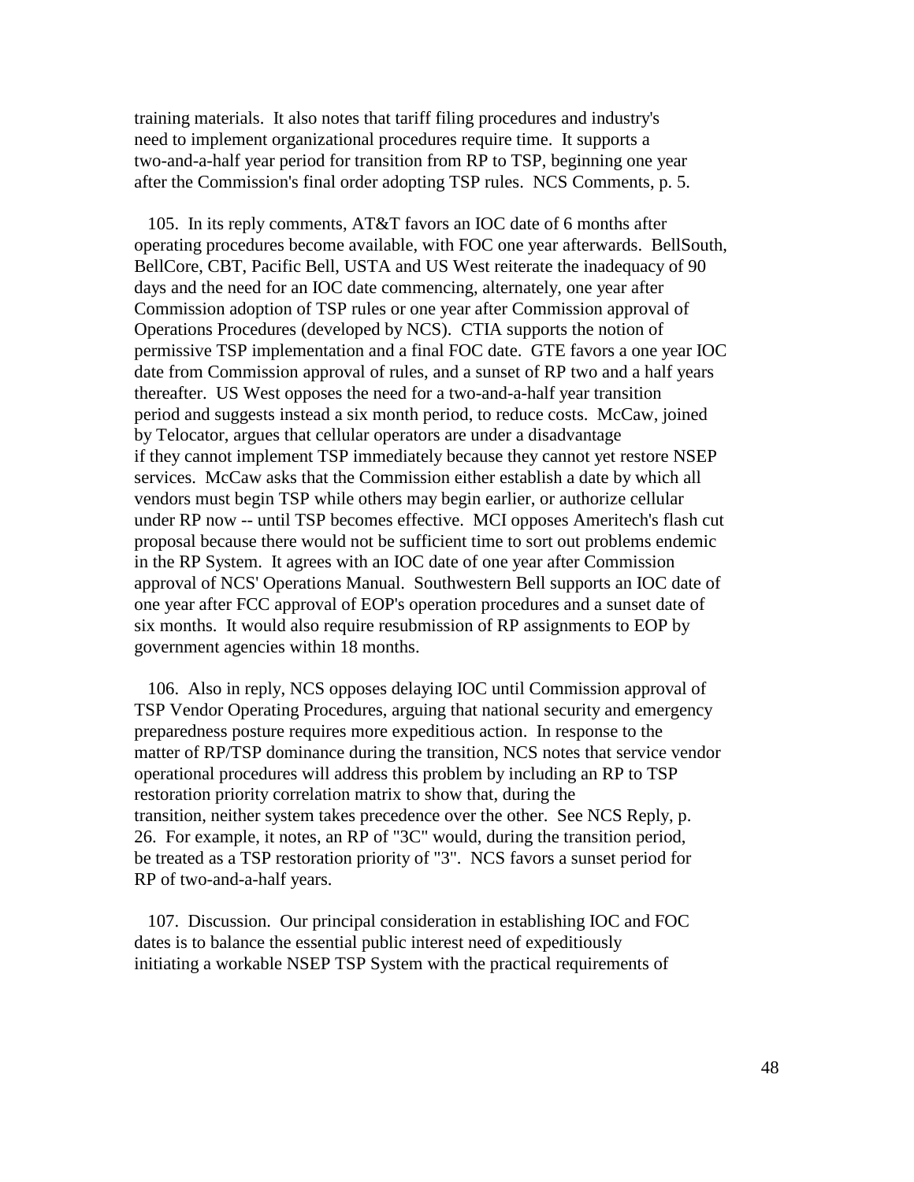training materials. It also notes that tariff filing procedures and industry's need to implement organizational procedures require time. It supports a two-and-a-half year period for transition from RP to TSP, beginning one year after the Commission's final order adopting TSP rules. NCS Comments, p. 5.

105. In its reply comments, AT&T favors an IOC date of 6 months after operating procedures become available, with FOC one year afterwards. BellSouth, BellCore, CBT, Pacific Bell, USTA and US West reiterate the inadequacy of 90 days and the need for an IOC date commencing, alternately, one year after Commission adoption of TSP rules or one year after Commission approval of Operations Procedures (developed by NCS). CTIA supports the notion of permissive TSP implementation and a final FOC date. GTE favors a one year IOC date from Commission approval of rules, and a sunset of RP two and a half years thereafter. US West opposes the need for a two-and-a-half year transition period and suggests instead a six month period, to reduce costs. McCaw, joined by Telocator, argues that cellular operators are under a disadvantage if they cannot implement TSP immediately because they cannot yet restore NSEP services. McCaw asks that the Commission either establish a date by which all vendors must begin TSP while others may begin earlier, or authorize cellular under RP now -- until TSP becomes effective. MCI opposes Ameritech's flash cut proposal because there would not be sufficient time to sort out problems endemic in the RP System. It agrees with an IOC date of one year after Commission approval of NCS' Operations Manual. Southwestern Bell supports an IOC date of one year after FCC approval of EOP's operation procedures and a sunset date of six months. It would also require resubmission of RP assignments to EOP by government agencies within 18 months.

106. Also in reply, NCS opposes delaying IOC until Commission approval of TSP Vendor Operating Procedures, arguing that national security and emergency preparedness posture requires more expeditious action. In response to the matter of RP/TSP dominance during the transition, NCS notes that service vendor operational procedures will address this problem by including an RP to TSP restoration priority correlation matrix to show that, during the transition, neither system takes precedence over the other. See NCS Reply, p. 26. For example, it notes, an RP of "3C" would, during the transition period, be treated as a TSP restoration priority of "3". NCS favors a sunset period for RP of two-and-a-half years.

107. Discussion. Our principal consideration in establishing IOC and FOC dates is to balance the essential public interest need of expeditiously initiating a workable NSEP TSP System with the practical requirements of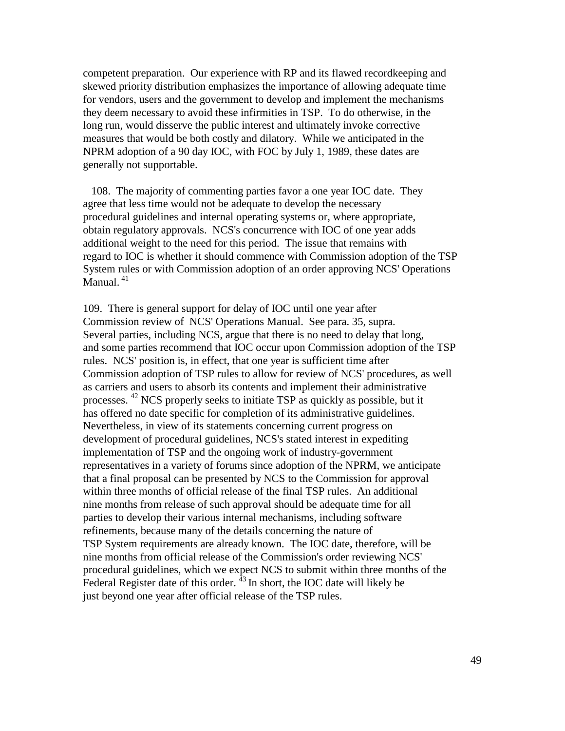competent preparation. Our experience with RP and its flawed recordkeeping and skewed priority distribution emphasizes the importance of allowing adequate time for vendors, users and the government to develop and implement the mechanisms they deem necessary to avoid these infirmities in TSP. To do otherwise, in the long run, would disserve the public interest and ultimately invoke corrective measures that would be both costly and dilatory. While we anticipated in the NPRM adoption of a 90 day IOC, with FOC by July 1, 1989, these dates are generally not supportable.

108. The majority of commenting parties favor a one year IOC date. They agree that less time would not be adequate to develop the necessary procedural guidelines and internal operating systems or, where appropriate, obtain regulatory approvals. NCS's concurrence with IOC of one year adds additional weight to the need for this period. The issue that remains with regard to IOC is whether it should commence with Commission adoption of the TSP System rules or with Commission adoption of an order approving NCS' Operations Manual. [41]

109. There is general support for delay of IOC until one year after Commission review of NCS' Operations Manual. See para. 35, supra. Several parties, including NCS, argue that there is no need to delay that long, and some parties recommend that IOC occur upon Commission adoption of the TSP rules. NCS' position is, in effect, that one year is sufficient time after Commission adoption of TSP rules to allow for review of NCS' procedures, as well as carriers and users to absorb its contents and implement their administrative processes. [42] NCS properly seeks to initiate TSP as quickly as possible, but it has offered no date specific for completion of its administrative guidelines. Nevertheless, in view of its statements concerning current progress on development of procedural guidelines, NCS's stated interest in expediting implementation of TSP and the ongoing work of industry-government representatives in a variety of forums since adoption of the NPRM, we anticipate that a final proposal can be presented by NCS to the Commission for approval within three months of official release of the final TSP rules. An additional nine months from release of such approval should be adequate time for all parties to develop their various internal mechanisms, including software refinements, because many of the details concerning the nature of TSP System requirements are already known. The IOC date, therefore, will be nine months from official release of the Commission's order reviewing NCS' procedural guidelines, which we expect NCS to submit within three months of the Federal Register date of this order. [43] In short, the IOC date will likely be just beyond one year after official release of the TSP rules.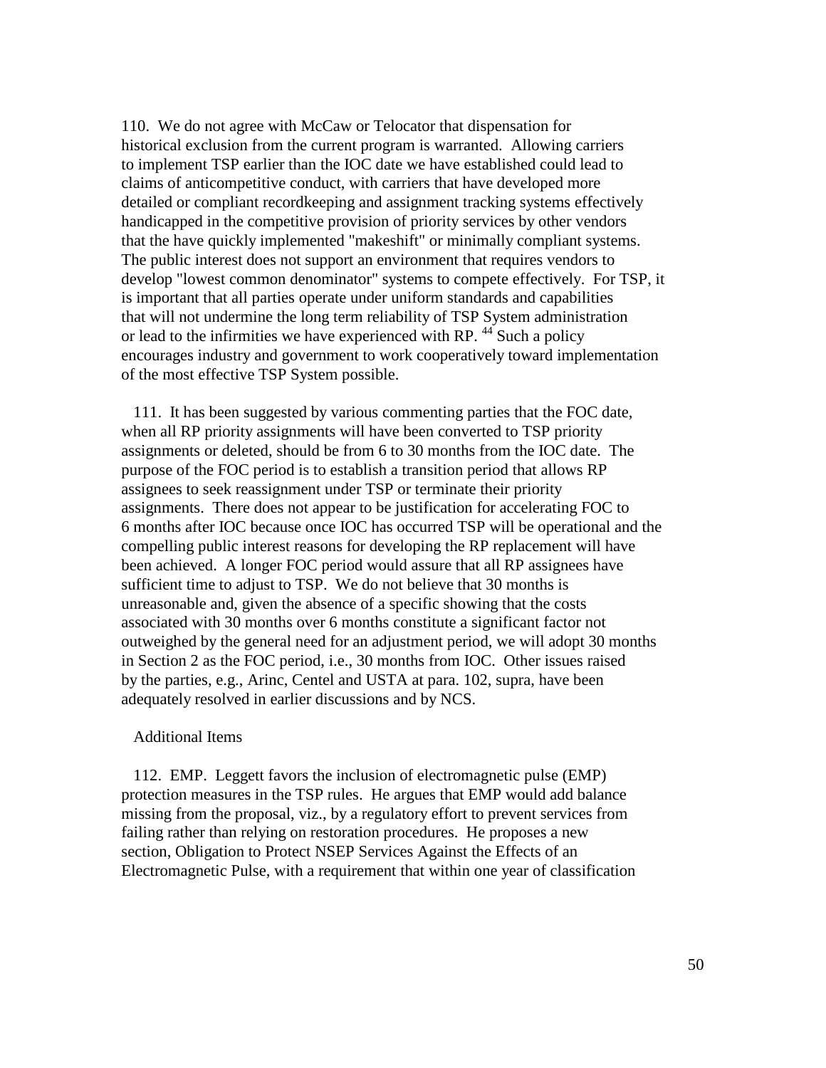110. We do not agree with McCaw or Telocator that dispensation for historical exclusion from the current program is warranted. Allowing carriers to implement TSP earlier than the IOC date we have established could lead to claims of anticompetitive conduct, with carriers that have developed more detailed or compliant recordkeeping and assignment tracking systems effectively handicapped in the competitive provision of priority services by other vendors that the have quickly implemented "makeshift" or minimally compliant systems. The public interest does not support an environment that requires vendors to develop "lowest common denominator" systems to compete effectively. For TSP, it is important that all parties operate under uniform standards and capabilities that will not undermine the long term reliability of TSP System administration or lead to the infirmities we have experienced with RP. [44] Such a policy encourages industry and government to work cooperatively toward implementation of the most effective TSP System possible.

111. It has been suggested by various commenting parties that the FOC date, when all RP priority assignments will have been converted to TSP priority assignments or deleted, should be from 6 to 30 months from the IOC date. The purpose of the FOC period is to establish a transition period that allows RP assignees to seek reassignment under TSP or terminate their priority assignments. There does not appear to be justification for accelerating FOC to 6 months after IOC because once IOC has occurred TSP will be operational and the compelling public interest reasons for developing the RP replacement will have been achieved. A longer FOC period would assure that all RP assignees have sufficient time to adjust to TSP. We do not believe that 30 months is unreasonable and, given the absence of a specific showing that the costs associated with 30 months over 6 months constitute a significant factor not outweighed by the general need for an adjustment period, we will adopt 30 months in Section 2 as the FOC period, i.e., 30 months from IOC. Other issues raised by the parties, e.g., Arinc, Centel and USTA at para. 102, supra, have been adequately resolved in earlier discussions and by NCS.

Additional Items

112. EMP. Leggett favors the inclusion of electromagnetic pulse (EMP) protection measures in the TSP rules. He argues that EMP would add balance missing from the proposal, viz., by a regulatory effort to prevent services from failing rather than relying on restoration procedures. He proposes a new section, Obligation to Protect NSEP Services Against the Effects of an Electromagnetic Pulse, with a requirement that within one year of classification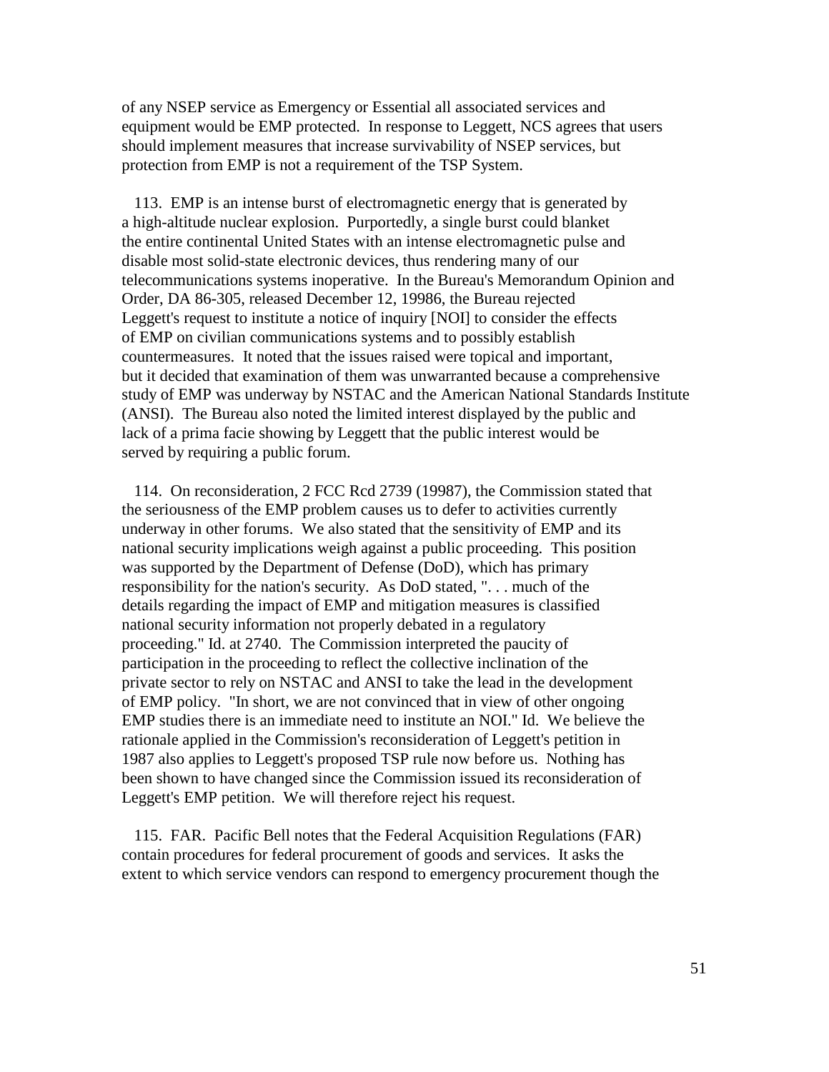of any NSEP service as Emergency or Essential all associated services and equipment would be EMP protected. In response to Leggett, NCS agrees that users should implement measures that increase survivability of NSEP services, but protection from EMP is not a requirement of the TSP System.

113. EMP is an intense burst of electromagnetic energy that is generated by a high-altitude nuclear explosion. Purportedly, a single burst could blanket the entire continental United States with an intense electromagnetic pulse and disable most solid-state electronic devices, thus rendering many of our telecommunications systems inoperative. In the Bureau's Memorandum Opinion and Order, DA 86-305, released December 12, 19986, the Bureau rejected Leggett's request to institute a notice of inquiry [NOI] to consider the effects of EMP on civilian communications systems and to possibly establish countermeasures. It noted that the issues raised were topical and important, but it decided that examination of them was unwarranted because a comprehensive study of EMP was underway by NSTAC and the American National Standards Institute (ANSI). The Bureau also noted the limited interest displayed by the public and lack of a prima facie showing by Leggett that the public interest would be served by requiring a public forum.

114. On reconsideration, 2 FCC Rcd 2739 (19987), the Commission stated that the seriousness of the EMP problem causes us to defer to activities currently underway in other forums. We also stated that the sensitivity of EMP and its national security implications weigh against a public proceeding. This position was supported by the Department of Defense (DoD), which has primary responsibility for the nation's security. As DoD stated, ". . . much of the details regarding the impact of EMP and mitigation measures is classified national security information not properly debated in a regulatory proceeding." Id. at 2740. The Commission interpreted the paucity of participation in the proceeding to reflect the collective inclination of the private sector to rely on NSTAC and ANSI to take the lead in the development of EMP policy. "In short, we are not convinced that in view of other ongoing EMP studies there is an immediate need to institute an NOI." Id. We believe the rationale applied in the Commission's reconsideration of Leggett's petition in 1987 also applies to Leggett's proposed TSP rule now before us. Nothing has been shown to have changed since the Commission issued its reconsideration of Leggett's EMP petition. We will therefore reject his request.

115. FAR. Pacific Bell notes that the Federal Acquisition Regulations (FAR) contain procedures for federal procurement of goods and services. It asks the extent to which service vendors can respond to emergency procurement though the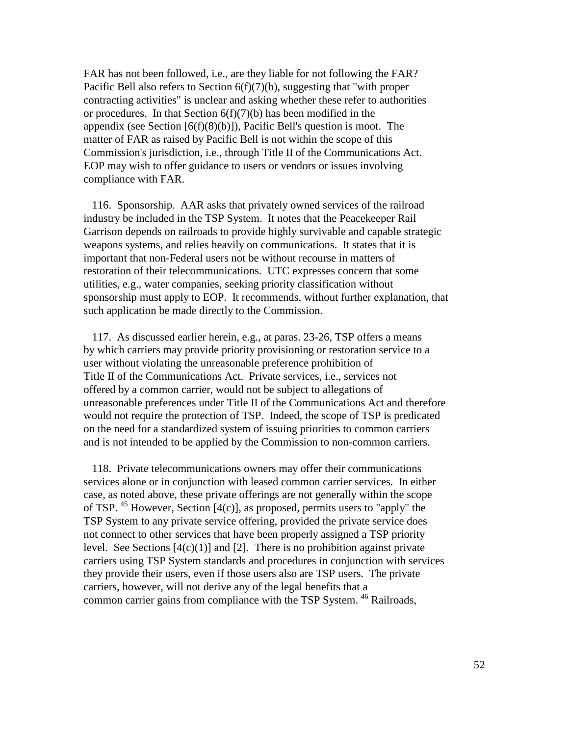FAR has not been followed, i.e., are they liable for not following the FAR? Pacific Bell also refers to Section 6(f)(7)(b), suggesting that "with proper contracting activities" is unclear and asking whether these refer to authorities or procedures. In that Section 6(f)(7)(b) has been modified in the appendix (see Section [6(f)(8)(b)]), Pacific Bell's question is moot. The matter of FAR as raised by Pacific Bell is not within the scope of this Commission's jurisdiction, i.e., through Title II of the Communications Act. EOP may wish to offer guidance to users or vendors or issues involving compliance with FAR.

116. Sponsorship. AAR asks that privately owned services of the railroad industry be included in the TSP System. It notes that the Peacekeeper Rail Garrison depends on railroads to provide highly survivable and capable strategic weapons systems, and relies heavily on communications. It states that it is important that non-Federal users not be without recourse in matters of restoration of their telecommunications. UTC expresses concern that some utilities, e.g., water companies, seeking priority classification without sponsorship must apply to EOP. It recommends, without further explanation, that such application be made directly to the Commission.

117. As discussed earlier herein, e.g., at paras. 23-26, TSP offers a means by which carriers may provide priority provisioning or restoration service to a user without violating the unreasonable preference prohibition of Title II of the Communications Act. Private services, i.e., services not offered by a common carrier, would not be subject to allegations of unreasonable preferences under Title II of the Communications Act and therefore would not require the protection of TSP. Indeed, the scope of TSP is predicated on the need for a standardized system of issuing priorities to common carriers and is not intended to be applied by the Commission to non-common carriers.

118. Private telecommunications owners may offer their communications services alone or in conjunction with leased common carrier services. In either case, as noted above, these private offerings are not generally within the scope of TSP. [45] However, Section [4(c)], as proposed, permits users to "apply" the TSP System to any private service offering, provided the private service does not connect to other services that have been properly assigned a TSP priority level. See Sections [4(c)(1)] and [2]. There is no prohibition against private carriers using TSP System standards and procedures in conjunction with services they provide their users, even if those users also are TSP users. The private carriers, however, will not derive any of the legal benefits that a common carrier gains from compliance with the TSP System. [46] Railroads,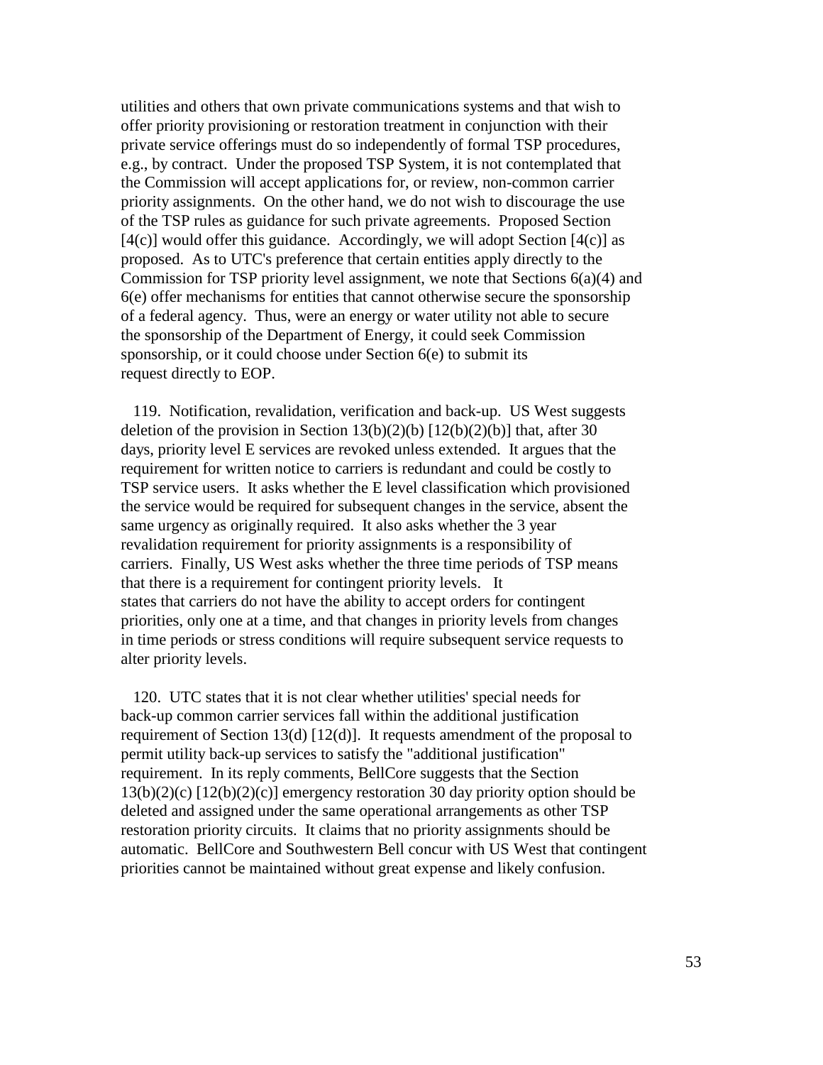utilities and others that own private communications systems and that wish to offer priority provisioning or restoration treatment in conjunction with their private service offerings must do so independently of formal TSP procedures, e.g., by contract. Under the proposed TSP System, it is not contemplated that the Commission will accept applications for, or review, non-common carrier priority assignments. On the other hand, we do not wish to discourage the use of the TSP rules as guidance for such private agreements. Proposed Section [4(c)] would offer this guidance. Accordingly, we will adopt Section [4(c)] as proposed. As to UTC's preference that certain entities apply directly to the Commission for TSP priority level assignment, we note that Sections 6(a)(4) and 6(e) offer mechanisms for entities that cannot otherwise secure the sponsorship of a federal agency. Thus, were an energy or water utility not able to secure the sponsorship of the Department of Energy, it could seek Commission sponsorship, or it could choose under Section 6(e) to submit its request directly to EOP.

119. Notification, revalidation, verification and back-up. US West suggests deletion of the provision in Section 13(b)(2)(b) [12(b)(2)(b)] that, after 30 days, priority level E services are revoked unless extended. It argues that the requirement for written notice to carriers is redundant and could be costly to TSP service users. It asks whether the E level classification which provisioned the service would be required for subsequent changes in the service, absent the same urgency as originally required. It also asks whether the 3 year revalidation requirement for priority assignments is a responsibility of carriers. Finally, US West asks whether the three time periods of TSP means that there is a requirement for contingent priority levels. It states that carriers do not have the ability to accept orders for contingent priorities, only one at a time, and that changes in priority levels from changes in time periods or stress conditions will require subsequent service requests to alter priority levels.

120. UTC states that it is not clear whether utilities' special needs for back-up common carrier services fall within the additional justification requirement of Section 13(d) [12(d)]. It requests amendment of the proposal to permit utility back-up services to satisfy the "additional justification" requirement. In its reply comments, BellCore suggests that the Section 13(b)(2)(c) [12(b)(2)(c)] emergency restoration 30 day priority option should be deleted and assigned under the same operational arrangements as other TSP restoration priority circuits. It claims that no priority assignments should be automatic. BellCore and Southwestern Bell concur with US West that contingent priorities cannot be maintained without great expense and likely confusion.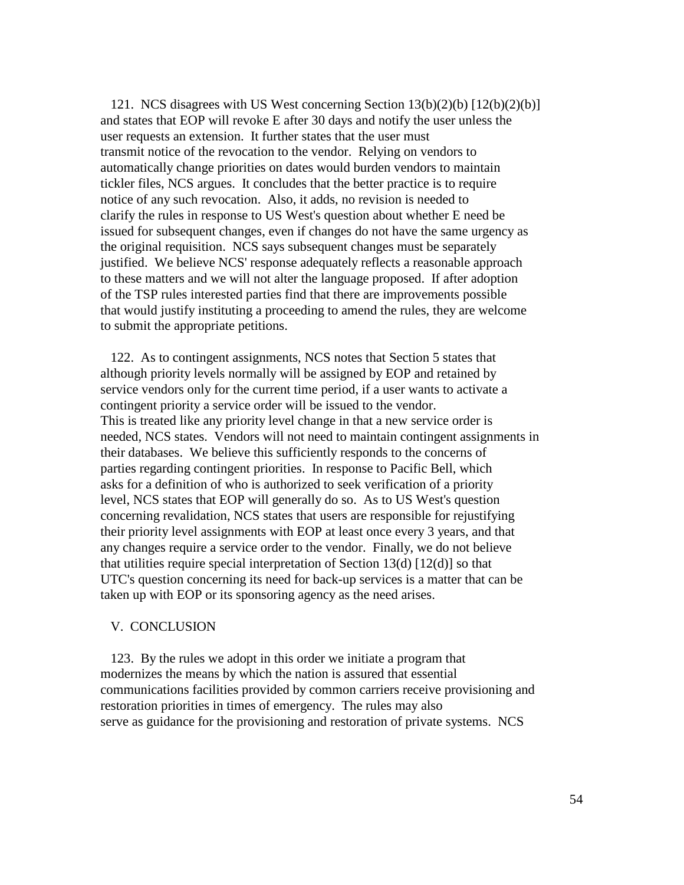121. NCS disagrees with US West concerning Section 13(b)(2)(b) [12(b)(2)(b)] and states that EOP will revoke E after 30 days and notify the user unless the user requests an extension. It further states that the user must transmit notice of the revocation to the vendor. Relying on vendors to automatically change priorities on dates would burden vendors to maintain tickler files, NCS argues. It concludes that the better practice is to require notice of any such revocation. Also, it adds, no revision is needed to clarify the rules in response to US West's question about whether E need be issued for subsequent changes, even if changes do not have the same urgency as the original requisition. NCS says subsequent changes must be separately justified. We believe NCS' response adequately reflects a reasonable approach to these matters and we will not alter the language proposed. If after adoption of the TSP rules interested parties find that there are improvements possible that would justify instituting a proceeding to amend the rules, they are welcome to submit the appropriate petitions.

122. As to contingent assignments, NCS notes that Section 5 states that although priority levels normally will be assigned by EOP and retained by service vendors only for the current time period, if a user wants to activate a contingent priority a service order will be issued to the vendor. This is treated like any priority level change in that a new service order is needed, NCS states. Vendors will not need to maintain contingent assignments in their databases. We believe this sufficiently responds to the concerns of parties regarding contingent priorities. In response to Pacific Bell, which asks for a definition of who is authorized to seek verification of a priority level, NCS states that EOP will generally do so. As to US West's question concerning revalidation, NCS states that users are responsible for rejustifying their priority level assignments with EOP at least once every 3 years, and that any changes require a service order to the vendor. Finally, we do not believe that utilities require special interpretation of Section 13(d) [12(d)] so that UTC's question concerning its need for back-up services is a matter that can be taken up with EOP or its sponsoring agency as the need arises.

## V. CONCLUSION

123. By the rules we adopt in this order we initiate a program that modernizes the means by which the nation is assured that essential communications facilities provided by common carriers receive provisioning and restoration priorities in times of emergency. The rules may also serve as guidance for the provisioning and restoration of private systems. NCS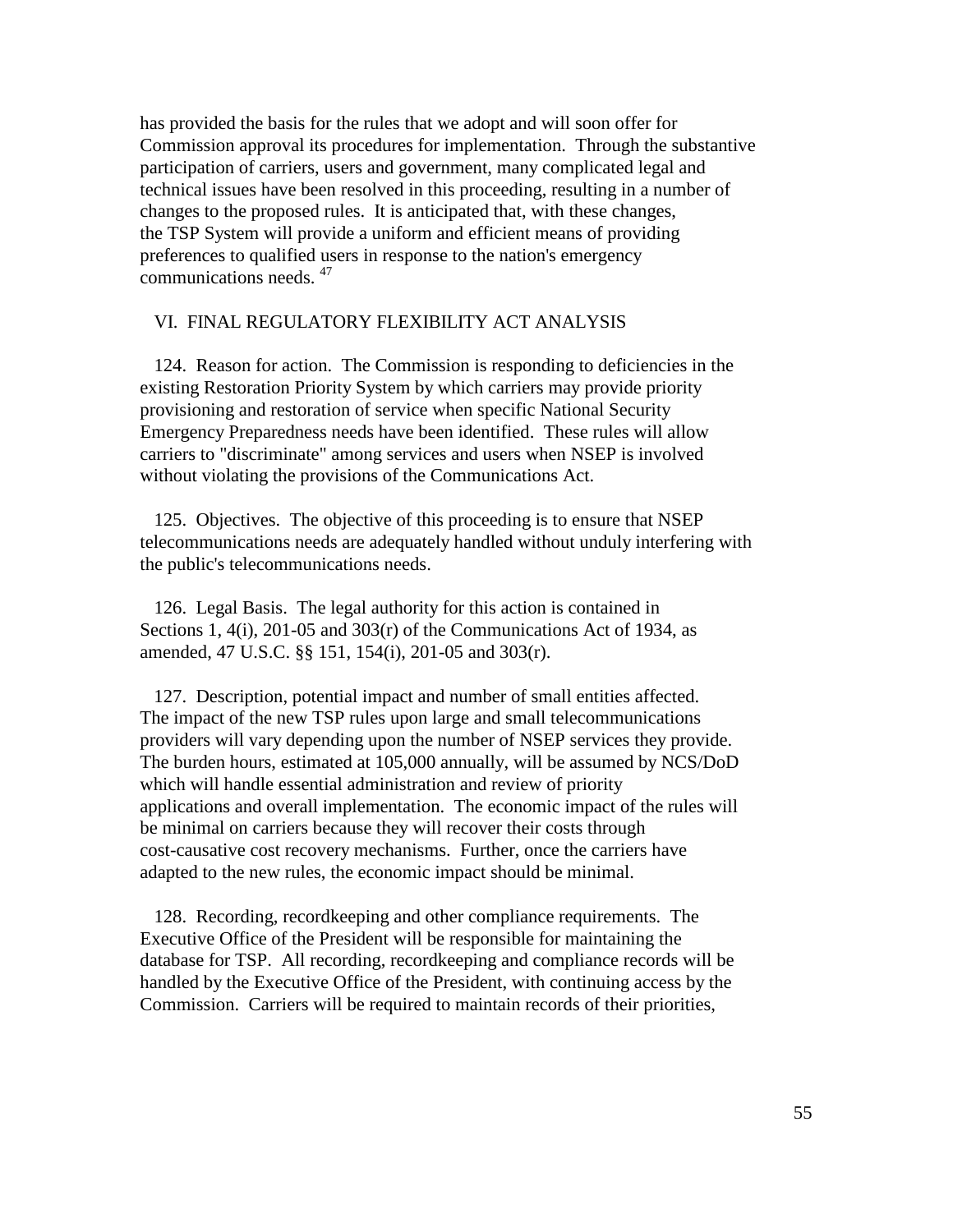has provided the basis for the rules that we adopt and will soon offer for Commission approval its procedures for implementation. Through the substantive participation of carriers, users and government, many complicated legal and technical issues have been resolved in this proceeding, resulting in a number of changes to the proposed rules. It is anticipated that, with these changes, the TSP System will provide a uniform and efficient means of providing preferences to qualified users in response to the nation's emergency communications needs. [47]

## VI. FINAL REGULATORY FLEXIBILITY ACT ANALYSIS

124. Reason for action. The Commission is responding to deficiencies in the existing Restoration Priority System by which carriers may provide priority provisioning and restoration of service when specific National Security Emergency Preparedness needs have been identified. These rules will allow carriers to "discriminate" among services and users when NSEP is involved without violating the provisions of the Communications Act.

125. Objectives. The objective of this proceeding is to ensure that NSEP telecommunications needs are adequately handled without unduly interfering with the public's telecommunications needs.

126. Legal Basis. The legal authority for this action is contained in Sections 1, 4(i), 201-05 and 303(r) of the Communications Act of 1934, as amended, 47 U.S.C. §§ 151, 154(i), 201-05 and 303(r).

127. Description, potential impact and number of small entities affected. The impact of the new TSP rules upon large and small telecommunications providers will vary depending upon the number of NSEP services they provide. The burden hours, estimated at 105,000 annually, will be assumed by NCS/DoD which will handle essential administration and review of priority applications and overall implementation. The economic impact of the rules will be minimal on carriers because they will recover their costs through cost-causative cost recovery mechanisms. Further, once the carriers have adapted to the new rules, the economic impact should be minimal.

128. Recording, recordkeeping and other compliance requirements. The Executive Office of the President will be responsible for maintaining the database for TSP. All recording, recordkeeping and compliance records will be handled by the Executive Office of the President, with continuing access by the Commission. Carriers will be required to maintain records of their priorities,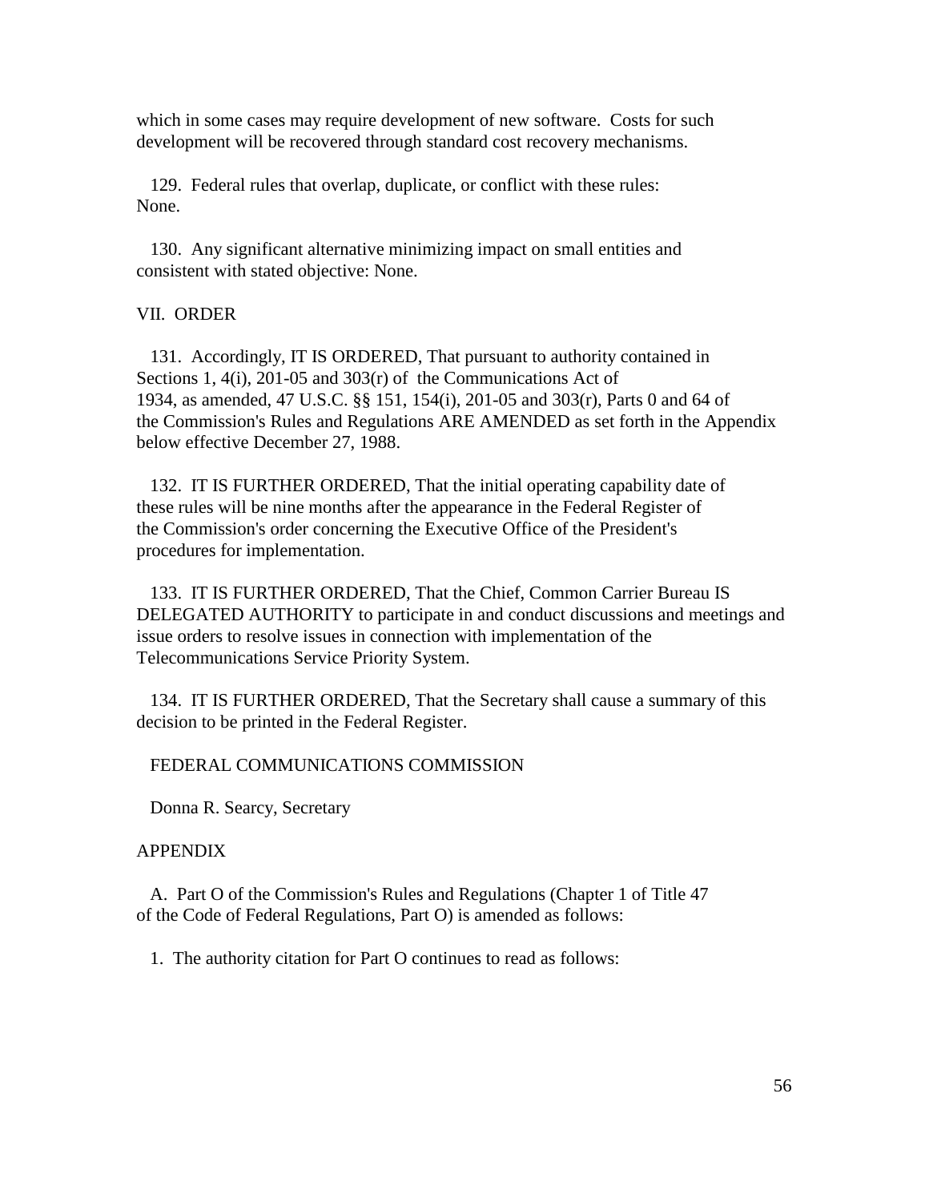which in some cases may require development of new software. Costs for such development will be recovered through standard cost recovery mechanisms.

129. Federal rules that overlap, duplicate, or conflict with these rules: None.

130. Any significant alternative minimizing impact on small entities and consistent with stated objective: None.

## VII. ORDER

131. Accordingly, IT IS ORDERED, That pursuant to authority contained in Sections 1, 4(i), 201-05 and 303(r) of the Communications Act of 1934, as amended, 47 U.S.C. §§ 151, 154(i), 201-05 and 303(r), Parts 0 and 64 of the Commission's Rules and Regulations ARE AMENDED as set forth in the Appendix below effective December 27, 1988.

132. IT IS FURTHER ORDERED, That the initial operating capability date of these rules will be nine months after the appearance in the Federal Register of the Commission's order concerning the Executive Office of the President's procedures for implementation.

133. IT IS FURTHER ORDERED, That the Chief, Common Carrier Bureau IS DELEGATED AUTHORITY to participate in and conduct discussions and meetings and issue orders to resolve issues in connection with implementation of the Telecommunications Service Priority System.

134. IT IS FURTHER ORDERED, That the Secretary shall cause a summary of this decision to be printed in the Federal Register.

FEDERAL COMMUNICATIONS COMMISSION

Donna R. Searcy, Secretary

## APPENDIX

A. Part O of the Commission's Rules and Regulations (Chapter 1 of Title 47 of the Code of Federal Regulations, Part O) is amended as follows:

1. The authority citation for Part O continues to read as follows: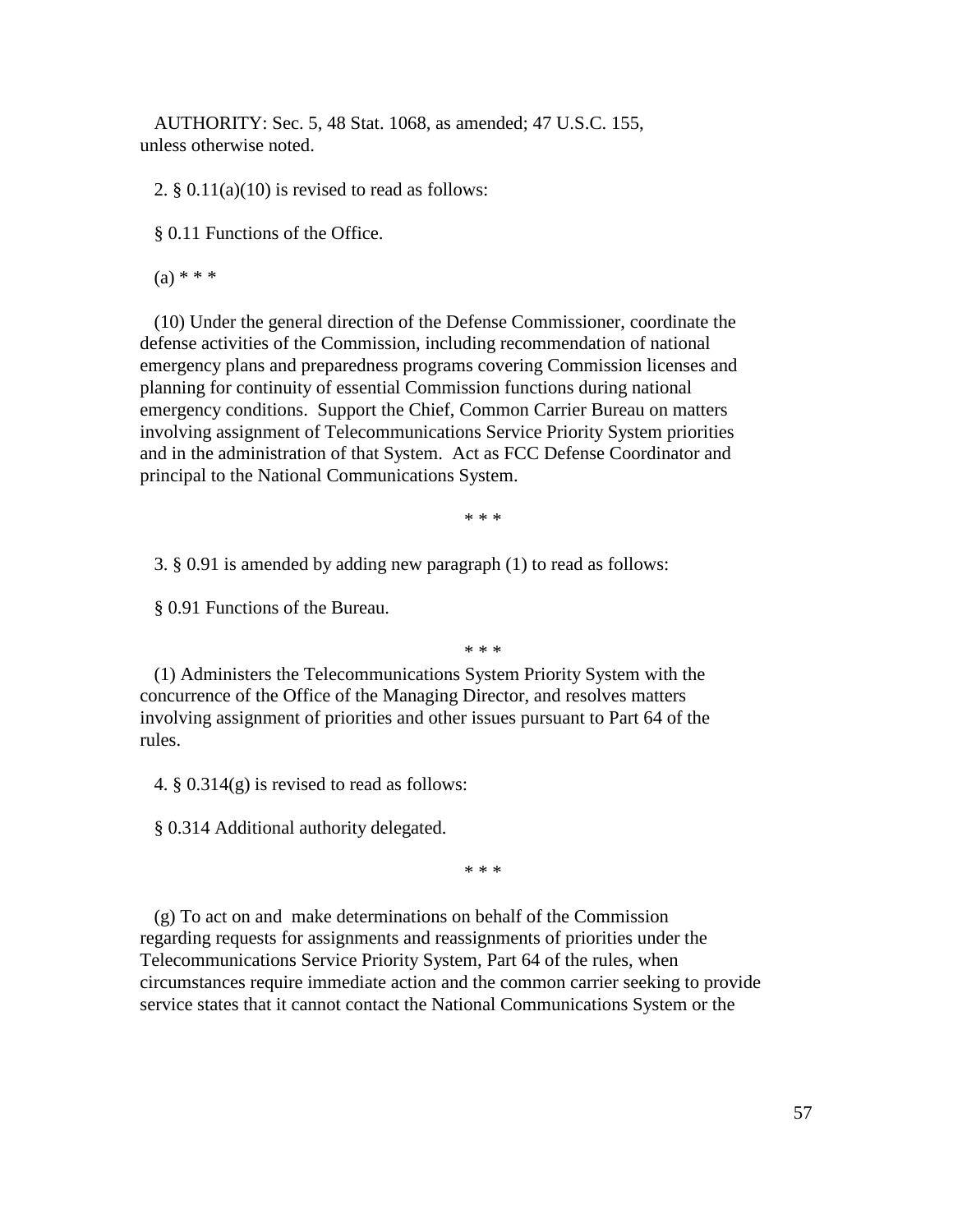AUTHORITY: Sec. 5, 48 Stat. 1068, as amended; 47 U.S.C. 155, unless otherwise noted.

2. § 0.11(a)(10) is revised to read as follows:

§ 0.11 Functions of the Office.

(a) * * *

(10) Under the general direction of the Defense Commissioner, coordinate the defense activities of the Commission, including recommendation of national emergency plans and preparedness programs covering Commission licenses and planning for continuity of essential Commission functions during national emergency conditions. Support the Chief, Common Carrier Bureau on matters involving assignment of Telecommunications Service Priority System priorities and in the administration of that System. Act as FCC Defense Coordinator and principal to the National Communications System.

\* * *

3. § 0.91 is amended by adding new paragraph (1) to read as follows:

§ 0.91 Functions of the Bureau.

\* * *

(1) Administers the Telecommunications System Priority System with the concurrence of the Office of the Managing Director, and resolves matters involving assignment of priorities and other issues pursuant to Part 64 of the rules.

4. § 0.314(g) is revised to read as follows:

§ 0.314 Additional authority delegated.

\* * *

(g) To act on and make determinations on behalf of the Commission regarding requests for assignments and reassignments of priorities under the Telecommunications Service Priority System, Part 64 of the rules, when circumstances require immediate action and the common carrier seeking to provide service states that it cannot contact the National Communications System or the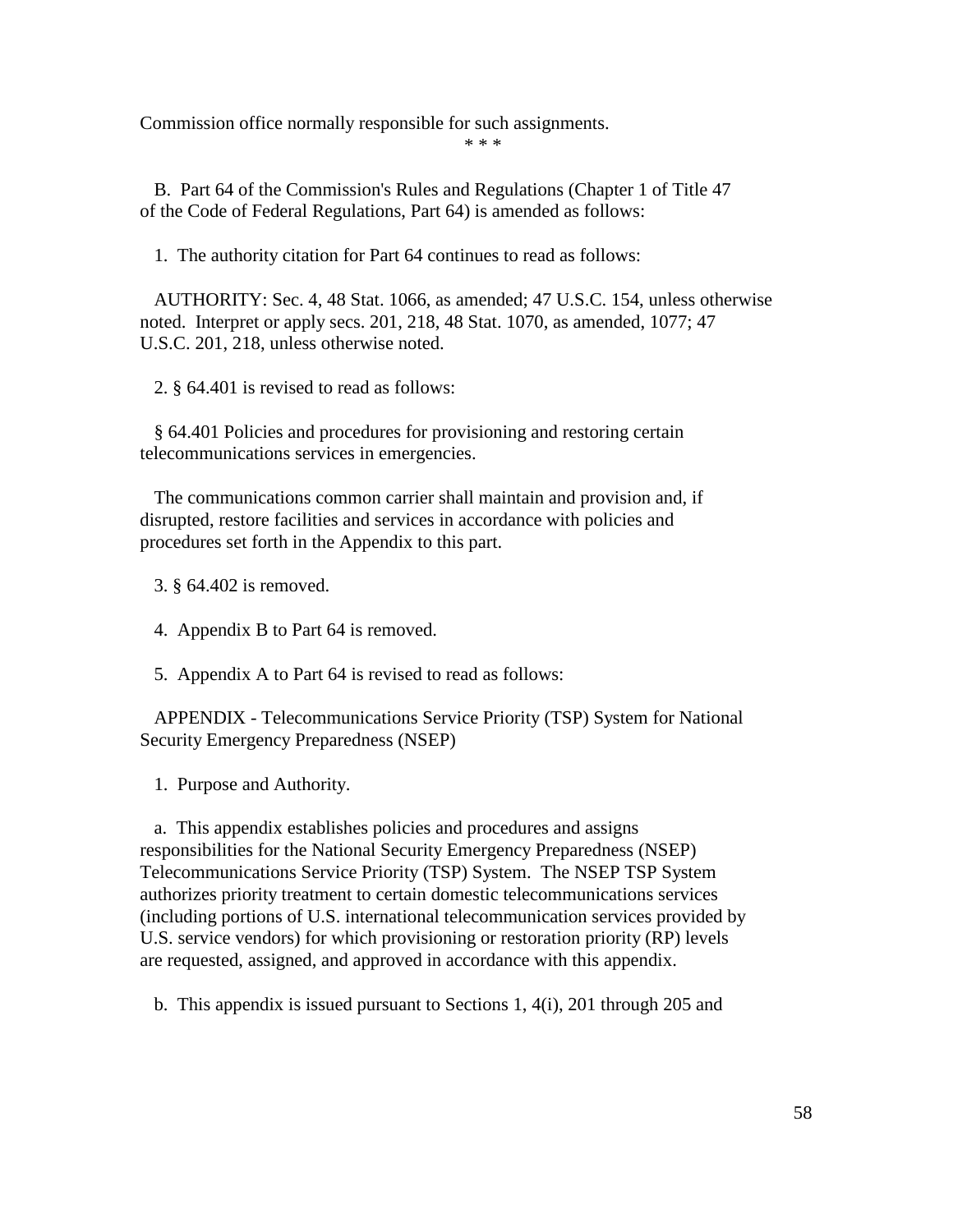Commission office normally responsible for such assignments.

* * *

B. Part 64 of the Commission's Rules and Regulations (Chapter 1 of Title 47 of the Code of Federal Regulations, Part 64) is amended as follows:

1. The authority citation for Part 64 continues to read as follows:

AUTHORITY: Sec. 4, 48 Stat. 1066, as amended; 47 U.S.C. 154, unless otherwise noted. Interpret or apply secs. 201, 218, 48 Stat. 1070, as amended, 1077; 47 U.S.C. 201, 218, unless otherwise noted.

2. § 64.401 is revised to read as follows:

§ 64.401 Policies and procedures for provisioning and restoring certain telecommunications services in emergencies.

The communications common carrier shall maintain and provision and, if disrupted, restore facilities and services in accordance with policies and procedures set forth in the Appendix to this part.

3. § 64.402 is removed.

4. Appendix B to Part 64 is removed.

5. Appendix A to Part 64 is revised to read as follows:

APPENDIX - Telecommunications Service Priority (TSP) System for National Security Emergency Preparedness (NSEP)

1. Purpose and Authority.

a. This appendix establishes policies and procedures and assigns responsibilities for the National Security Emergency Preparedness (NSEP) Telecommunications Service Priority (TSP) System. The NSEP TSP System authorizes priority treatment to certain domestic telecommunications services (including portions of U.S. international telecommunication services provided by U.S. service vendors) for which provisioning or restoration priority (RP) levels are requested, assigned, and approved in accordance with this appendix.

b. This appendix is issued pursuant to Sections 1, 4(i), 201 through 205 and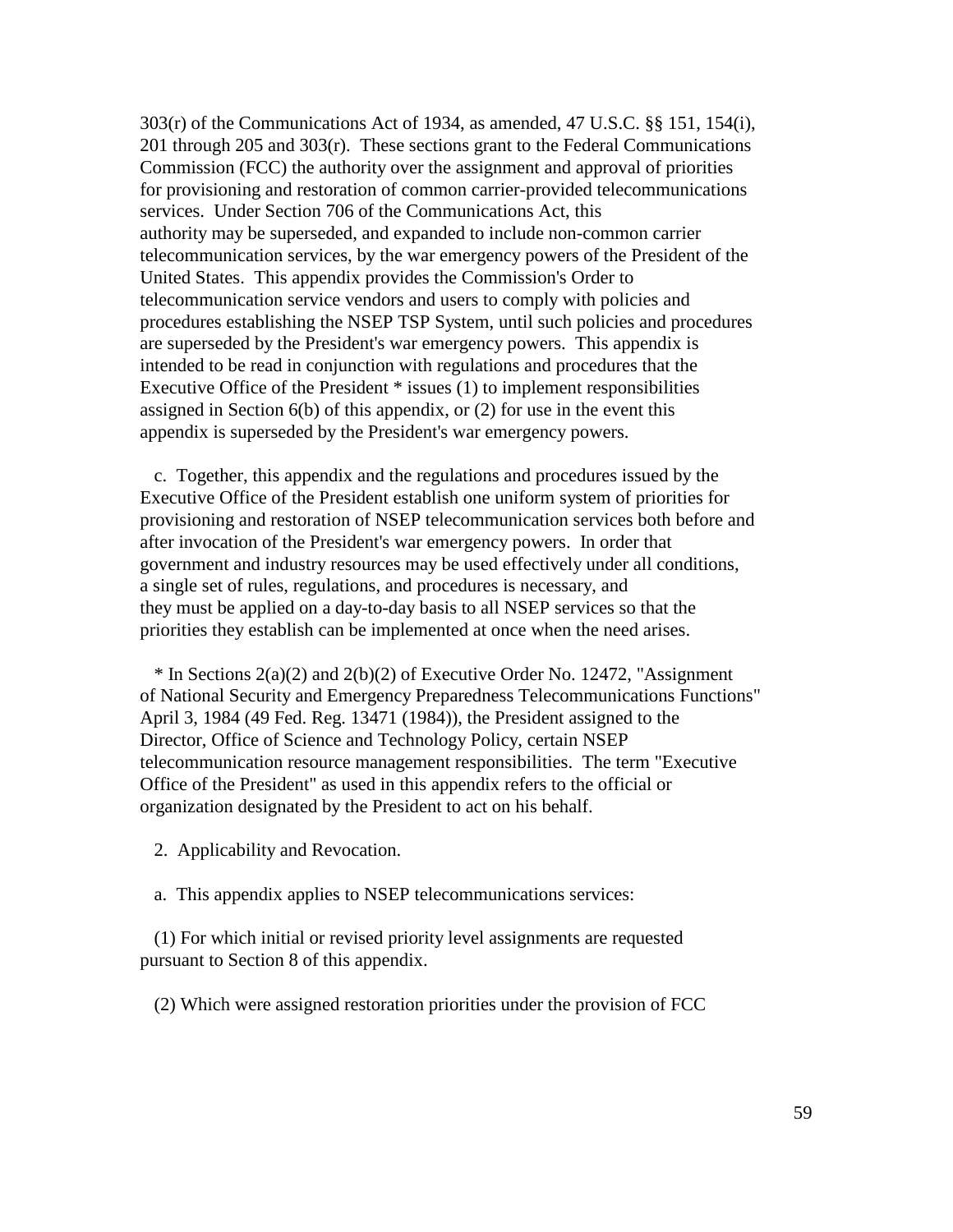303(r) of the Communications Act of 1934, as amended, 47 U.S.C. §§ 151, 154(i), 201 through 205 and 303(r). These sections grant to the Federal Communications Commission (FCC) the authority over the assignment and approval of priorities for provisioning and restoration of common carrier-provided telecommunications services. Under Section 706 of the Communications Act, this authority may be superseded, and expanded to include non-common carrier telecommunication services, by the war emergency powers of the President of the United States. This appendix provides the Commission's Order to telecommunication service vendors and users to comply with policies and procedures establishing the NSEP TSP System, until such policies and procedures are superseded by the President's war emergency powers. This appendix is intended to be read in conjunction with regulations and procedures that the Executive Office of the President * issues (1) to implement responsibilities assigned in Section 6(b) of this appendix, or (2) for use in the event this appendix is superseded by the President's war emergency powers.

c. Together, this appendix and the regulations and procedures issued by the Executive Office of the President establish one uniform system of priorities for provisioning and restoration of NSEP telecommunication services both before and after invocation of the President's war emergency powers. In order that government and industry resources may be used effectively under all conditions, a single set of rules, regulations, and procedures is necessary, and they must be applied on a day-to-day basis to all NSEP services so that the priorities they establish can be implemented at once when the need arises.

* In Sections 2(a)(2) and 2(b)(2) of Executive Order No. 12472, "Assignment of National Security and Emergency Preparedness Telecommunications Functions" April 3, 1984 (49 Fed. Reg. 13471 (1984)), the President assigned to the Director, Office of Science and Technology Policy, certain NSEP telecommunication resource management responsibilities. The term "Executive Office of the President" as used in this appendix refers to the official or organization designated by the President to act on his behalf.

2. Applicability and Revocation.

a. This appendix applies to NSEP telecommunications services:

(1) For which initial or revised priority level assignments are requested pursuant to Section 8 of this appendix.

(2) Which were assigned restoration priorities under the provision of FCC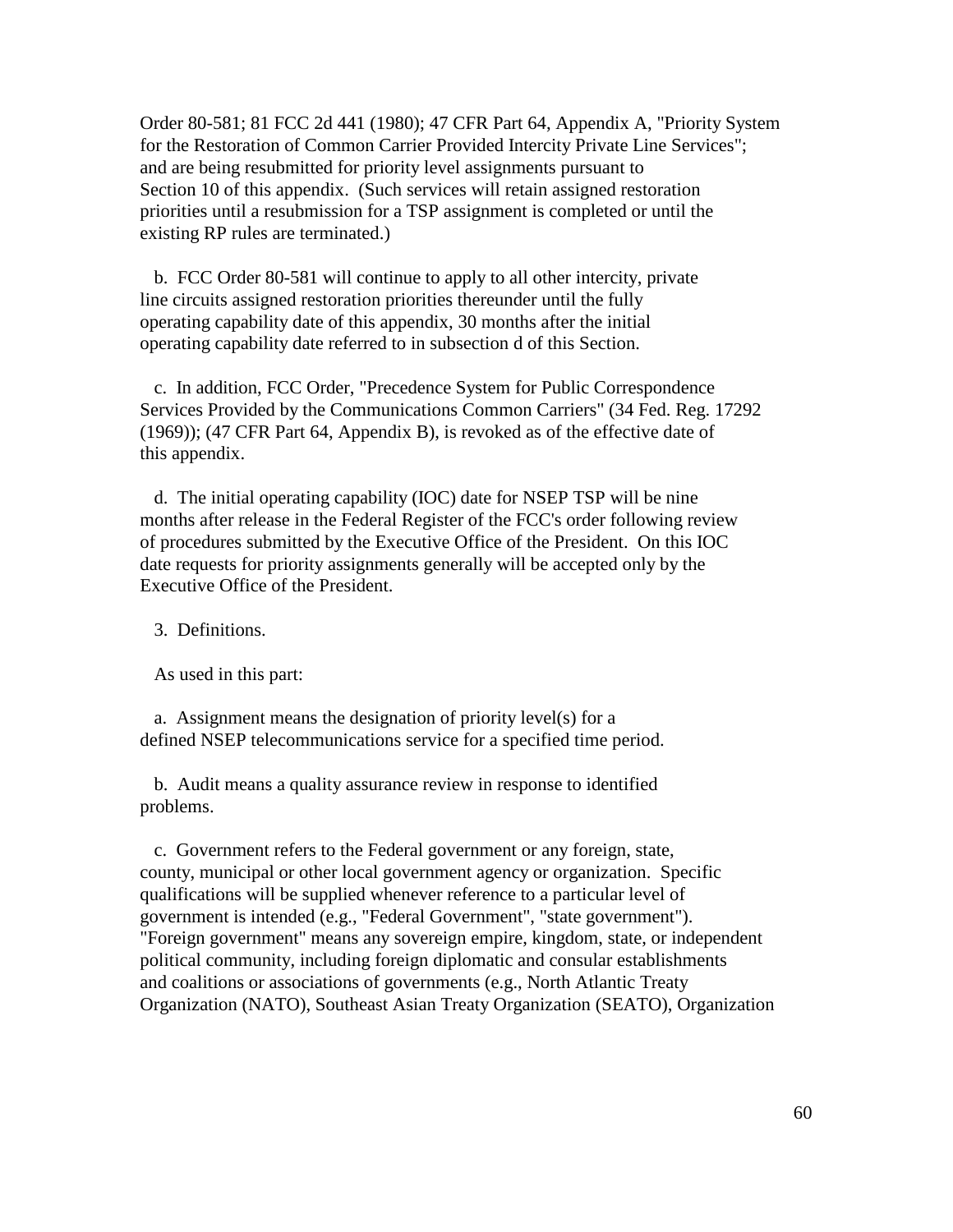Order 80-581; 81 FCC 2d 441 (1980); 47 CFR Part 64, Appendix A, "Priority System for the Restoration of Common Carrier Provided Intercity Private Line Services"; and are being resubmitted for priority level assignments pursuant to Section 10 of this appendix. (Such services will retain assigned restoration priorities until a resubmission for a TSP assignment is completed or until the existing RP rules are terminated.)

b. FCC Order 80-581 will continue to apply to all other intercity, private line circuits assigned restoration priorities thereunder until the fully operating capability date of this appendix, 30 months after the initial operating capability date referred to in subsection d of this Section.

c. In addition, FCC Order, "Precedence System for Public Correspondence Services Provided by the Communications Common Carriers" (34 Fed. Reg. 17292 (1969)); (47 CFR Part 64, Appendix B), is revoked as of the effective date of this appendix.

d. The initial operating capability (IOC) date for NSEP TSP will be nine months after release in the Federal Register of the FCC's order following review of procedures submitted by the Executive Office of the President. On this IOC date requests for priority assignments generally will be accepted only by the Executive Office of the President.

3. Definitions.

As used in this part:

a. Assignment means the designation of priority level(s) for a defined NSEP telecommunications service for a specified time period.

b. Audit means a quality assurance review in response to identified problems.

c. Government refers to the Federal government or any foreign, state, county, municipal or other local government agency or organization. Specific qualifications will be supplied whenever reference to a particular level of government is intended (e.g., "Federal Government", "state government"). "Foreign government" means any sovereign empire, kingdom, state, or independent political community, including foreign diplomatic and consular establishments and coalitions or associations of governments (e.g., North Atlantic Treaty Organization (NATO), Southeast Asian Treaty Organization (SEATO), Organization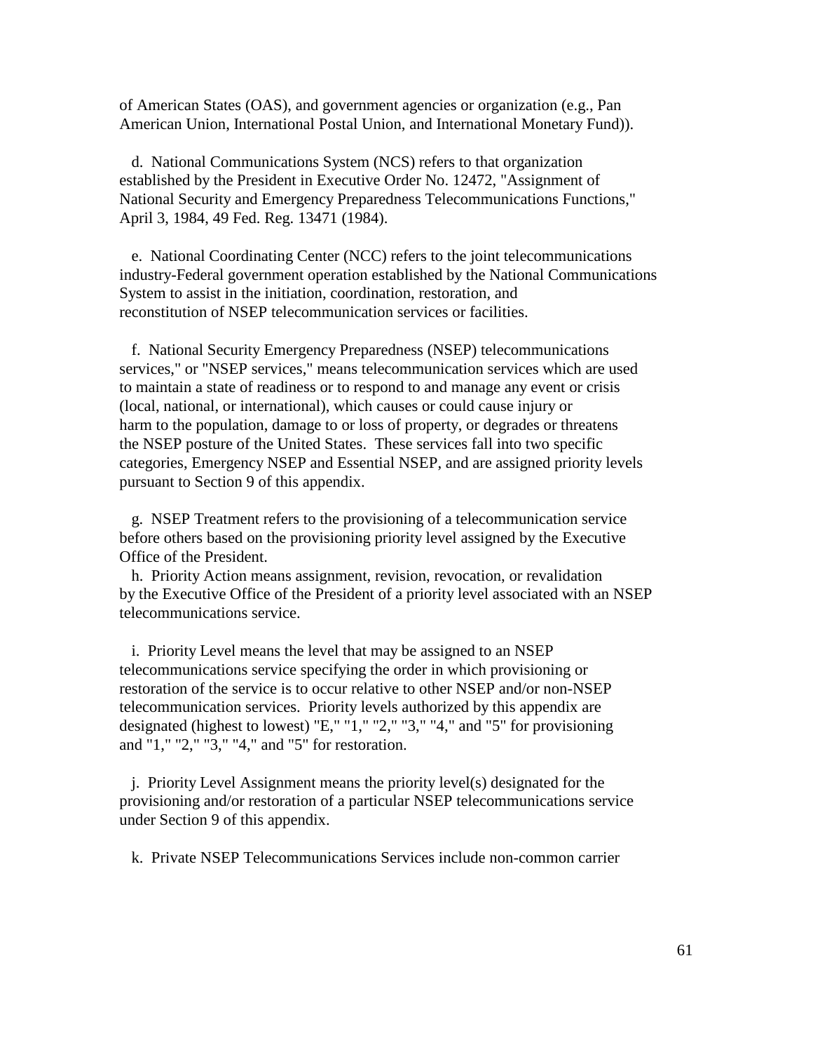of American States (OAS), and government agencies or organization (e.g., Pan American Union, International Postal Union, and International Monetary Fund)).

d. National Communications System (NCS) refers to that organization established by the President in Executive Order No. 12472, "Assignment of National Security and Emergency Preparedness Telecommunications Functions," April 3, 1984, 49 Fed. Reg. 13471 (1984).

e. National Coordinating Center (NCC) refers to the joint telecommunications industry-Federal government operation established by the National Communications System to assist in the initiation, coordination, restoration, and reconstitution of NSEP telecommunication services or facilities.

f. National Security Emergency Preparedness (NSEP) telecommunications services," or "NSEP services," means telecommunication services which are used to maintain a state of readiness or to respond to and manage any event or crisis (local, national, or international), which causes or could cause injury or harm to the population, damage to or loss of property, or degrades or threatens the NSEP posture of the United States. These services fall into two specific categories, Emergency NSEP and Essential NSEP, and are assigned priority levels pursuant to Section 9 of this appendix.

g. NSEP Treatment refers to the provisioning of a telecommunication service before others based on the provisioning priority level assigned by the Executive Office of the President.

h. Priority Action means assignment, revision, revocation, or revalidation by the Executive Office of the President of a priority level associated with an NSEP telecommunications service.

i. Priority Level means the level that may be assigned to an NSEP telecommunications service specifying the order in which provisioning or restoration of the service is to occur relative to other NSEP and/or non-NSEP telecommunication services. Priority levels authorized by this appendix are designated (highest to lowest) "E," "1," "2," "3," "4," and "5" for provisioning and "1," "2," "3," "4," and "5" for restoration.

j. Priority Level Assignment means the priority level(s) designated for the provisioning and/or restoration of a particular NSEP telecommunications service under Section 9 of this appendix.

k. Private NSEP Telecommunications Services include non-common carrier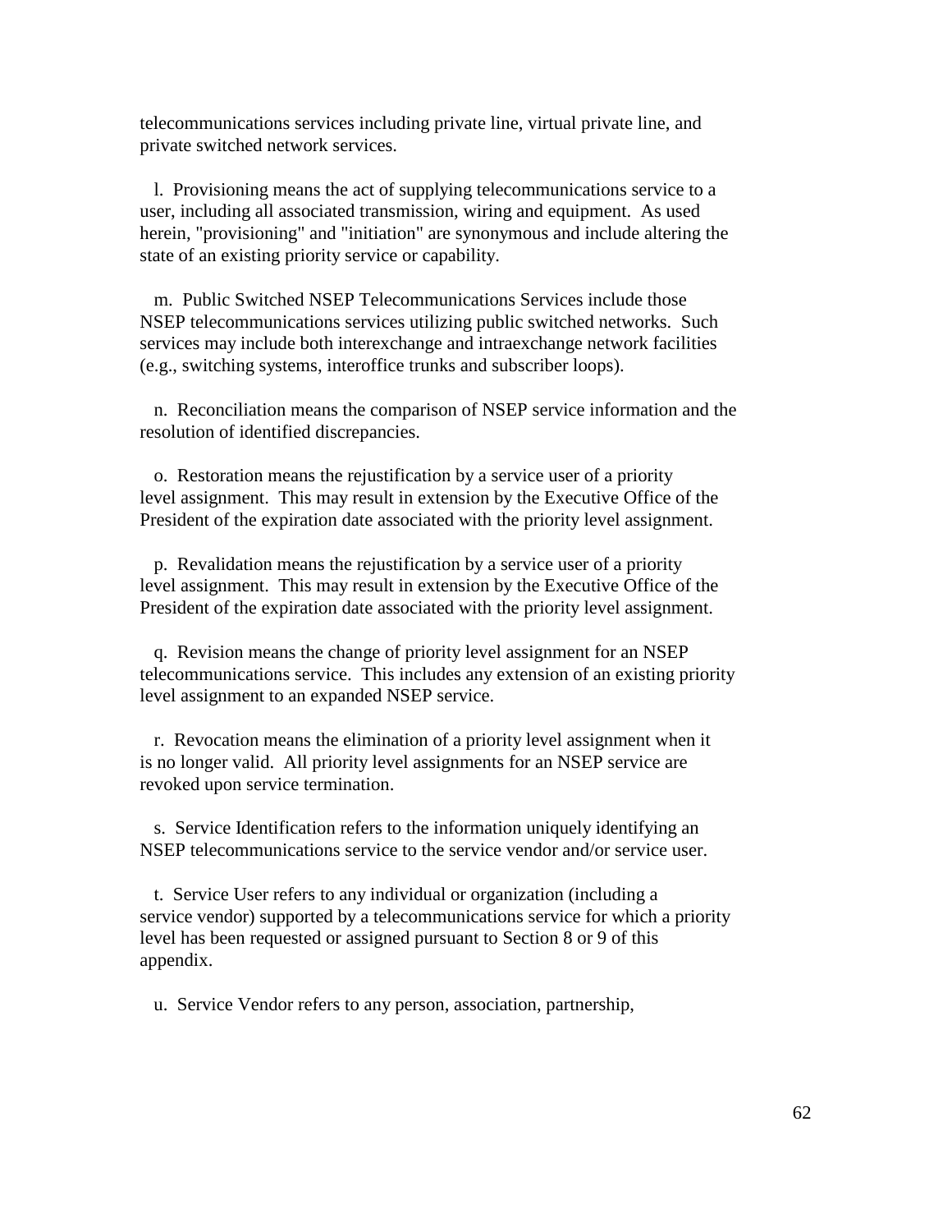telecommunications services including private line, virtual private line, and private switched network services.

l. Provisioning means the act of supplying telecommunications service to a user, including all associated transmission, wiring and equipment. As used herein, "provisioning" and "initiation" are synonymous and include altering the state of an existing priority service or capability.

m. Public Switched NSEP Telecommunications Services include those NSEP telecommunications services utilizing public switched networks. Such services may include both interexchange and intraexchange network facilities (e.g., switching systems, interoffice trunks and subscriber loops).

n. Reconciliation means the comparison of NSEP service information and the resolution of identified discrepancies.

o. Restoration means the rejustification by a service user of a priority level assignment. This may result in extension by the Executive Office of the President of the expiration date associated with the priority level assignment.

p. Revalidation means the rejustification by a service user of a priority level assignment. This may result in extension by the Executive Office of the President of the expiration date associated with the priority level assignment.

q. Revision means the change of priority level assignment for an NSEP telecommunications service. This includes any extension of an existing priority level assignment to an expanded NSEP service.

r. Revocation means the elimination of a priority level assignment when it is no longer valid. All priority level assignments for an NSEP service are revoked upon service termination.

s. Service Identification refers to the information uniquely identifying an NSEP telecommunications service to the service vendor and/or service user.

t. Service User refers to any individual or organization (including a service vendor) supported by a telecommunications service for which a priority level has been requested or assigned pursuant to Section 8 or 9 of this appendix.

u. Service Vendor refers to any person, association, partnership,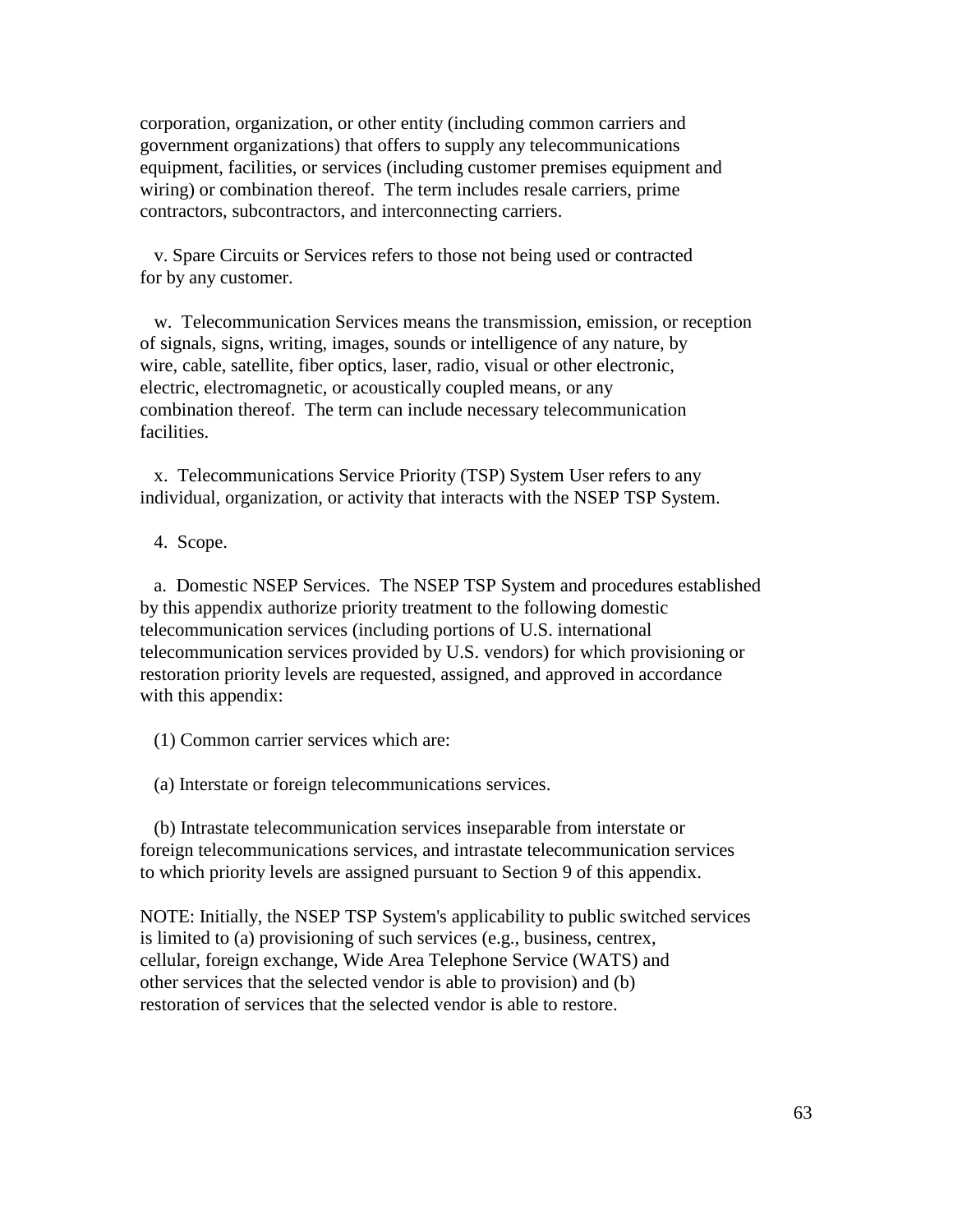corporation, organization, or other entity (including common carriers and government organizations) that offers to supply any telecommunications equipment, facilities, or services (including customer premises equipment and wiring) or combination thereof. The term includes resale carriers, prime contractors, subcontractors, and interconnecting carriers.

v. Spare Circuits or Services refers to those not being used or contracted for by any customer.

w. Telecommunication Services means the transmission, emission, or reception of signals, signs, writing, images, sounds or intelligence of any nature, by wire, cable, satellite, fiber optics, laser, radio, visual or other electronic, electric, electromagnetic, or acoustically coupled means, or any combination thereof. The term can include necessary telecommunication facilities.

x. Telecommunications Service Priority (TSP) System User refers to any individual, organization, or activity that interacts with the NSEP TSP System.

4. Scope.

a. Domestic NSEP Services. The NSEP TSP System and procedures established by this appendix authorize priority treatment to the following domestic telecommunication services (including portions of U.S. international telecommunication services provided by U.S. vendors) for which provisioning or restoration priority levels are requested, assigned, and approved in accordance with this appendix:

(1) Common carrier services which are:

(a) Interstate or foreign telecommunications services.

(b) Intrastate telecommunication services inseparable from interstate or foreign telecommunications services, and intrastate telecommunication services to which priority levels are assigned pursuant to Section 9 of this appendix.

NOTE: Initially, the NSEP TSP System's applicability to public switched services is limited to (a) provisioning of such services (e.g., business, centrex, cellular, foreign exchange, Wide Area Telephone Service (WATS) and other services that the selected vendor is able to provision) and (b) restoration of services that the selected vendor is able to restore.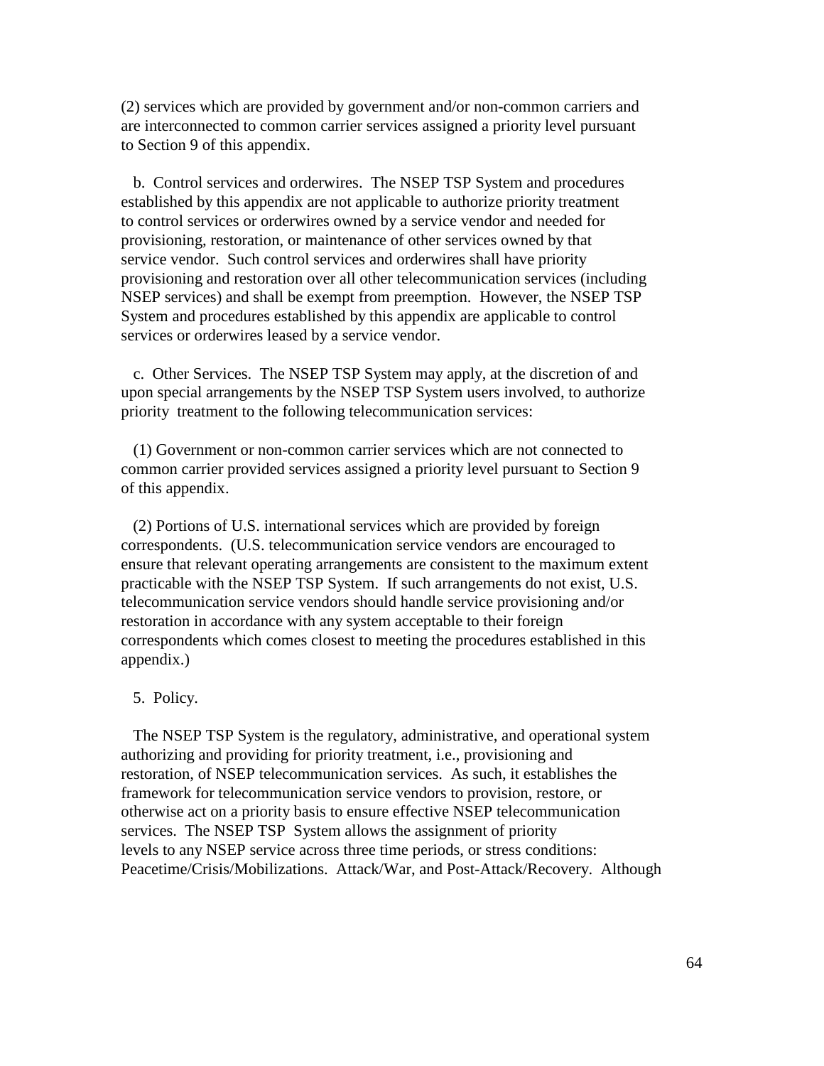(2) services which are provided by government and/or non-common carriers and are interconnected to common carrier services assigned a priority level pursuant to Section 9 of this appendix.

b. Control services and orderwires. The NSEP TSP System and procedures established by this appendix are not applicable to authorize priority treatment to control services or orderwires owned by a service vendor and needed for provisioning, restoration, or maintenance of other services owned by that service vendor. Such control services and orderwires shall have priority provisioning and restoration over all other telecommunication services (including NSEP services) and shall be exempt from preemption. However, the NSEP TSP System and procedures established by this appendix are applicable to control services or orderwires leased by a service vendor.

c. Other Services. The NSEP TSP System may apply, at the discretion of and upon special arrangements by the NSEP TSP System users involved, to authorize priority treatment to the following telecommunication services:

(1) Government or non-common carrier services which are not connected to common carrier provided services assigned a priority level pursuant to Section 9 of this appendix.

(2) Portions of U.S. international services which are provided by foreign correspondents. (U.S. telecommunication service vendors are encouraged to ensure that relevant operating arrangements are consistent to the maximum extent practicable with the NSEP TSP System. If such arrangements do not exist, U.S. telecommunication service vendors should handle service provisioning and/or restoration in accordance with any system acceptable to their foreign correspondents which comes closest to meeting the procedures established in this appendix.)

5. Policy.

The NSEP TSP System is the regulatory, administrative, and operational system authorizing and providing for priority treatment, i.e., provisioning and restoration, of NSEP telecommunication services. As such, it establishes the framework for telecommunication service vendors to provision, restore, or otherwise act on a priority basis to ensure effective NSEP telecommunication services. The NSEP TSP System allows the assignment of priority levels to any NSEP service across three time periods, or stress conditions: Peacetime/Crisis/Mobilizations. Attack/War, and Post-Attack/Recovery. Although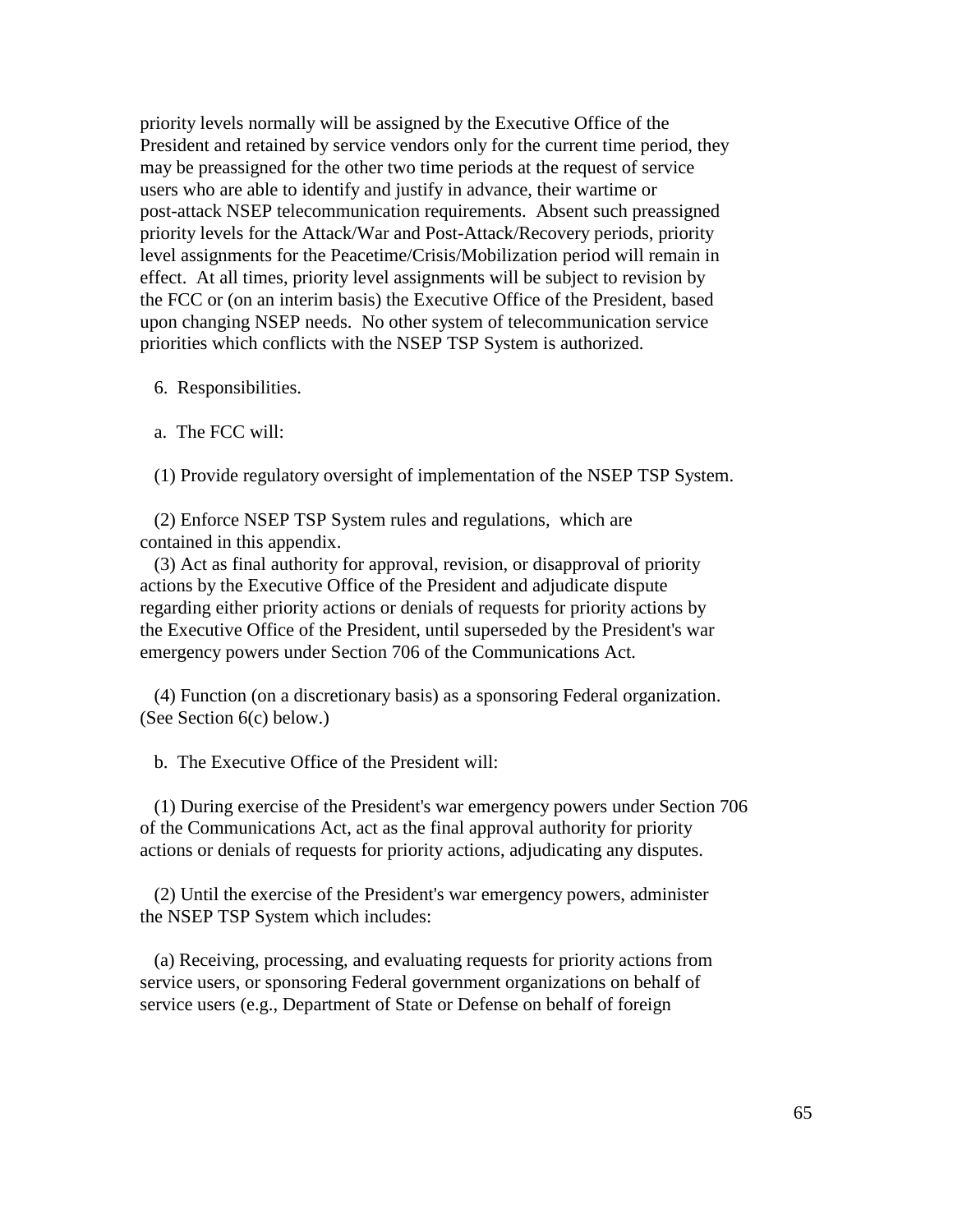priority levels normally will be assigned by the Executive Office of the President and retained by service vendors only for the current time period, they may be preassigned for the other two time periods at the request of service users who are able to identify and justify in advance, their wartime or post-attack NSEP telecommunication requirements. Absent such preassigned priority levels for the Attack/War and Post-Attack/Recovery periods, priority level assignments for the Peacetime/Crisis/Mobilization period will remain in effect. At all times, priority level assignments will be subject to revision by the FCC or (on an interim basis) the Executive Office of the President, based upon changing NSEP needs. No other system of telecommunication service priorities which conflicts with the NSEP TSP System is authorized.

6. Responsibilities.

a. The FCC will:

(1) Provide regulatory oversight of implementation of the NSEP TSP System.

(2) Enforce NSEP TSP System rules and regulations, which are contained in this appendix.

(3) Act as final authority for approval, revision, or disapproval of priority actions by the Executive Office of the President and adjudicate dispute regarding either priority actions or denials of requests for priority actions by the Executive Office of the President, until superseded by the President's war emergency powers under Section 706 of the Communications Act.

(4) Function (on a discretionary basis) as a sponsoring Federal organization. (See Section 6(c) below.)

b. The Executive Office of the President will:

(1) During exercise of the President's war emergency powers under Section 706 of the Communications Act, act as the final approval authority for priority actions or denials of requests for priority actions, adjudicating any disputes.

(2) Until the exercise of the President's war emergency powers, administer the NSEP TSP System which includes:

(a) Receiving, processing, and evaluating requests for priority actions from service users, or sponsoring Federal government organizations on behalf of service users (e.g., Department of State or Defense on behalf of foreign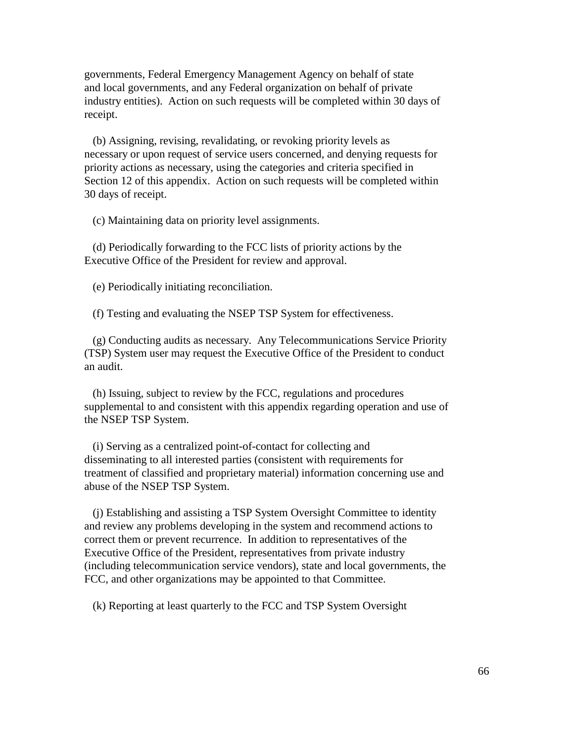governments, Federal Emergency Management Agency on behalf of state and local governments, and any Federal organization on behalf of private industry entities). Action on such requests will be completed within 30 days of receipt.

(b) Assigning, revising, revalidating, or revoking priority levels as necessary or upon request of service users concerned, and denying requests for priority actions as necessary, using the categories and criteria specified in Section 12 of this appendix. Action on such requests will be completed within 30 days of receipt.

(c) Maintaining data on priority level assignments.

(d) Periodically forwarding to the FCC lists of priority actions by the Executive Office of the President for review and approval.

(e) Periodically initiating reconciliation.

(f) Testing and evaluating the NSEP TSP System for effectiveness.

(g) Conducting audits as necessary. Any Telecommunications Service Priority (TSP) System user may request the Executive Office of the President to conduct an audit.

(h) Issuing, subject to review by the FCC, regulations and procedures supplemental to and consistent with this appendix regarding operation and use of the NSEP TSP System.

(i) Serving as a centralized point-of-contact for collecting and disseminating to all interested parties (consistent with requirements for treatment of classified and proprietary material) information concerning use and abuse of the NSEP TSP System.

(j) Establishing and assisting a TSP System Oversight Committee to identity and review any problems developing in the system and recommend actions to correct them or prevent recurrence. In addition to representatives of the Executive Office of the President, representatives from private industry (including telecommunication service vendors), state and local governments, the FCC, and other organizations may be appointed to that Committee.

(k) Reporting at least quarterly to the FCC and TSP System Oversight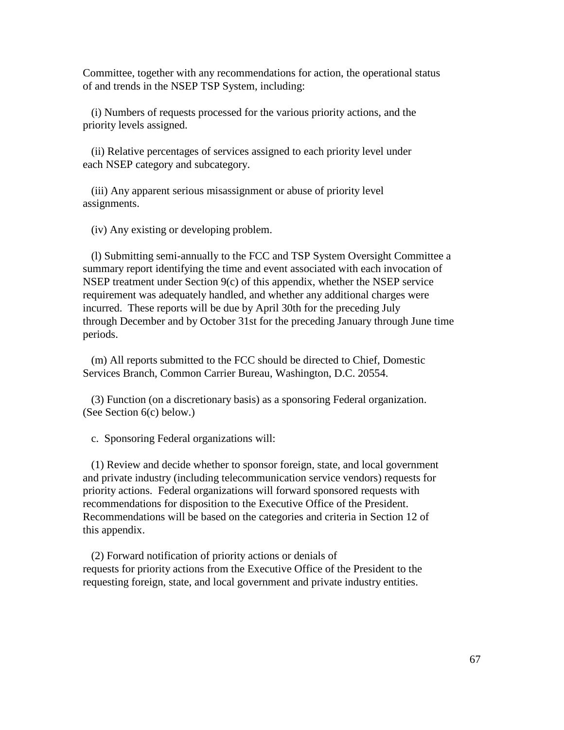Committee, together with any recommendations for action, the operational status of and trends in the NSEP TSP System, including:

(i) Numbers of requests processed for the various priority actions, and the priority levels assigned.

(ii) Relative percentages of services assigned to each priority level under each NSEP category and subcategory.

(iii) Any apparent serious misassignment or abuse of priority level assignments.

(iv) Any existing or developing problem.

(l) Submitting semi-annually to the FCC and TSP System Oversight Committee a summary report identifying the time and event associated with each invocation of NSEP treatment under Section 9(c) of this appendix, whether the NSEP service requirement was adequately handled, and whether any additional charges were incurred. These reports will be due by April 30th for the preceding July through December and by October 31st for the preceding January through June time periods.

(m) All reports submitted to the FCC should be directed to Chief, Domestic Services Branch, Common Carrier Bureau, Washington, D.C. 20554.

(3) Function (on a discretionary basis) as a sponsoring Federal organization. (See Section 6(c) below.)

c. Sponsoring Federal organizations will:

(1) Review and decide whether to sponsor foreign, state, and local government and private industry (including telecommunication service vendors) requests for priority actions. Federal organizations will forward sponsored requests with recommendations for disposition to the Executive Office of the President. Recommendations will be based on the categories and criteria in Section 12 of this appendix.

(2) Forward notification of priority actions or denials of requests for priority actions from the Executive Office of the President to the requesting foreign, state, and local government and private industry entities.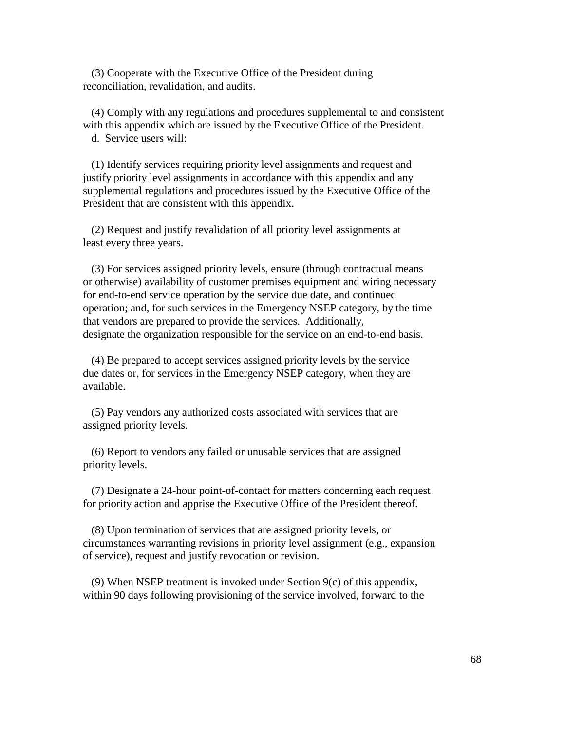(3) Cooperate with the Executive Office of the President during reconciliation, revalidation, and audits.

(4) Comply with any regulations and procedures supplemental to and consistent with this appendix which are issued by the Executive Office of the President.

d. Service users will:

(1) Identify services requiring priority level assignments and request and justify priority level assignments in accordance with this appendix and any supplemental regulations and procedures issued by the Executive Office of the President that are consistent with this appendix.

(2) Request and justify revalidation of all priority level assignments at least every three years.

(3) For services assigned priority levels, ensure (through contractual means or otherwise) availability of customer premises equipment and wiring necessary for end-to-end service operation by the service due date, and continued operation; and, for such services in the Emergency NSEP category, by the time that vendors are prepared to provide the services. Additionally, designate the organization responsible for the service on an end-to-end basis.

(4) Be prepared to accept services assigned priority levels by the service due dates or, for services in the Emergency NSEP category, when they are available.

(5) Pay vendors any authorized costs associated with services that are assigned priority levels.

(6) Report to vendors any failed or unusable services that are assigned priority levels.

(7) Designate a 24-hour point-of-contact for matters concerning each request for priority action and apprise the Executive Office of the President thereof.

(8) Upon termination of services that are assigned priority levels, or circumstances warranting revisions in priority level assignment (e.g., expansion of service), request and justify revocation or revision.

(9) When NSEP treatment is invoked under Section 9(c) of this appendix, within 90 days following provisioning of the service involved, forward to the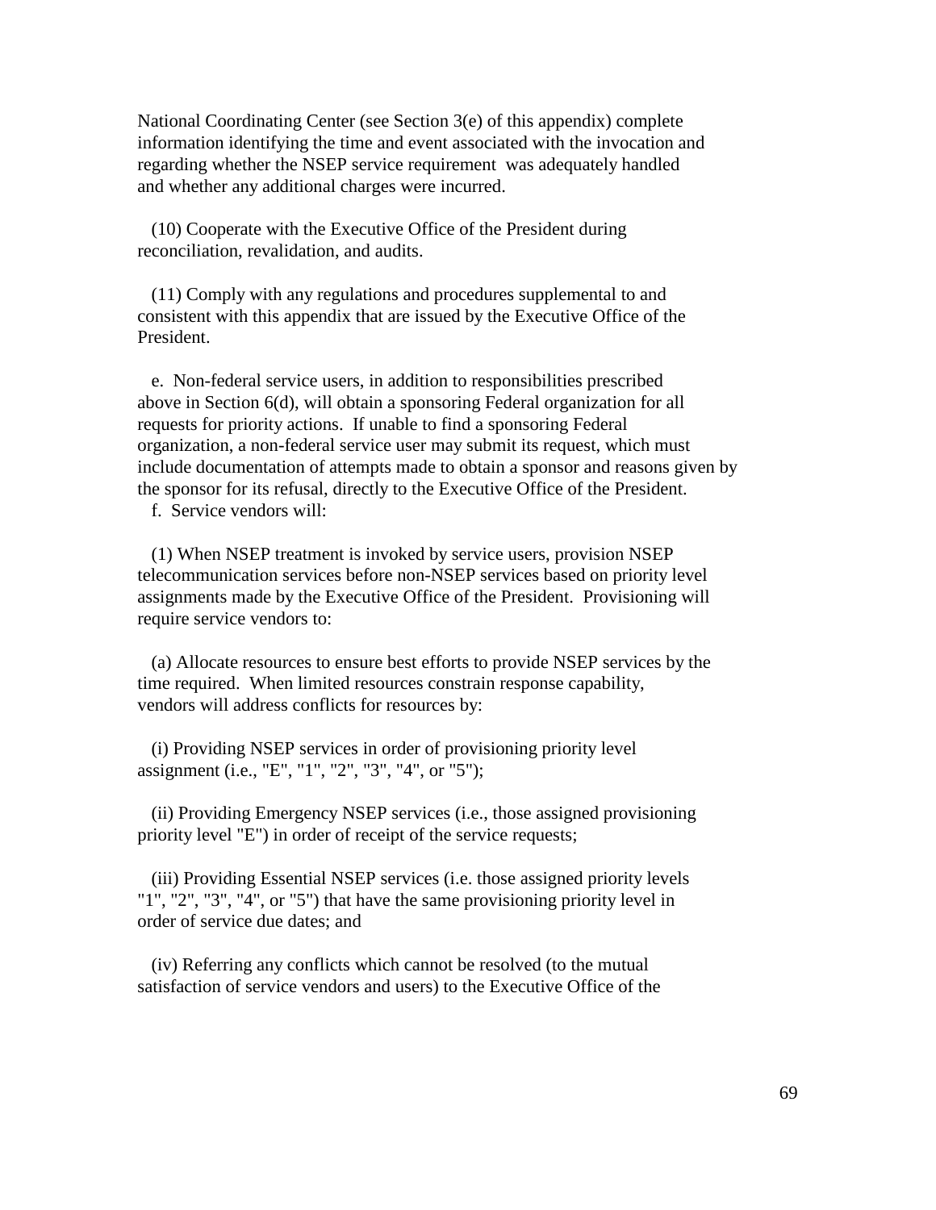National Coordinating Center (see Section 3(e) of this appendix) complete information identifying the time and event associated with the invocation and regarding whether the NSEP service requirement was adequately handled and whether any additional charges were incurred.

(10) Cooperate with the Executive Office of the President during reconciliation, revalidation, and audits.

(11) Comply with any regulations and procedures supplemental to and consistent with this appendix that are issued by the Executive Office of the President.

e. Non-federal service users, in addition to responsibilities prescribed above in Section 6(d), will obtain a sponsoring Federal organization for all requests for priority actions. If unable to find a sponsoring Federal organization, a non-federal service user may submit its request, which must include documentation of attempts made to obtain a sponsor and reasons given by the sponsor for its refusal, directly to the Executive Office of the President.

f. Service vendors will:

(1) When NSEP treatment is invoked by service users, provision NSEP telecommunication services before non-NSEP services based on priority level assignments made by the Executive Office of the President. Provisioning will require service vendors to:

(a) Allocate resources to ensure best efforts to provide NSEP services by the time required. When limited resources constrain response capability, vendors will address conflicts for resources by:

(i) Providing NSEP services in order of provisioning priority level assignment (i.e., "E", "1", "2", "3", "4", or "5");

(ii) Providing Emergency NSEP services (i.e., those assigned provisioning priority level "E") in order of receipt of the service requests;

(iii) Providing Essential NSEP services (i.e. those assigned priority levels "1", "2", "3", "4", or "5") that have the same provisioning priority level in order of service due dates; and

(iv) Referring any conflicts which cannot be resolved (to the mutual satisfaction of service vendors and users) to the Executive Office of the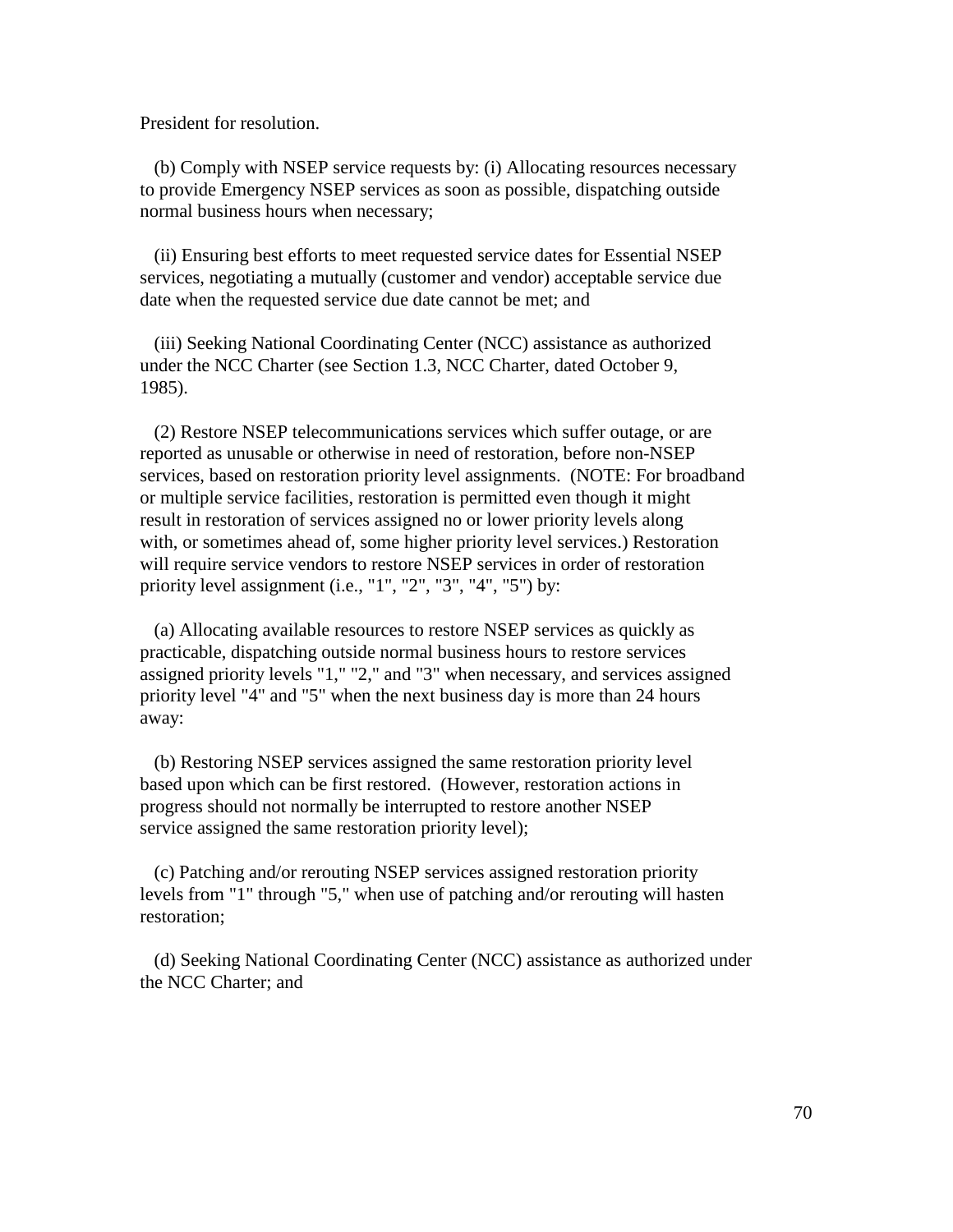President for resolution.

(b) Comply with NSEP service requests by: (i) Allocating resources necessary to provide Emergency NSEP services as soon as possible, dispatching outside normal business hours when necessary;

(ii) Ensuring best efforts to meet requested service dates for Essential NSEP services, negotiating a mutually (customer and vendor) acceptable service due date when the requested service due date cannot be met; and

(iii) Seeking National Coordinating Center (NCC) assistance as authorized under the NCC Charter (see Section 1.3, NCC Charter, dated October 9, 1985).

(2) Restore NSEP telecommunications services which suffer outage, or are reported as unusable or otherwise in need of restoration, before non-NSEP services, based on restoration priority level assignments. (NOTE: For broadband or multiple service facilities, restoration is permitted even though it might result in restoration of services assigned no or lower priority levels along with, or sometimes ahead of, some higher priority level services.) Restoration will require service vendors to restore NSEP services in order of restoration priority level assignment (i.e., "1", "2", "3", "4", "5") by:

(a) Allocating available resources to restore NSEP services as quickly as practicable, dispatching outside normal business hours to restore services assigned priority levels "1," "2," and "3" when necessary, and services assigned priority level "4" and "5" when the next business day is more than 24 hours away:

(b) Restoring NSEP services assigned the same restoration priority level based upon which can be first restored. (However, restoration actions in progress should not normally be interrupted to restore another NSEP service assigned the same restoration priority level);

(c) Patching and/or rerouting NSEP services assigned restoration priority levels from "1" through "5," when use of patching and/or rerouting will hasten restoration;

(d) Seeking National Coordinating Center (NCC) assistance as authorized under the NCC Charter; and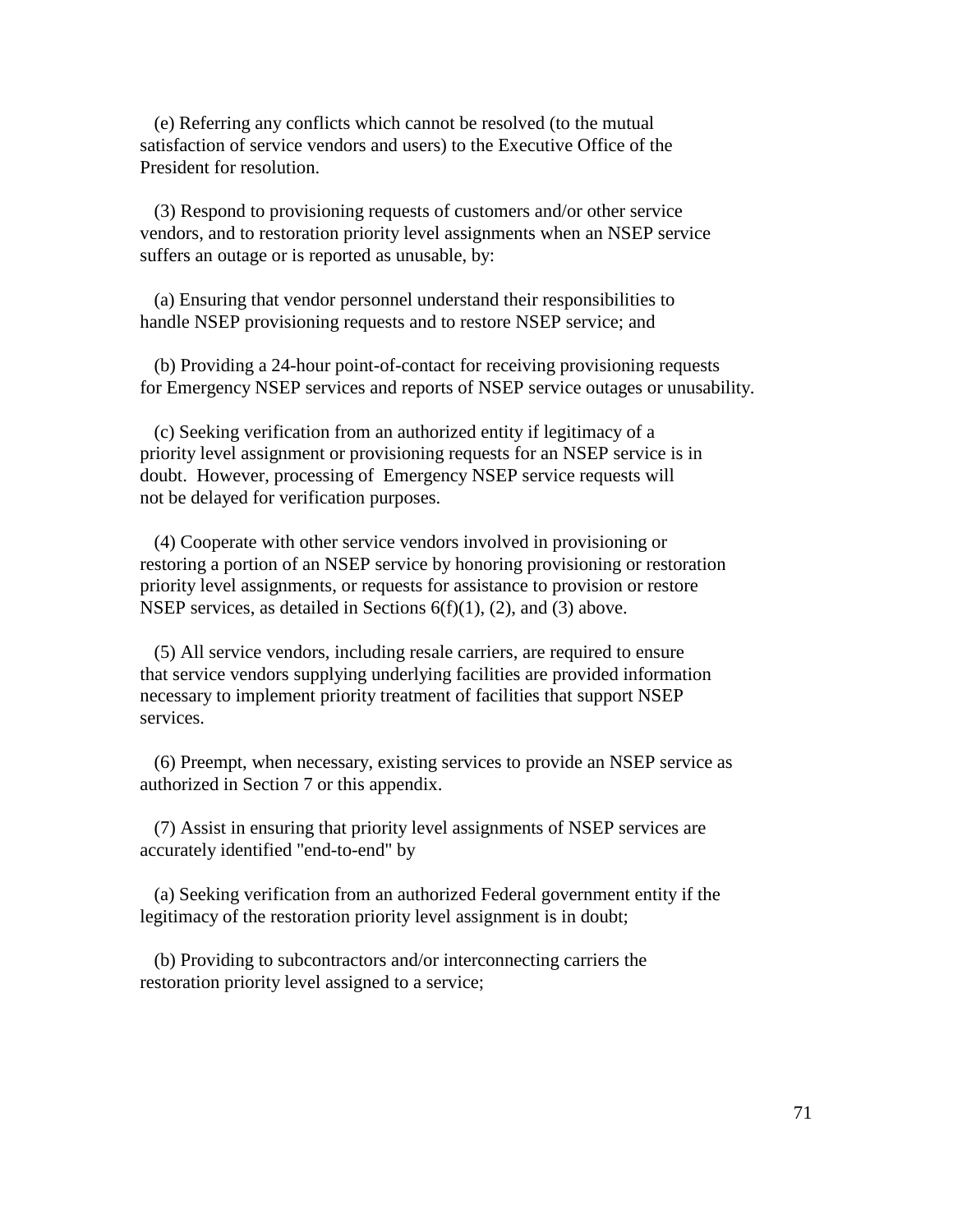(e) Referring any conflicts which cannot be resolved (to the mutual satisfaction of service vendors and users) to the Executive Office of the President for resolution.

(3) Respond to provisioning requests of customers and/or other service vendors, and to restoration priority level assignments when an NSEP service suffers an outage or is reported as unusable, by:

(a) Ensuring that vendor personnel understand their responsibilities to handle NSEP provisioning requests and to restore NSEP service; and

(b) Providing a 24-hour point-of-contact for receiving provisioning requests for Emergency NSEP services and reports of NSEP service outages or unusability.

(c) Seeking verification from an authorized entity if legitimacy of a priority level assignment or provisioning requests for an NSEP service is in doubt. However, processing of Emergency NSEP service requests will not be delayed for verification purposes.

(4) Cooperate with other service vendors involved in provisioning or restoring a portion of an NSEP service by honoring provisioning or restoration priority level assignments, or requests for assistance to provision or restore NSEP services, as detailed in Sections 6(f)(1), (2), and (3) above.

(5) All service vendors, including resale carriers, are required to ensure that service vendors supplying underlying facilities are provided information necessary to implement priority treatment of facilities that support NSEP services.

(6) Preempt, when necessary, existing services to provide an NSEP service as authorized in Section 7 or this appendix.

(7) Assist in ensuring that priority level assignments of NSEP services are accurately identified "end-to-end" by

(a) Seeking verification from an authorized Federal government entity if the legitimacy of the restoration priority level assignment is in doubt;

(b) Providing to subcontractors and/or interconnecting carriers the restoration priority level assigned to a service;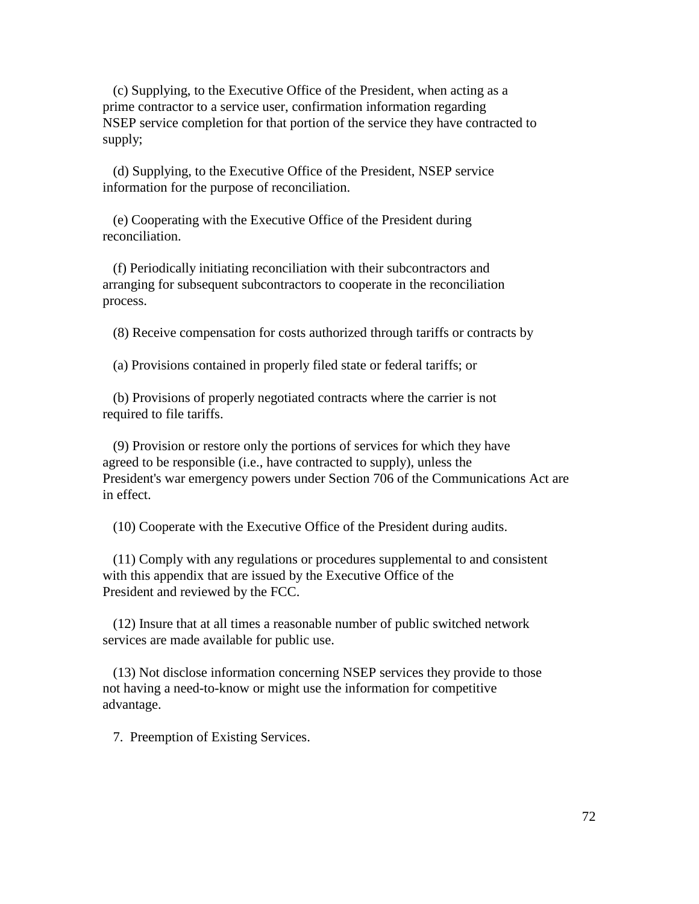(c) Supplying, to the Executive Office of the President, when acting as a prime contractor to a service user, confirmation information regarding NSEP service completion for that portion of the service they have contracted to supply;

(d) Supplying, to the Executive Office of the President, NSEP service information for the purpose of reconciliation.

(e) Cooperating with the Executive Office of the President during reconciliation.

(f) Periodically initiating reconciliation with their subcontractors and arranging for subsequent subcontractors to cooperate in the reconciliation process.

(8) Receive compensation for costs authorized through tariffs or contracts by

(a) Provisions contained in properly filed state or federal tariffs; or

(b) Provisions of properly negotiated contracts where the carrier is not required to file tariffs.

(9) Provision or restore only the portions of services for which they have agreed to be responsible (i.e., have contracted to supply), unless the President's war emergency powers under Section 706 of the Communications Act are in effect.

(10) Cooperate with the Executive Office of the President during audits.

(11) Comply with any regulations or procedures supplemental to and consistent with this appendix that are issued by the Executive Office of the President and reviewed by the FCC.

(12) Insure that at all times a reasonable number of public switched network services are made available for public use.

(13) Not disclose information concerning NSEP services they provide to those not having a need-to-know or might use the information for competitive advantage.

7. Preemption of Existing Services.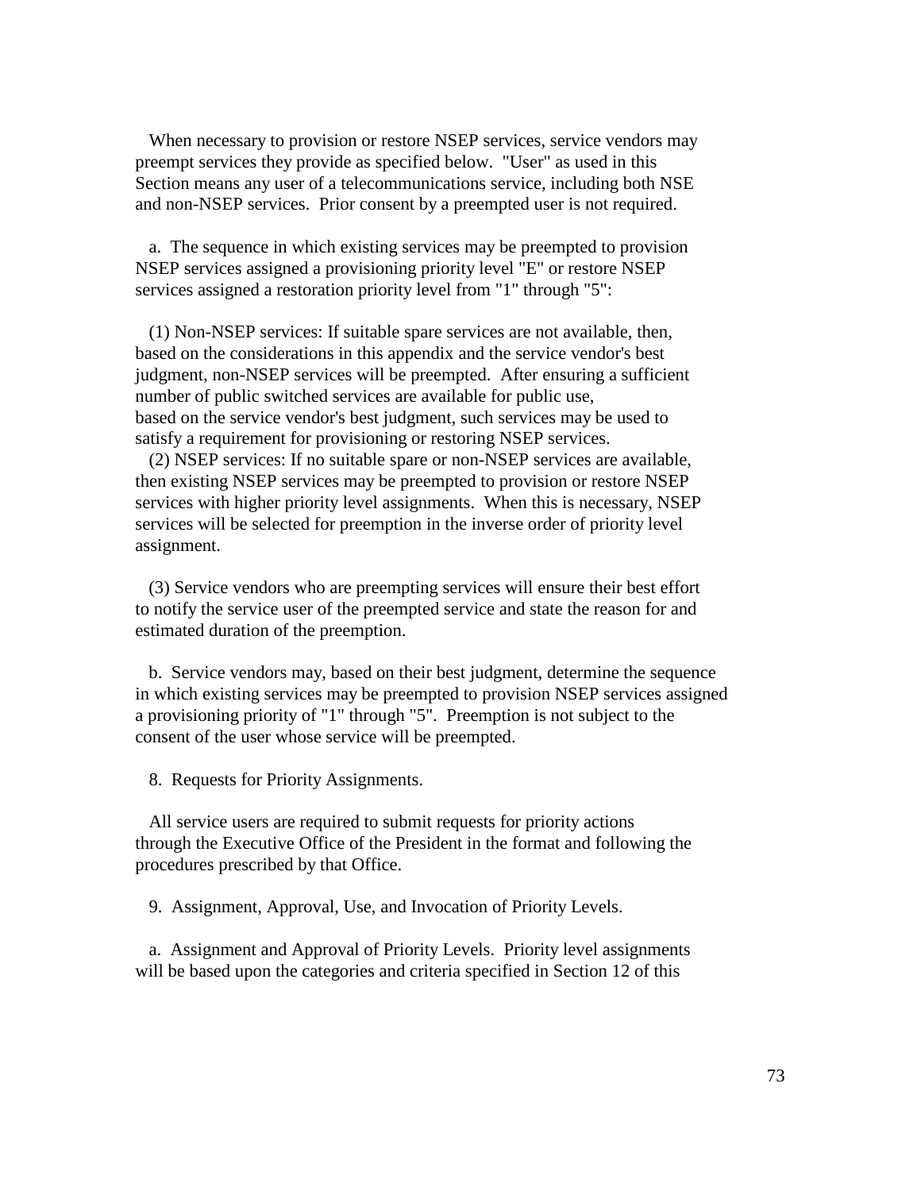When necessary to provision or restore NSEP services, service vendors may preempt services they provide as specified below. "User" as used in this Section means any user of a telecommunications service, including both NSE and non-NSEP services. Prior consent by a preempted user is not required.

a. The sequence in which existing services may be preempted to provision NSEP services assigned a provisioning priority level "E" or restore NSEP services assigned a restoration priority level from "1" through "5":

(1) Non-NSEP services: If suitable spare services are not available, then, based on the considerations in this appendix and the service vendor's best judgment, non-NSEP services will be preempted. After ensuring a sufficient number of public switched services are available for public use, based on the service vendor's best judgment, such services may be used to satisfy a requirement for provisioning or restoring NSEP services.

(2) NSEP services: If no suitable spare or non-NSEP services are available, then existing NSEP services may be preempted to provision or restore NSEP services with higher priority level assignments. When this is necessary, NSEP services will be selected for preemption in the inverse order of priority level assignment.

(3) Service vendors who are preempting services will ensure their best effort to notify the service user of the preempted service and state the reason for and estimated duration of the preemption.

b. Service vendors may, based on their best judgment, determine the sequence in which existing services may be preempted to provision NSEP services assigned a provisioning priority of "1" through "5". Preemption is not subject to the consent of the user whose service will be preempted.

8. Requests for Priority Assignments.

All service users are required to submit requests for priority actions through the Executive Office of the President in the format and following the procedures prescribed by that Office.

9. Assignment, Approval, Use, and Invocation of Priority Levels.

a. Assignment and Approval of Priority Levels. Priority level assignments will be based upon the categories and criteria specified in Section 12 of this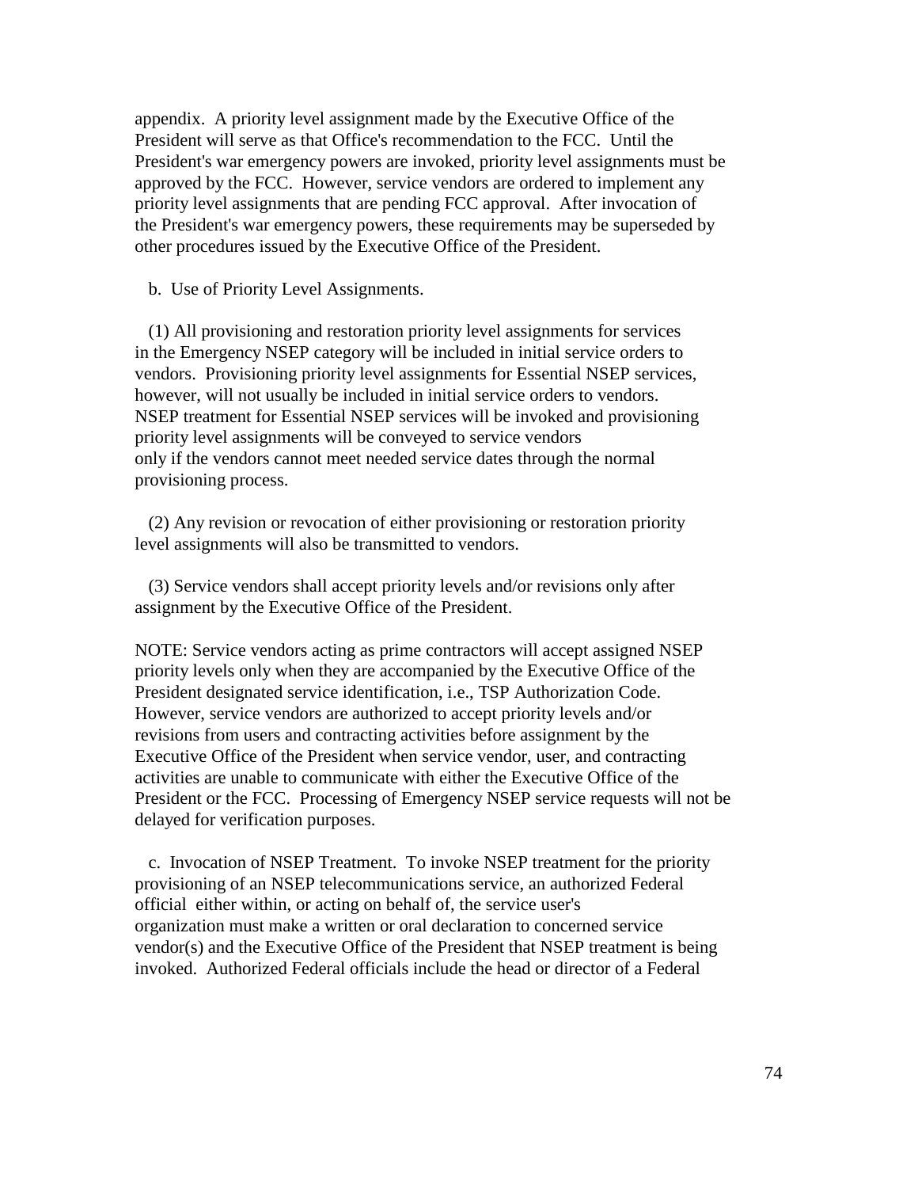appendix. A priority level assignment made by the Executive Office of the President will serve as that Office's recommendation to the FCC. Until the President's war emergency powers are invoked, priority level assignments must be approved by the FCC. However, service vendors are ordered to implement any priority level assignments that are pending FCC approval. After invocation of the President's war emergency powers, these requirements may be superseded by other procedures issued by the Executive Office of the President.

b. Use of Priority Level Assignments.

(1) All provisioning and restoration priority level assignments for services in the Emergency NSEP category will be included in initial service orders to vendors. Provisioning priority level assignments for Essential NSEP services, however, will not usually be included in initial service orders to vendors. NSEP treatment for Essential NSEP services will be invoked and provisioning priority level assignments will be conveyed to service vendors only if the vendors cannot meet needed service dates through the normal provisioning process.

(2) Any revision or revocation of either provisioning or restoration priority level assignments will also be transmitted to vendors.

(3) Service vendors shall accept priority levels and/or revisions only after assignment by the Executive Office of the President.

NOTE: Service vendors acting as prime contractors will accept assigned NSEP priority levels only when they are accompanied by the Executive Office of the President designated service identification, i.e., TSP Authorization Code. However, service vendors are authorized to accept priority levels and/or revisions from users and contracting activities before assignment by the Executive Office of the President when service vendor, user, and contracting activities are unable to communicate with either the Executive Office of the President or the FCC. Processing of Emergency NSEP service requests will not be delayed for verification purposes.

c. Invocation of NSEP Treatment. To invoke NSEP treatment for the priority provisioning of an NSEP telecommunications service, an authorized Federal official either within, or acting on behalf of, the service user's organization must make a written or oral declaration to concerned service vendor(s) and the Executive Office of the President that NSEP treatment is being invoked. Authorized Federal officials include the head or director of a Federal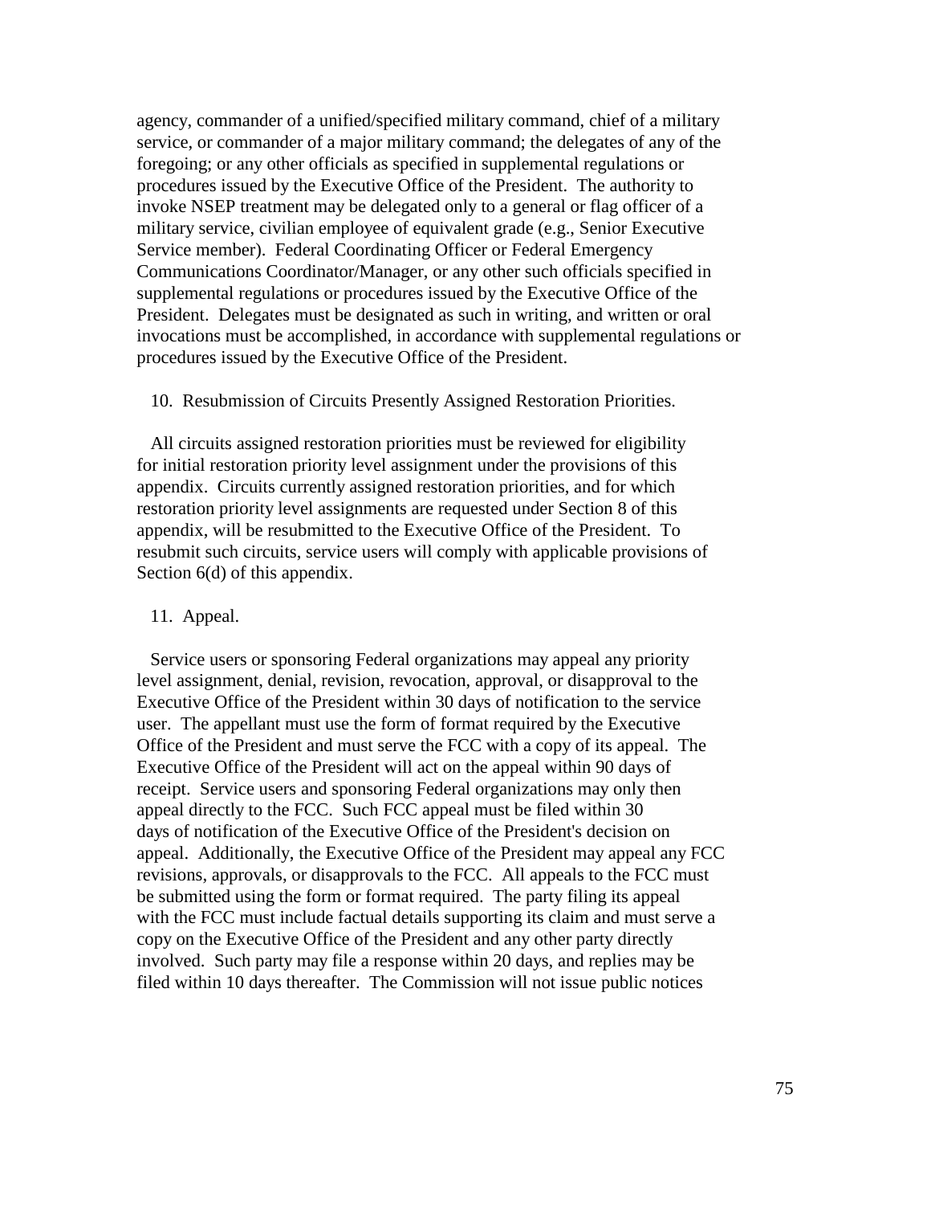agency, commander of a unified/specified military command, chief of a military service, or commander of a major military command; the delegates of any of the foregoing; or any other officials as specified in supplemental regulations or procedures issued by the Executive Office of the President. The authority to invoke NSEP treatment may be delegated only to a general or flag officer of a military service, civilian employee of equivalent grade (e.g., Senior Executive Service member). Federal Coordinating Officer or Federal Emergency Communications Coordinator/Manager, or any other such officials specified in supplemental regulations or procedures issued by the Executive Office of the President. Delegates must be designated as such in writing, and written or oral invocations must be accomplished, in accordance with supplemental regulations or procedures issued by the Executive Office of the President.

10. Resubmission of Circuits Presently Assigned Restoration Priorities.

All circuits assigned restoration priorities must be reviewed for eligibility for initial restoration priority level assignment under the provisions of this appendix. Circuits currently assigned restoration priorities, and for which restoration priority level assignments are requested under Section 8 of this appendix, will be resubmitted to the Executive Office of the President. To resubmit such circuits, service users will comply with applicable provisions of Section 6(d) of this appendix.

11. Appeal.

Service users or sponsoring Federal organizations may appeal any priority level assignment, denial, revision, revocation, approval, or disapproval to the Executive Office of the President within 30 days of notification to the service user. The appellant must use the form of format required by the Executive Office of the President and must serve the FCC with a copy of its appeal. The Executive Office of the President will act on the appeal within 90 days of receipt. Service users and sponsoring Federal organizations may only then appeal directly to the FCC. Such FCC appeal must be filed within 30 days of notification of the Executive Office of the President's decision on appeal. Additionally, the Executive Office of the President may appeal any FCC revisions, approvals, or disapprovals to the FCC. All appeals to the FCC must be submitted using the form or format required. The party filing its appeal with the FCC must include factual details supporting its claim and must serve a copy on the Executive Office of the President and any other party directly involved. Such party may file a response within 20 days, and replies may be filed within 10 days thereafter. The Commission will not issue public notices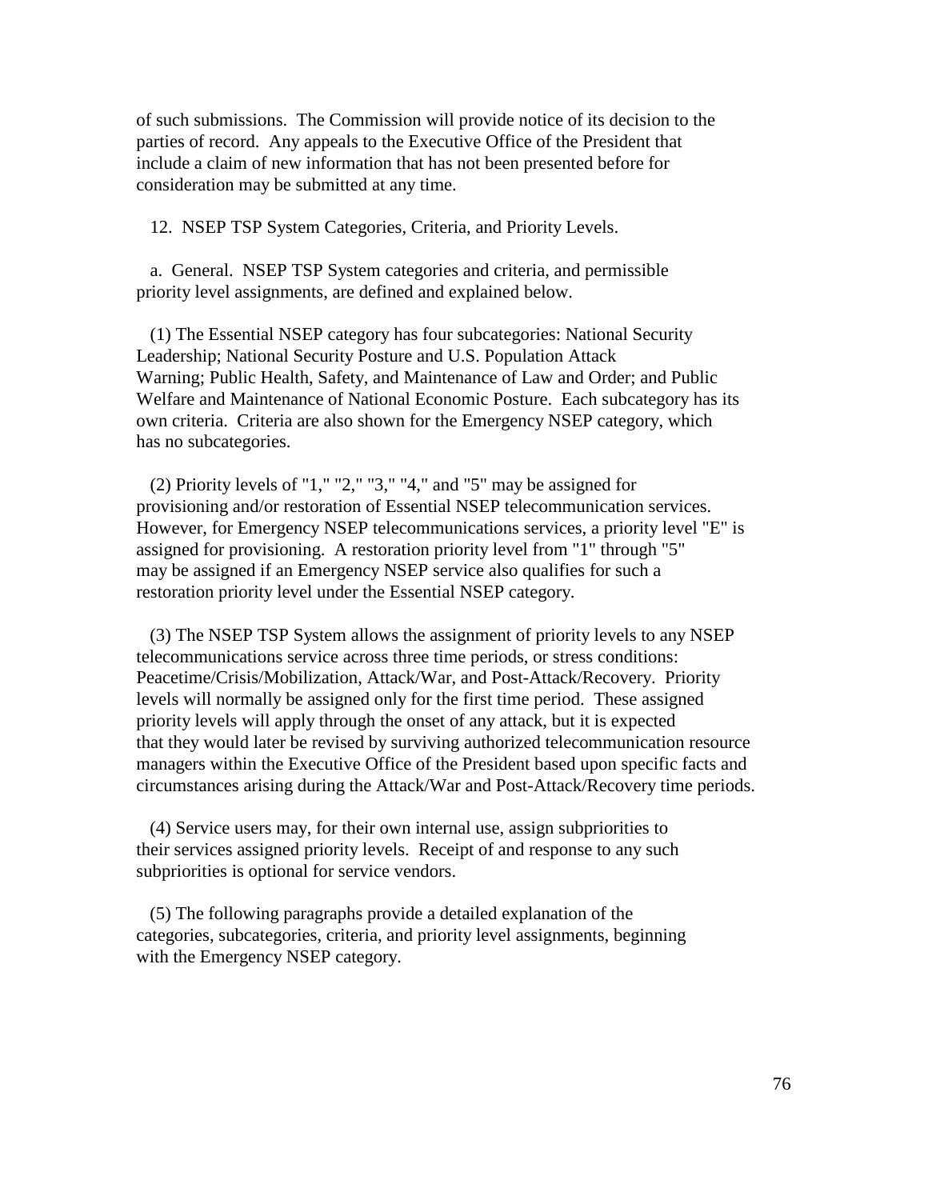of such submissions. The Commission will provide notice of its decision to the parties of record. Any appeals to the Executive Office of the President that include a claim of new information that has not been presented before for consideration may be submitted at any time.

12. NSEP TSP System Categories, Criteria, and Priority Levels.

a. General. NSEP TSP System categories and criteria, and permissible priority level assignments, are defined and explained below.

(1) The Essential NSEP category has four subcategories: National Security Leadership; National Security Posture and U.S. Population Attack Warning; Public Health, Safety, and Maintenance of Law and Order; and Public Welfare and Maintenance of National Economic Posture. Each subcategory has its own criteria. Criteria are also shown for the Emergency NSEP category, which has no subcategories.

(2) Priority levels of "1," "2," "3," "4," and "5" may be assigned for provisioning and/or restoration of Essential NSEP telecommunication services. However, for Emergency NSEP telecommunications services, a priority level "E" is assigned for provisioning. A restoration priority level from "1" through "5" may be assigned if an Emergency NSEP service also qualifies for such a restoration priority level under the Essential NSEP category.

(3) The NSEP TSP System allows the assignment of priority levels to any NSEP telecommunications service across three time periods, or stress conditions: Peacetime/Crisis/Mobilization, Attack/War, and Post-Attack/Recovery. Priority levels will normally be assigned only for the first time period. These assigned priority levels will apply through the onset of any attack, but it is expected that they would later be revised by surviving authorized telecommunication resource managers within the Executive Office of the President based upon specific facts and circumstances arising during the Attack/War and Post-Attack/Recovery time periods.

(4) Service users may, for their own internal use, assign subpriorities to their services assigned priority levels. Receipt of and response to any such subpriorities is optional for service vendors.

(5) The following paragraphs provide a detailed explanation of the categories, subcategories, criteria, and priority level assignments, beginning with the Emergency NSEP category.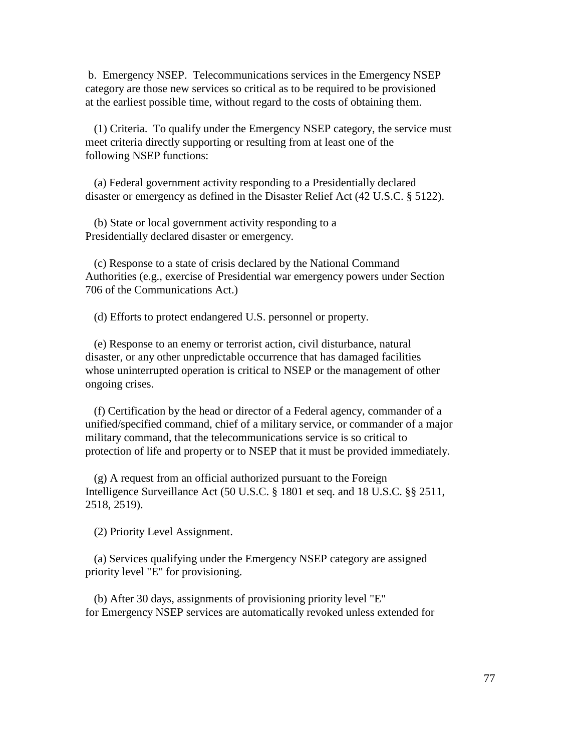b. Emergency NSEP. Telecommunications services in the Emergency NSEP category are those new services so critical as to be required to be provisioned at the earliest possible time, without regard to the costs of obtaining them.

(1) Criteria. To qualify under the Emergency NSEP category, the service must meet criteria directly supporting or resulting from at least one of the following NSEP functions:

(a) Federal government activity responding to a Presidentially declared disaster or emergency as defined in the Disaster Relief Act (42 U.S.C. § 5122).

(b) State or local government activity responding to a Presidentially declared disaster or emergency.

(c) Response to a state of crisis declared by the National Command Authorities (e.g., exercise of Presidential war emergency powers under Section 706 of the Communications Act.)

(d) Efforts to protect endangered U.S. personnel or property.

(e) Response to an enemy or terrorist action, civil disturbance, natural disaster, or any other unpredictable occurrence that has damaged facilities whose uninterrupted operation is critical to NSEP or the management of other ongoing crises.

(f) Certification by the head or director of a Federal agency, commander of a unified/specified command, chief of a military service, or commander of a major military command, that the telecommunications service is so critical to protection of life and property or to NSEP that it must be provided immediately.

(g) A request from an official authorized pursuant to the Foreign Intelligence Surveillance Act (50 U.S.C. § 1801 et seq. and 18 U.S.C. §§ 2511, 2518, 2519).

(2) Priority Level Assignment.

(a) Services qualifying under the Emergency NSEP category are assigned priority level "E" for provisioning.

(b) After 30 days, assignments of provisioning priority level "E" for Emergency NSEP services are automatically revoked unless extended for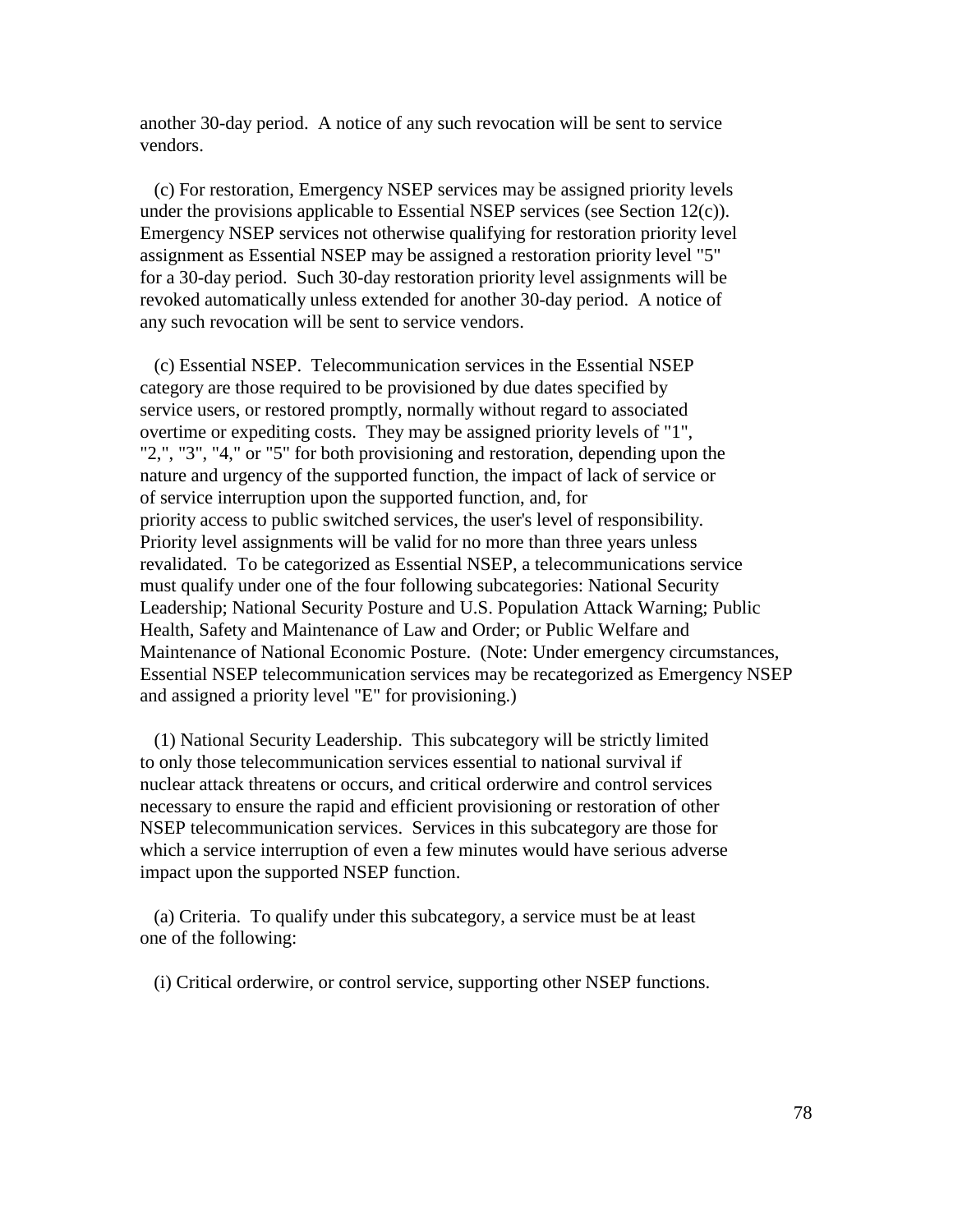another 30-day period. A notice of any such revocation will be sent to service vendors.

(c) For restoration, Emergency NSEP services may be assigned priority levels under the provisions applicable to Essential NSEP services (see Section 12(c)). Emergency NSEP services not otherwise qualifying for restoration priority level assignment as Essential NSEP may be assigned a restoration priority level "5" for a 30-day period. Such 30-day restoration priority level assignments will be revoked automatically unless extended for another 30-day period. A notice of any such revocation will be sent to service vendors.

(c) Essential NSEP. Telecommunication services in the Essential NSEP category are those required to be provisioned by due dates specified by service users, or restored promptly, normally without regard to associated overtime or expediting costs. They may be assigned priority levels of "1", "2,", "3", "4," or "5" for both provisioning and restoration, depending upon the nature and urgency of the supported function, the impact of lack of service or of service interruption upon the supported function, and, for priority access to public switched services, the user's level of responsibility. Priority level assignments will be valid for no more than three years unless revalidated. To be categorized as Essential NSEP, a telecommunications service must qualify under one of the four following subcategories: National Security Leadership; National Security Posture and U.S. Population Attack Warning; Public Health, Safety and Maintenance of Law and Order; or Public Welfare and Maintenance of National Economic Posture. (Note: Under emergency circumstances, Essential NSEP telecommunication services may be recategorized as Emergency NSEP and assigned a priority level "E" for provisioning.)

(1) National Security Leadership. This subcategory will be strictly limited to only those telecommunication services essential to national survival if nuclear attack threatens or occurs, and critical orderwire and control services necessary to ensure the rapid and efficient provisioning or restoration of other NSEP telecommunication services. Services in this subcategory are those for which a service interruption of even a few minutes would have serious adverse impact upon the supported NSEP function.

(a) Criteria. To qualify under this subcategory, a service must be at least one of the following:

(i) Critical orderwire, or control service, supporting other NSEP functions.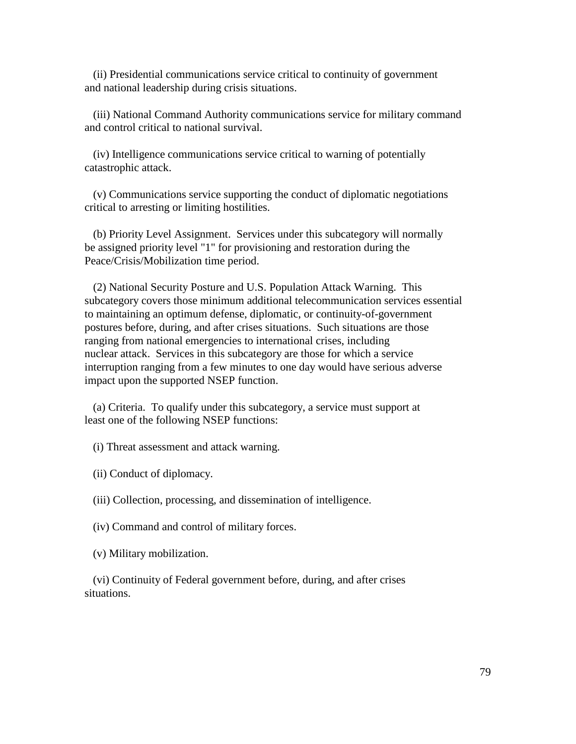(ii) Presidential communications service critical to continuity of government and national leadership during crisis situations.

(iii) National Command Authority communications service for military command and control critical to national survival.

(iv) Intelligence communications service critical to warning of potentially catastrophic attack.

(v) Communications service supporting the conduct of diplomatic negotiations critical to arresting or limiting hostilities.

(b) Priority Level Assignment. Services under this subcategory will normally be assigned priority level "1" for provisioning and restoration during the Peace/Crisis/Mobilization time period.

(2) National Security Posture and U.S. Population Attack Warning. This subcategory covers those minimum additional telecommunication services essential to maintaining an optimum defense, diplomatic, or continuity-of-government postures before, during, and after crises situations. Such situations are those ranging from national emergencies to international crises, including nuclear attack. Services in this subcategory are those for which a service interruption ranging from a few minutes to one day would have serious adverse impact upon the supported NSEP function.

(a) Criteria. To qualify under this subcategory, a service must support at least one of the following NSEP functions:

(i) Threat assessment and attack warning.

(ii) Conduct of diplomacy.

(iii) Collection, processing, and dissemination of intelligence.

(iv) Command and control of military forces.

(v) Military mobilization.

(vi) Continuity of Federal government before, during, and after crises situations.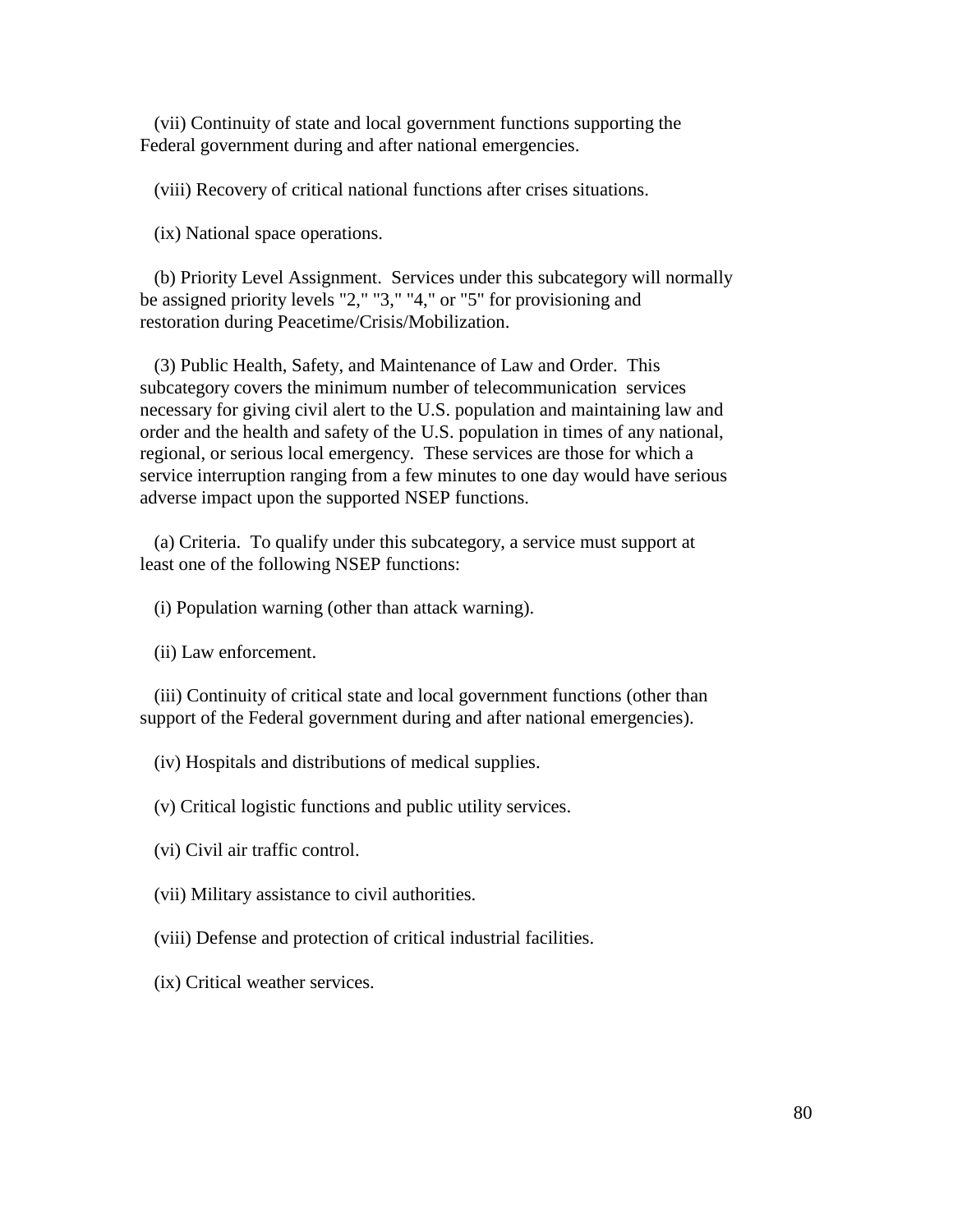(vii) Continuity of state and local government functions supporting the Federal government during and after national emergencies.

(viii) Recovery of critical national functions after crises situations.

(ix) National space operations.

(b) Priority Level Assignment. Services under this subcategory will normally be assigned priority levels "2," "3," "4," or "5" for provisioning and restoration during Peacetime/Crisis/Mobilization.

(3) Public Health, Safety, and Maintenance of Law and Order. This subcategory covers the minimum number of telecommunication services necessary for giving civil alert to the U.S. population and maintaining law and order and the health and safety of the U.S. population in times of any national, regional, or serious local emergency. These services are those for which a service interruption ranging from a few minutes to one day would have serious adverse impact upon the supported NSEP functions.

(a) Criteria. To qualify under this subcategory, a service must support at least one of the following NSEP functions:

(i) Population warning (other than attack warning).

(ii) Law enforcement.

(iii) Continuity of critical state and local government functions (other than support of the Federal government during and after national emergencies).

(iv) Hospitals and distributions of medical supplies.

(v) Critical logistic functions and public utility services.

(vi) Civil air traffic control.

(vii) Military assistance to civil authorities.

(viii) Defense and protection of critical industrial facilities.

(ix) Critical weather services.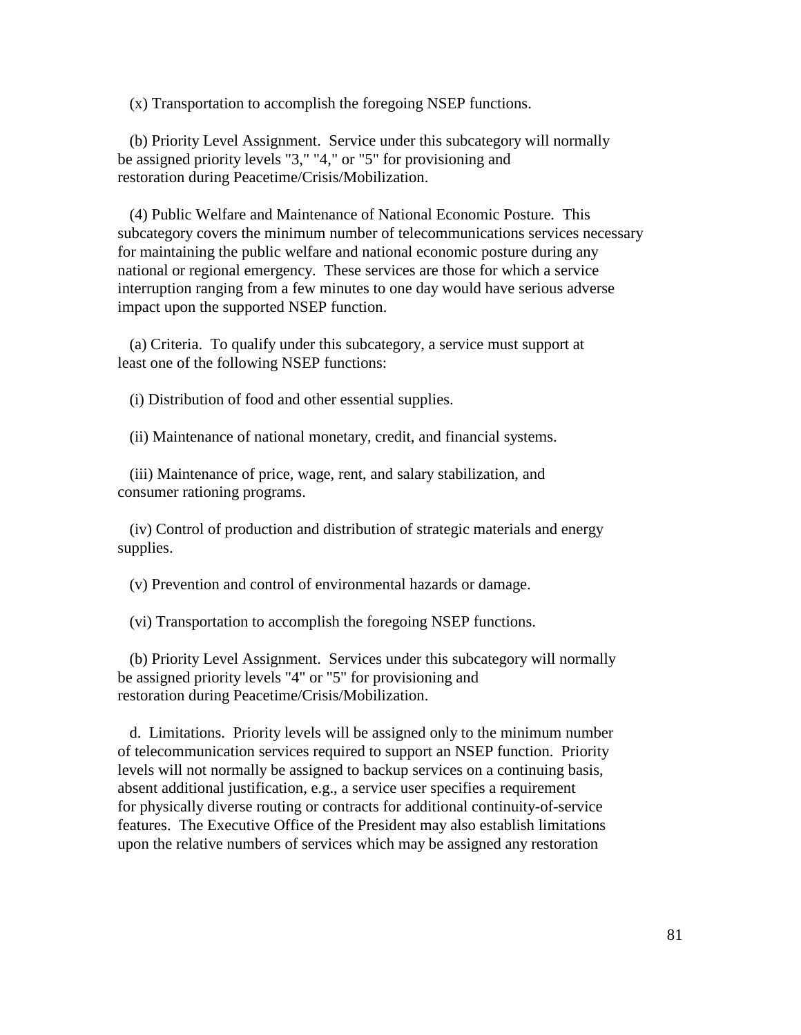(x) Transportation to accomplish the foregoing NSEP functions.

(b) Priority Level Assignment. Service under this subcategory will normally be assigned priority levels "3," "4," or "5" for provisioning and restoration during Peacetime/Crisis/Mobilization.

(4) Public Welfare and Maintenance of National Economic Posture. This subcategory covers the minimum number of telecommunications services necessary for maintaining the public welfare and national economic posture during any national or regional emergency. These services are those for which a service interruption ranging from a few minutes to one day would have serious adverse impact upon the supported NSEP function.

(a) Criteria. To qualify under this subcategory, a service must support at least one of the following NSEP functions:

(i) Distribution of food and other essential supplies.

(ii) Maintenance of national monetary, credit, and financial systems.

(iii) Maintenance of price, wage, rent, and salary stabilization, and consumer rationing programs.

(iv) Control of production and distribution of strategic materials and energy supplies.

(v) Prevention and control of environmental hazards or damage.

(vi) Transportation to accomplish the foregoing NSEP functions.

(b) Priority Level Assignment. Services under this subcategory will normally be assigned priority levels "4" or "5" for provisioning and restoration during Peacetime/Crisis/Mobilization.

d. Limitations. Priority levels will be assigned only to the minimum number of telecommunication services required to support an NSEP function. Priority levels will not normally be assigned to backup services on a continuing basis, absent additional justification, e.g., a service user specifies a requirement for physically diverse routing or contracts for additional continuity-of-service features. The Executive Office of the President may also establish limitations upon the relative numbers of services which may be assigned any restoration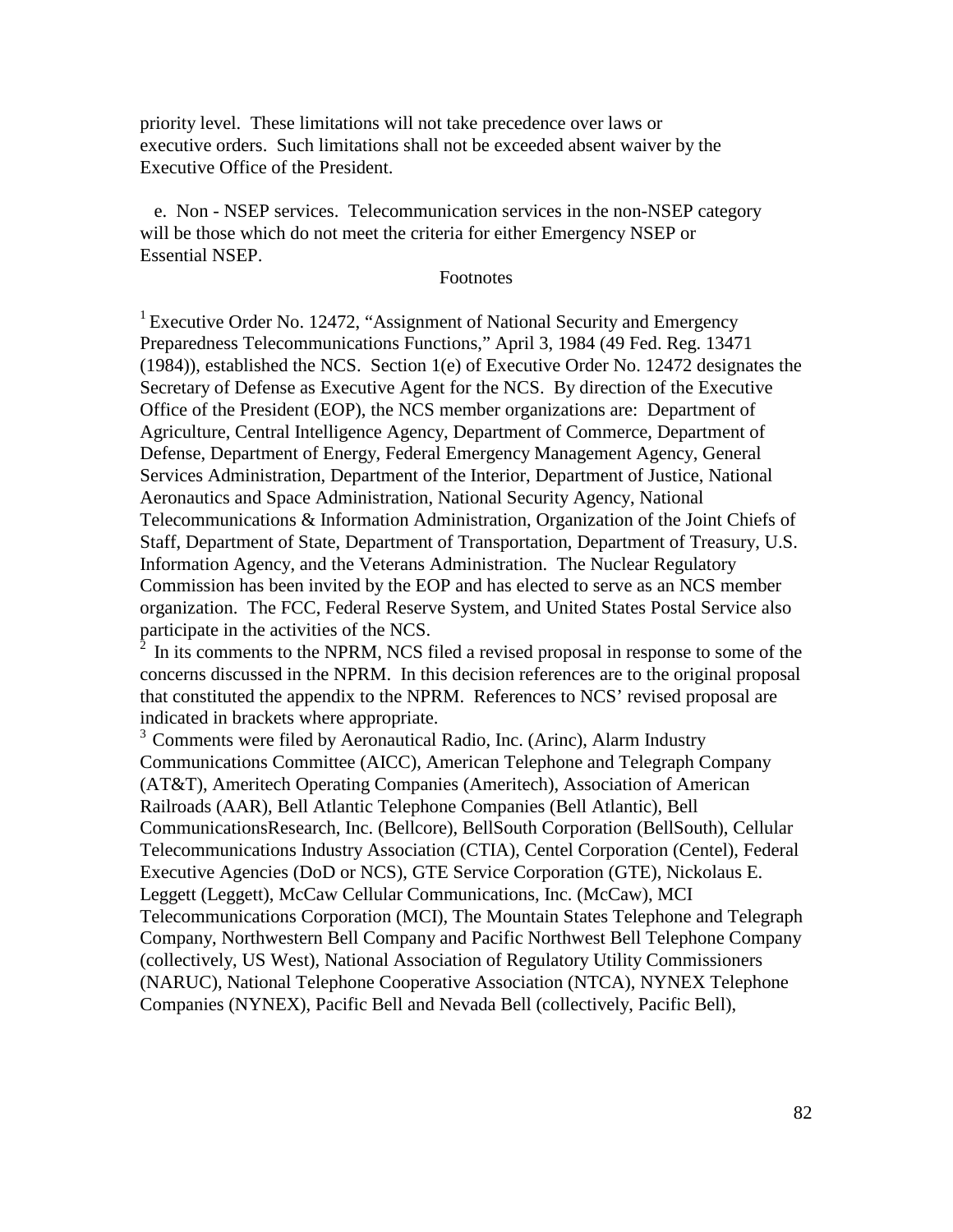priority level. These limitations will not take precedence over laws or executive orders. Such limitations shall not be exceeded absent waiver by the Executive Office of the President.

e. Non - NSEP services. Telecommunication services in the non-NSEP category will be those which do not meet the criteria for either Emergency NSEP or Essential NSEP.

Footnotes

[1] Executive Order No. 12472, "Assignment of National Security and Emergency Preparedness Telecommunications Functions," April 3, 1984 (49 Fed. Reg. 13471 (1984)), established the NCS. Section 1(e) of Executive Order No. 12472 designates the Secretary of Defense as Executive Agent for the NCS. By direction of the Executive Office of the President (EOP), the NCS member organizations are: Department of Agriculture, Central Intelligence Agency, Department of Commerce, Department of Defense, Department of Energy, Federal Emergency Management Agency, General Services Administration, Department of the Interior, Department of Justice, National Aeronautics and Space Administration, National Security Agency, National Telecommunications & Information Administration, Organization of the Joint Chiefs of Staff, Department of State, Department of Transportation, Department of Treasury, U.S. Information Agency, and the Veterans Administration. The Nuclear Regulatory Commission has been invited by the EOP and has elected to serve as an NCS member organization. The FCC, Federal Reserve System, and United States Postal Service also participate in the activities of the NCS.

[2] In its comments to the NPRM, NCS filed a revised proposal in response to some of the concerns discussed in the NPRM. In this decision references are to the original proposal that constituted the appendix to the NPRM. References to NCS' revised proposal are indicated in brackets where appropriate.

[3] Comments were filed by Aeronautical Radio, Inc. (Arinc), Alarm Industry Communications Committee (AICC), American Telephone and Telegraph Company (AT&T), Ameritech Operating Companies (Ameritech), Association of American Railroads (AAR), Bell Atlantic Telephone Companies (Bell Atlantic), Bell CommunicationsResearch, Inc. (Bellcore), BellSouth Corporation (BellSouth), Cellular Telecommunications Industry Association (CTIA), Centel Corporation (Centel), Federal Executive Agencies (DoD or NCS), GTE Service Corporation (GTE), Nickolaus E. Leggett (Leggett), McCaw Cellular Communications, Inc. (McCaw), MCI Telecommunications Corporation (MCI), The Mountain States Telephone and Telegraph Company, Northwestern Bell Company and Pacific Northwest Bell Telephone Company (collectively, US West), National Association of Regulatory Utility Commissioners (NARUC), National Telephone Cooperative Association (NTCA), NYNEX Telephone Companies (NYNEX), Pacific Bell and Nevada Bell (collectively, Pacific Bell),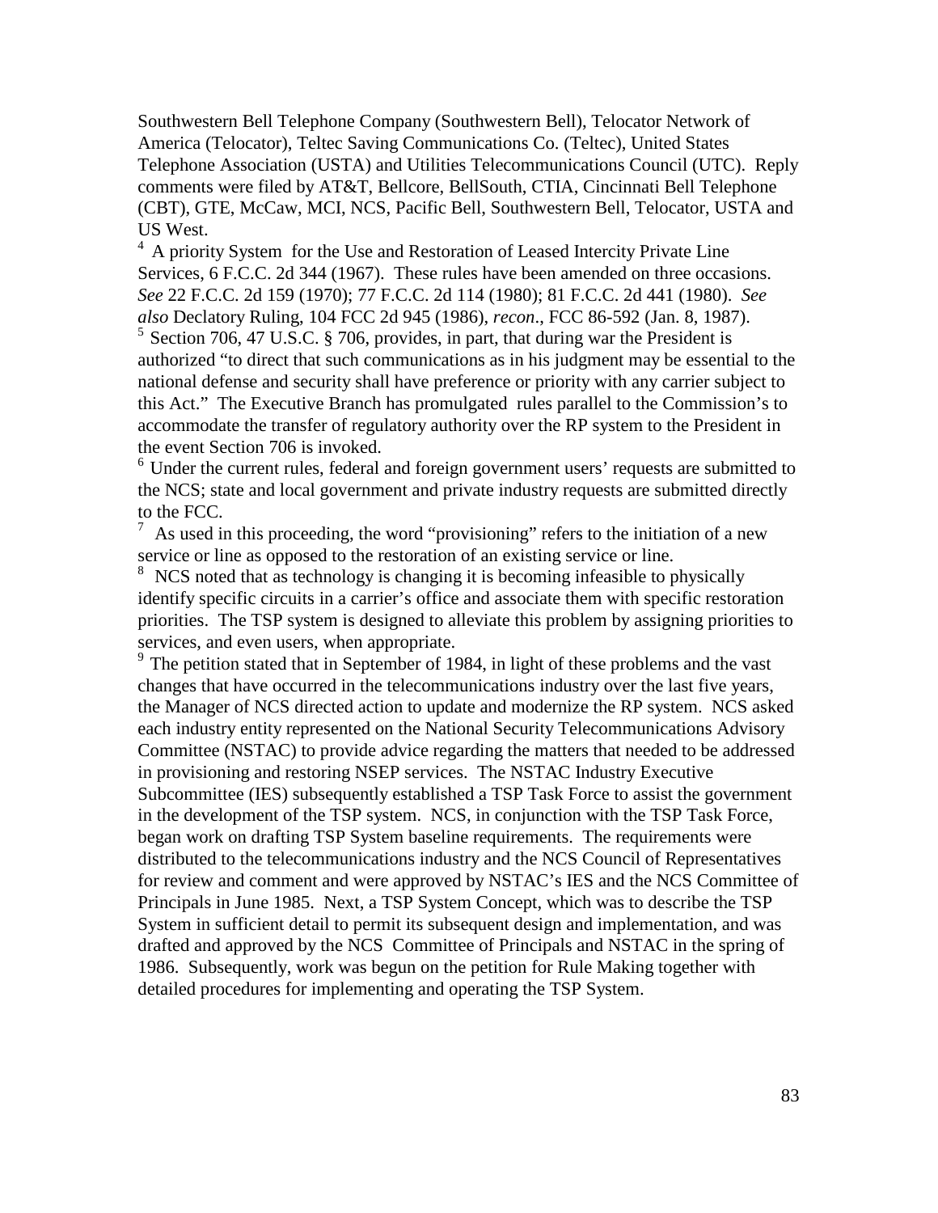Southwestern Bell Telephone Company (Southwestern Bell), Telocator Network of America (Telocator), Teltec Saving Communications Co. (Teltec), United States Telephone Association (USTA) and Utilities Telecommunications Council (UTC). Reply comments were filed by AT&T, Bellcore, BellSouth, CTIA, Cincinnati Bell Telephone (CBT), GTE, McCaw, MCI, NCS, Pacific Bell, Southwestern Bell, Telocator, USTA and US West.

[4] A priority System for the Use and Restoration of Leased Intercity Private Line Services, 6 F.C.C. 2d 344 (1967). These rules have been amended on three occasions. *See* 22 F.C.C. 2d 159 (1970); 77 F.C.C. 2d 114 (1980); 81 F.C.C. 2d 441 (1980). *See also* Declatory Ruling, 104 FCC 2d 945 (1986), *recon*., FCC 86-592 (Jan. 8, 1987).

[5] Section 706, 47 U.S.C. § 706, provides, in part, that during war the President is authorized "to direct that such communications as in his judgment may be essential to the national defense and security shall have preference or priority with any carrier subject to this Act." The Executive Branch has promulgated rules parallel to the Commission's to accommodate the transfer of regulatory authority over the RP system to the President in the event Section 706 is invoked.

[6] Under the current rules, federal and foreign government users' requests are submitted to the NCS; state and local government and private industry requests are submitted directly to the FCC.

[7] As used in this proceeding, the word "provisioning" refers to the initiation of a new service or line as opposed to the restoration of an existing service or line.

[8] NCS noted that as technology is changing it is becoming infeasible to physically identify specific circuits in a carrier's office and associate them with specific restoration priorities. The TSP system is designed to alleviate this problem by assigning priorities to services, and even users, when appropriate.

[9] The petition stated that in September of 1984, in light of these problems and the vast changes that have occurred in the telecommunications industry over the last five years, the Manager of NCS directed action to update and modernize the RP system. NCS asked each industry entity represented on the National Security Telecommunications Advisory Committee (NSTAC) to provide advice regarding the matters that needed to be addressed in provisioning and restoring NSEP services. The NSTAC Industry Executive Subcommittee (IES) subsequently established a TSP Task Force to assist the government in the development of the TSP system. NCS, in conjunction with the TSP Task Force, began work on drafting TSP System baseline requirements. The requirements were distributed to the telecommunications industry and the NCS Council of Representatives for review and comment and were approved by NSTAC's IES and the NCS Committee of Principals in June 1985. Next, a TSP System Concept, which was to describe the TSP System in sufficient detail to permit its subsequent design and implementation, and was drafted and approved by the NCS Committee of Principals and NSTAC in the spring of 1986. Subsequently, work was begun on the petition for Rule Making together with detailed procedures for implementing and operating the TSP System.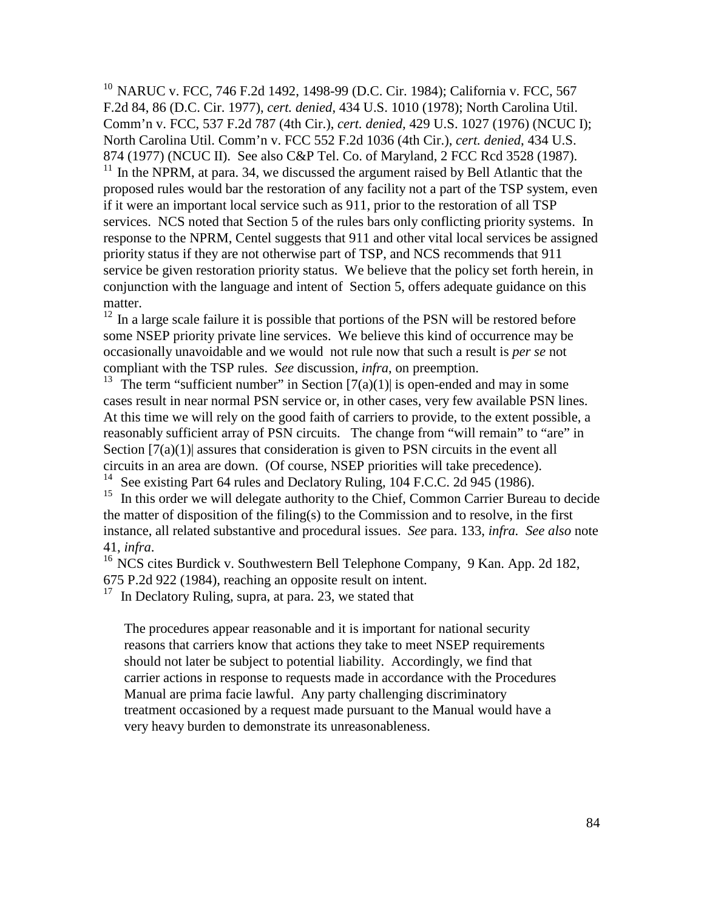[10] NARUC v. FCC, 746 F.2d 1492, 1498-99 (D.C. Cir. 1984); California v. FCC, 567 F.2d 84, 86 (D.C. Cir. 1977), *cert. denied*, 434 U.S. 1010 (1978); North Carolina Util. Comm'n v. FCC, 537 F.2d 787 (4th Cir.), *cert. denied*, 429 U.S. 1027 (1976) (NCUC I); North Carolina Util. Comm'n v. FCC 552 F.2d 1036 (4th Cir.), *cert. denied*, 434 U.S. 874 (1977) (NCUC II). See also C&P Tel. Co. of Maryland, 2 FCC Rcd 3528 (1987).

[11] In the NPRM, at para. 34, we discussed the argument raised by Bell Atlantic that the proposed rules would bar the restoration of any facility not a part of the TSP system, even if it were an important local service such as 911, prior to the restoration of all TSP services. NCS noted that Section 5 of the rules bars only conflicting priority systems. In response to the NPRM, Centel suggests that 911 and other vital local services be assigned priority status if they are not otherwise part of TSP, and NCS recommends that 911 service be given restoration priority status. We believe that the policy set forth herein, in conjunction with the language and intent of Section 5, offers adequate guidance on this matter.

[12] In a large scale failure it is possible that portions of the PSN will be restored before some NSEP priority private line services. We believe this kind of occurrence may be occasionally unavoidable and we would not rule now that such a result is *per se* not compliant with the TSP rules. *See* discussion, *infra*, on preemption.

[13] The term "sufficient number" in Section [7(a)(1)| is open-ended and may in some cases result in near normal PSN service or, in other cases, very few available PSN lines. At this time we will rely on the good faith of carriers to provide, to the extent possible, a reasonably sufficient array of PSN circuits. The change from "will remain" to "are" in Section [7(a)(1)| assures that consideration is given to PSN circuits in the event all circuits in an area are down. (Of course, NSEP priorities will take precedence).

[14] See existing Part 64 rules and Declatory Ruling, 104 F.C.C. 2d 945 (1986).

[15] In this order we will delegate authority to the Chief, Common Carrier Bureau to decide the matter of disposition of the filing(s) to the Commission and to resolve, in the first instance, all related substantive and procedural issues. *See* para. 133, *infra*. *See also* note 41, *infra*.

[16] NCS cites Burdick v. Southwestern Bell Telephone Company, 9 Kan. App. 2d 182, 675 P.2d 922 (1984), reaching an opposite result on intent.

[17] In Declatory Ruling, supra, at para. 23, we stated that

> The procedures appear reasonable and it is important for national security reasons that carriers know that actions they take to meet NSEP requirements should not later be subject to potential liability. Accordingly, we find that carrier actions in response to requests made in accordance with the Procedures Manual are prima facie lawful. Any party challenging discriminatory treatment occasioned by a request made pursuant to the Manual would have a very heavy burden to demonstrate its unreasonableness.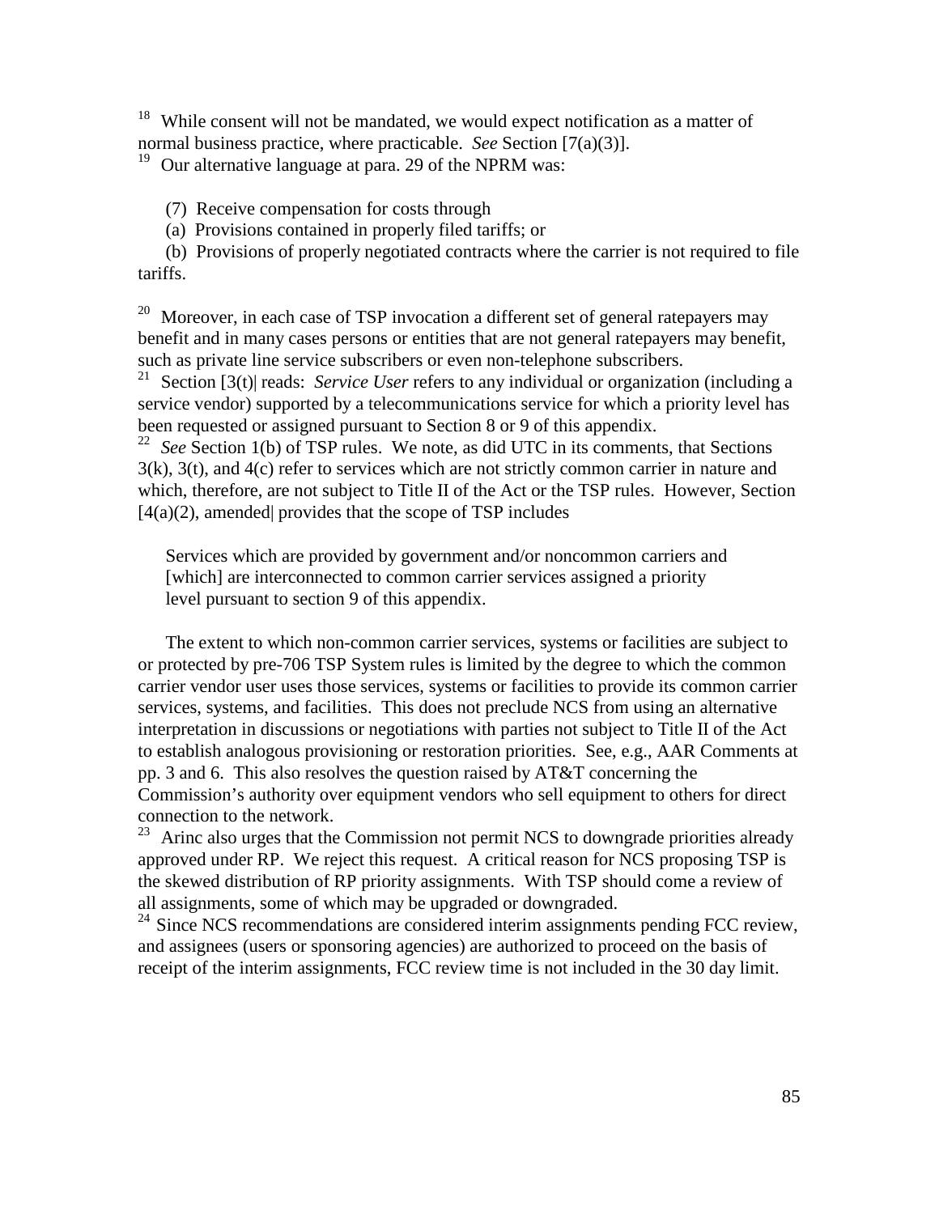[18] While consent will not be mandated, we would expect notification as a matter of normal business practice, where practicable. *See* Section [7(a)(3)].

[19] Our alternative language at para. 29 of the NPRM was:

(7) Receive compensation for costs through

(a) Provisions contained in properly filed tariffs; or

(b) Provisions of properly negotiated contracts where the carrier is not required to file tariffs.

[20] Moreover, in each case of TSP invocation a different set of general ratepayers may benefit and in many cases persons or entities that are not general ratepayers may benefit, such as private line service subscribers or even non-telephone subscribers.

[21] Section [3(t)| reads: *Service User* refers to any individual or organization (including a service vendor) supported by a telecommunications service for which a priority level has been requested or assigned pursuant to Section 8 or 9 of this appendix.

[22] *See* Section 1(b) of TSP rules. We note, as did UTC in its comments, that Sections 3(k), 3(t), and 4(c) refer to services which are not strictly common carrier in nature and which, therefore, are not subject to Title II of the Act or the TSP rules. However, Section [4(a)(2), amended| provides that the scope of TSP includes

> Services which are provided by government and/or noncommon carriers and [which] are interconnected to common carrier services assigned a priority level pursuant to section 9 of this appendix.

The extent to which non-common carrier services, systems or facilities are subject to or protected by pre-706 TSP System rules is limited by the degree to which the common carrier vendor user uses those services, systems or facilities to provide its common carrier services, systems, and facilities. This does not preclude NCS from using an alternative interpretation in discussions or negotiations with parties not subject to Title II of the Act to establish analogous provisioning or restoration priorities. See, e.g., AAR Comments at pp. 3 and 6. This also resolves the question raised by AT&T concerning the Commission's authority over equipment vendors who sell equipment to others for direct connection to the network.

[23] Arinc also urges that the Commission not permit NCS to downgrade priorities already approved under RP. We reject this request. A critical reason for NCS proposing TSP is the skewed distribution of RP priority assignments. With TSP should come a review of all assignments, some of which may be upgraded or downgraded.

[24] Since NCS recommendations are considered interim assignments pending FCC review, and assignees (users or sponsoring agencies) are authorized to proceed on the basis of receipt of the interim assignments, FCC review time is not included in the 30 day limit.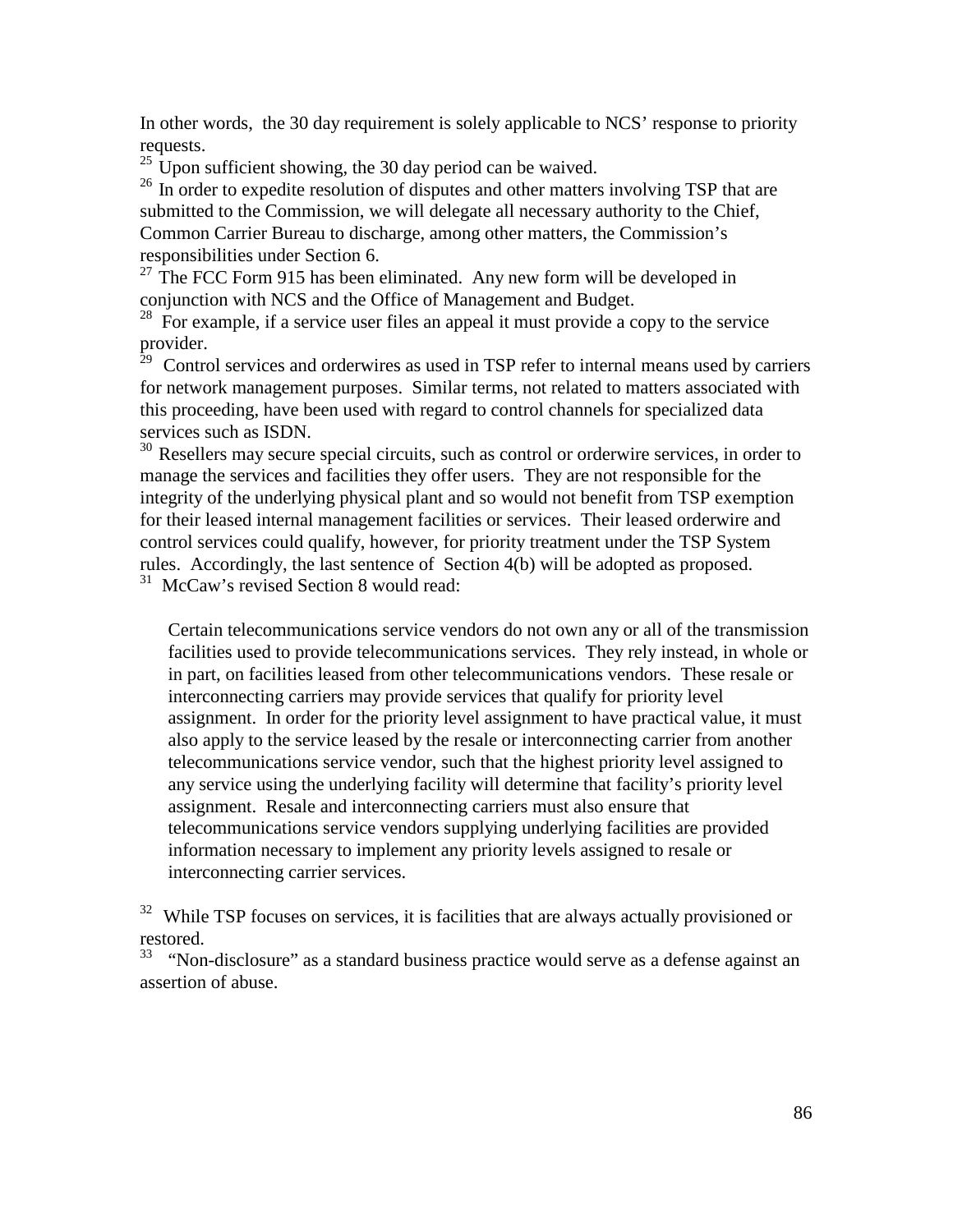In other words, the 30 day requirement is solely applicable to NCS' response to priority requests.

[25] Upon sufficient showing, the 30 day period can be waived.

[26] In order to expedite resolution of disputes and other matters involving TSP that are submitted to the Commission, we will delegate all necessary authority to the Chief, Common Carrier Bureau to discharge, among other matters, the Commission's responsibilities under Section 6.

[27] The FCC Form 915 has been eliminated. Any new form will be developed in conjunction with NCS and the Office of Management and Budget.

[28] For example, if a service user files an appeal it must provide a copy to the service provider.

[29] Control services and orderwires as used in TSP refer to internal means used by carriers for network management purposes. Similar terms, not related to matters associated with this proceeding, have been used with regard to control channels for specialized data services such as ISDN.

[30] Resellers may secure special circuits, such as control or orderwire services, in order to manage the services and facilities they offer users. They are not responsible for the integrity of the underlying physical plant and so would not benefit from TSP exemption for their leased internal management facilities or services. Their leased orderwire and control services could qualify, however, for priority treatment under the TSP System rules. Accordingly, the last sentence of Section 4(b) will be adopted as proposed.

[31] McCaw's revised Section 8 would read:

> Certain telecommunications service vendors do not own any or all of the transmission facilities used to provide telecommunications services. They rely instead, in whole or in part, on facilities leased from other telecommunications vendors. These resale or interconnecting carriers may provide services that qualify for priority level assignment. In order for the priority level assignment to have practical value, it must also apply to the service leased by the resale or interconnecting carrier from another telecommunications service vendor, such that the highest priority level assigned to any service using the underlying facility will determine that facility's priority level assignment. Resale and interconnecting carriers must also ensure that telecommunications service vendors supplying underlying facilities are provided information necessary to implement any priority levels assigned to resale or interconnecting carrier services.

[32] While TSP focuses on services, it is facilities that are always actually provisioned or restored.

[33] "Non-disclosure" as a standard business practice would serve as a defense against an assertion of abuse.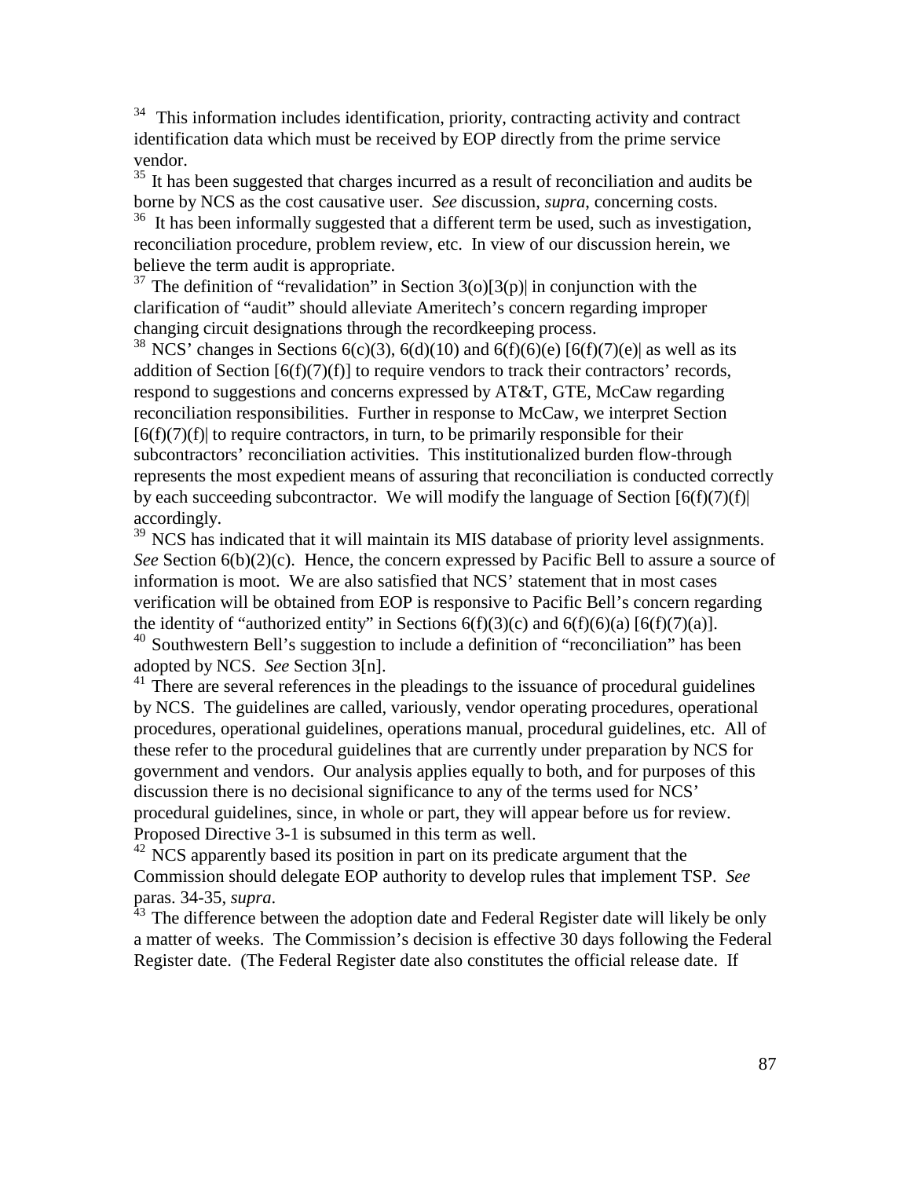[34] This information includes identification, priority, contracting activity and contract identification data which must be received by EOP directly from the prime service vendor.

[35] It has been suggested that charges incurred as a result of reconciliation and audits be borne by NCS as the cost causative user. *See* discussion, *supra*, concerning costs.

[36] It has been informally suggested that a different term be used, such as investigation, reconciliation procedure, problem review, etc. In view of our discussion herein, we believe the term audit is appropriate.

[37] The definition of "revalidation" in Section 3(o)[3(p)| in conjunction with the clarification of "audit" should alleviate Ameritech's concern regarding improper changing circuit designations through the recordkeeping process.

[38] NCS' changes in Sections 6(c)(3), 6(d)(10) and 6(f)(6)(e) [6(f)(7)(e)| as well as its addition of Section [6(f)(7)(f)] to require vendors to track their contractors' records, respond to suggestions and concerns expressed by AT&T, GTE, McCaw regarding reconciliation responsibilities. Further in response to McCaw, we interpret Section [6(f)(7)(f)| to require contractors, in turn, to be primarily responsible for their subcontractors' reconciliation activities. This institutionalized burden flow-through represents the most expedient means of assuring that reconciliation is conducted correctly by each succeeding subcontractor. We will modify the language of Section [6(f)(7)(f)| accordingly.

[39] NCS has indicated that it will maintain its MIS database of priority level assignments. *See* Section 6(b)(2)(c). Hence, the concern expressed by Pacific Bell to assure a source of information is moot. We are also satisfied that NCS' statement that in most cases verification will be obtained from EOP is responsive to Pacific Bell's concern regarding the identity of "authorized entity" in Sections 6(f)(3)(c) and 6(f)(6)(a) [6(f)(7)(a)].

[40] Southwestern Bell's suggestion to include a definition of "reconciliation" has been adopted by NCS. *See* Section 3[n].

[41] There are several references in the pleadings to the issuance of procedural guidelines by NCS. The guidelines are called, variously, vendor operating procedures, operational procedures, operational guidelines, operations manual, procedural guidelines, etc. All of these refer to the procedural guidelines that are currently under preparation by NCS for government and vendors. Our analysis applies equally to both, and for purposes of this discussion there is no decisional significance to any of the terms used for NCS' procedural guidelines, since, in whole or part, they will appear before us for review. Proposed Directive 3-1 is subsumed in this term as well.

[42] NCS apparently based its position in part on its predicate argument that the Commission should delegate EOP authority to develop rules that implement TSP. *See* paras. 34-35, *supra*.

[43] The difference between the adoption date and Federal Register date will likely be only a matter of weeks. The Commission's decision is effective 30 days following the Federal Register date. (The Federal Register date also constitutes the official release date. If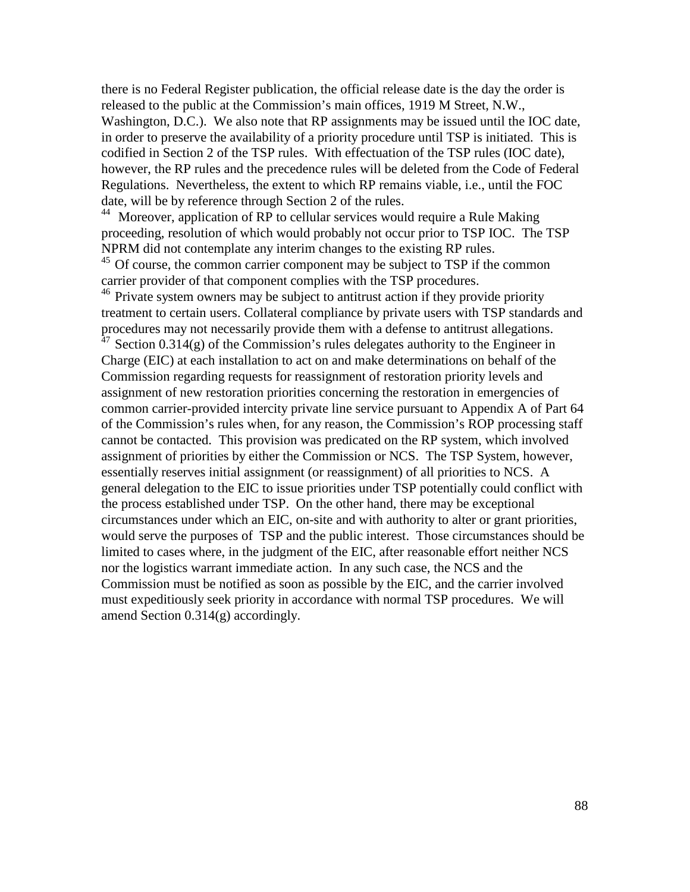there is no Federal Register publication, the official release date is the day the order is released to the public at the Commission's main offices, 1919 M Street, N.W., Washington, D.C.). We also note that RP assignments may be issued until the IOC date, in order to preserve the availability of a priority procedure until TSP is initiated. This is codified in Section 2 of the TSP rules. With effectuation of the TSP rules (IOC date), however, the RP rules and the precedence rules will be deleted from the Code of Federal Regulations. Nevertheless, the extent to which RP remains viable, i.e., until the FOC date, will be by reference through Section 2 of the rules.

[44] Moreover, application of RP to cellular services would require a Rule Making proceeding, resolution of which would probably not occur prior to TSP IOC. The TSP NPRM did not contemplate any interim changes to the existing RP rules.

[45] Of course, the common carrier component may be subject to TSP if the common carrier provider of that component complies with the TSP procedures.

[46] Private system owners may be subject to antitrust action if they provide priority treatment to certain users. Collateral compliance by private users with TSP standards and procedures may not necessarily provide them with a defense to antitrust allegations.

[47] Section 0.314(g) of the Commission's rules delegates authority to the Engineer in Charge (EIC) at each installation to act on and make determinations on behalf of the Commission regarding requests for reassignment of restoration priority levels and assignment of new restoration priorities concerning the restoration in emergencies of common carrier-provided intercity private line service pursuant to Appendix A of Part 64 of the Commission's rules when, for any reason, the Commission's ROP processing staff cannot be contacted. This provision was predicated on the RP system, which involved assignment of priorities by either the Commission or NCS. The TSP System, however, essentially reserves initial assignment (or reassignment) of all priorities to NCS. A general delegation to the EIC to issue priorities under TSP potentially could conflict with the process established under TSP. On the other hand, there may be exceptional circumstances under which an EIC, on-site and with authority to alter or grant priorities, would serve the purposes of TSP and the public interest. Those circumstances should be limited to cases where, in the judgment of the EIC, after reasonable effort neither NCS nor the logistics warrant immediate action. In any such case, the NCS and the Commission must be notified as soon as possible by the EIC, and the carrier involved must expeditiously seek priority in accordance with normal TSP procedures. We will amend Section 0.314(g) accordingly.